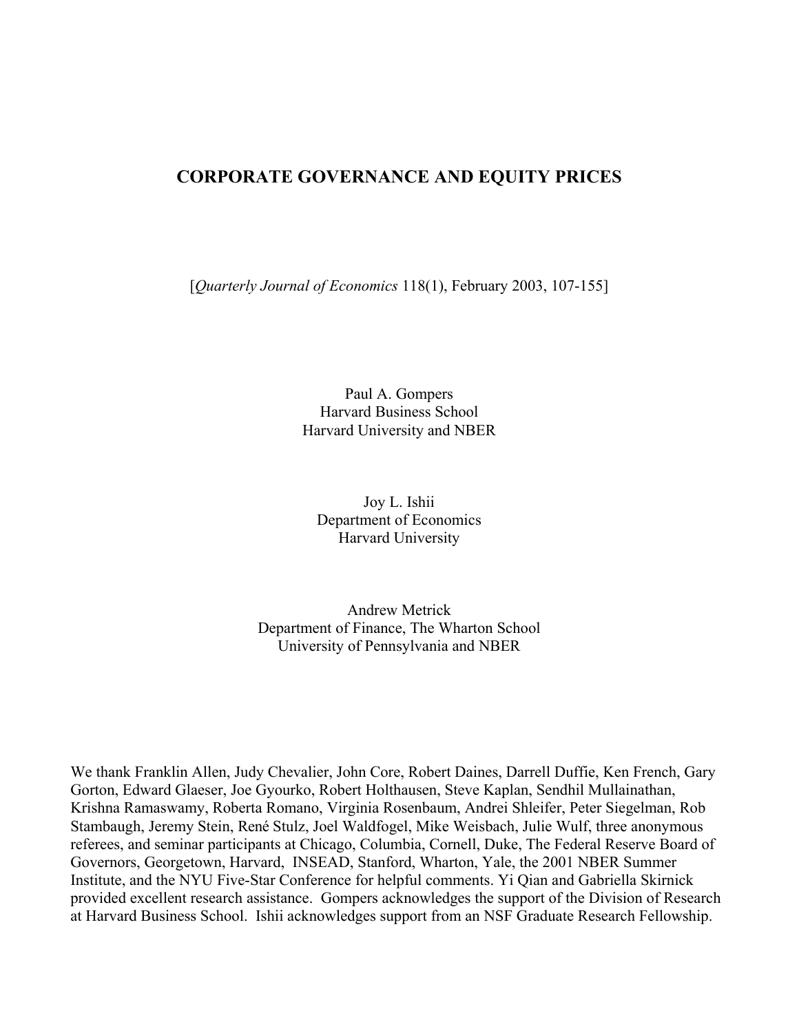# CORPORATE GOVERNANCE AND EQUITY PRICES

[*Quarterly Journal of Economics* 118(1), February 2003, 107-155]

Paul A. Gompers
Harvard Business School
Harvard University and NBER

Joy L. Ishii
Department of Economics
Harvard University

Andrew Metrick
Department of Finance, The Wharton School
University of Pennsylvania and NBER

We thank Franklin Allen, Judy Chevalier, John Core, Robert Daines, Darrell Duffie, Ken French, Gary Gorton, Edward Glaeser, Joe Gyourko, Robert Holthausen, Steve Kaplan, Sendhil Mullainathan, Krishna Ramaswamy, Roberta Romano, Virginia Rosenbaum, Andrei Shleifer, Peter Siegelman, Rob Stambaugh, Jeremy Stein, René Stulz, Joel Waldfogel, Mike Weisbach, Julie Wulf, three anonymous referees, and seminar participants at Chicago, Columbia, Cornell, Duke, The Federal Reserve Board of Governors, Georgetown, Harvard, INSEAD, Stanford, Wharton, Yale, the 2001 NBER Summer Institute, and the NYU Five-Star Conference for helpful comments. Yi Qian and Gabriella Skirnick provided excellent research assistance. Gompers acknowledges the support of the Division of Research at Harvard Business School. Ishii acknowledges support from an NSF Graduate Research Fellowship.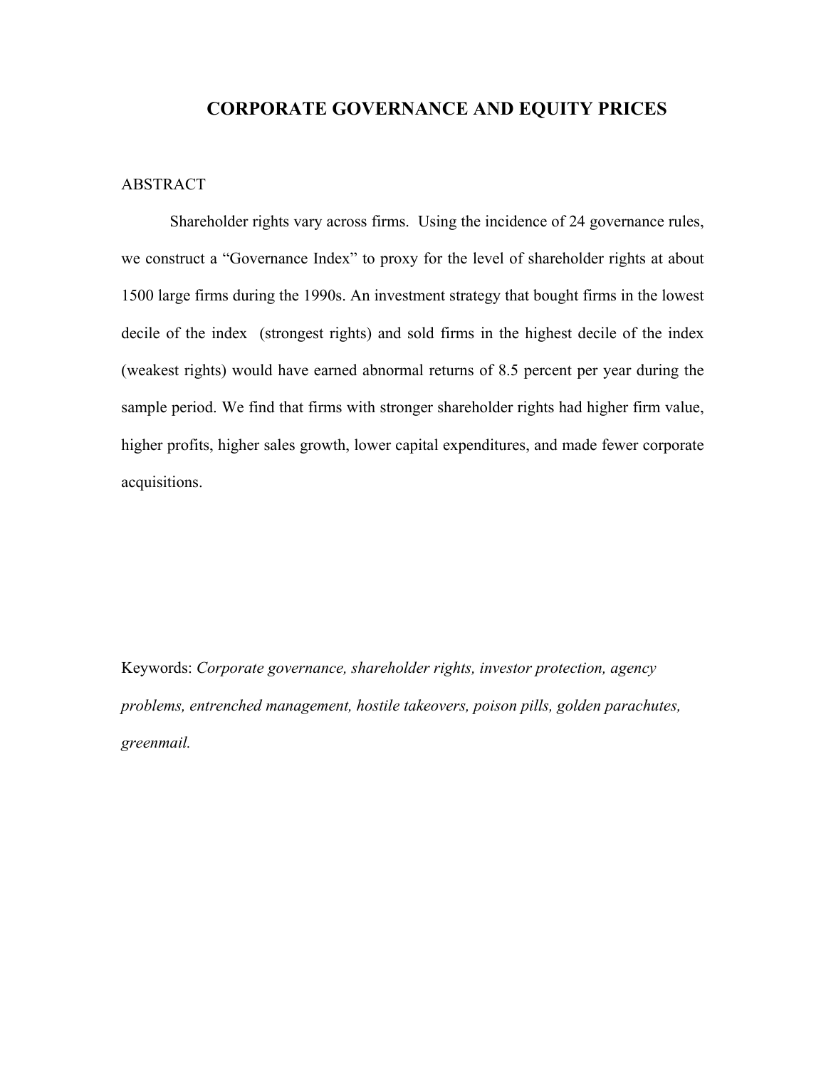# CORPORATE GOVERNANCE AND EQUITY PRICES

ABSTRACT

Shareholder rights vary across firms. Using the incidence of 24 governance rules, we construct a "Governance Index" to proxy for the level of shareholder rights at about 1500 large firms during the 1990s. An investment strategy that bought firms in the lowest decile of the index (strongest rights) and sold firms in the highest decile of the index (weakest rights) would have earned abnormal returns of 8.5 percent per year during the sample period. We find that firms with stronger shareholder rights had higher firm value, higher profits, higher sales growth, lower capital expenditures, and made fewer corporate acquisitions.

Keywords: *Corporate governance, shareholder rights, investor protection, agency problems, entrenched management, hostile takeovers, poison pills, golden parachutes, greenmail.*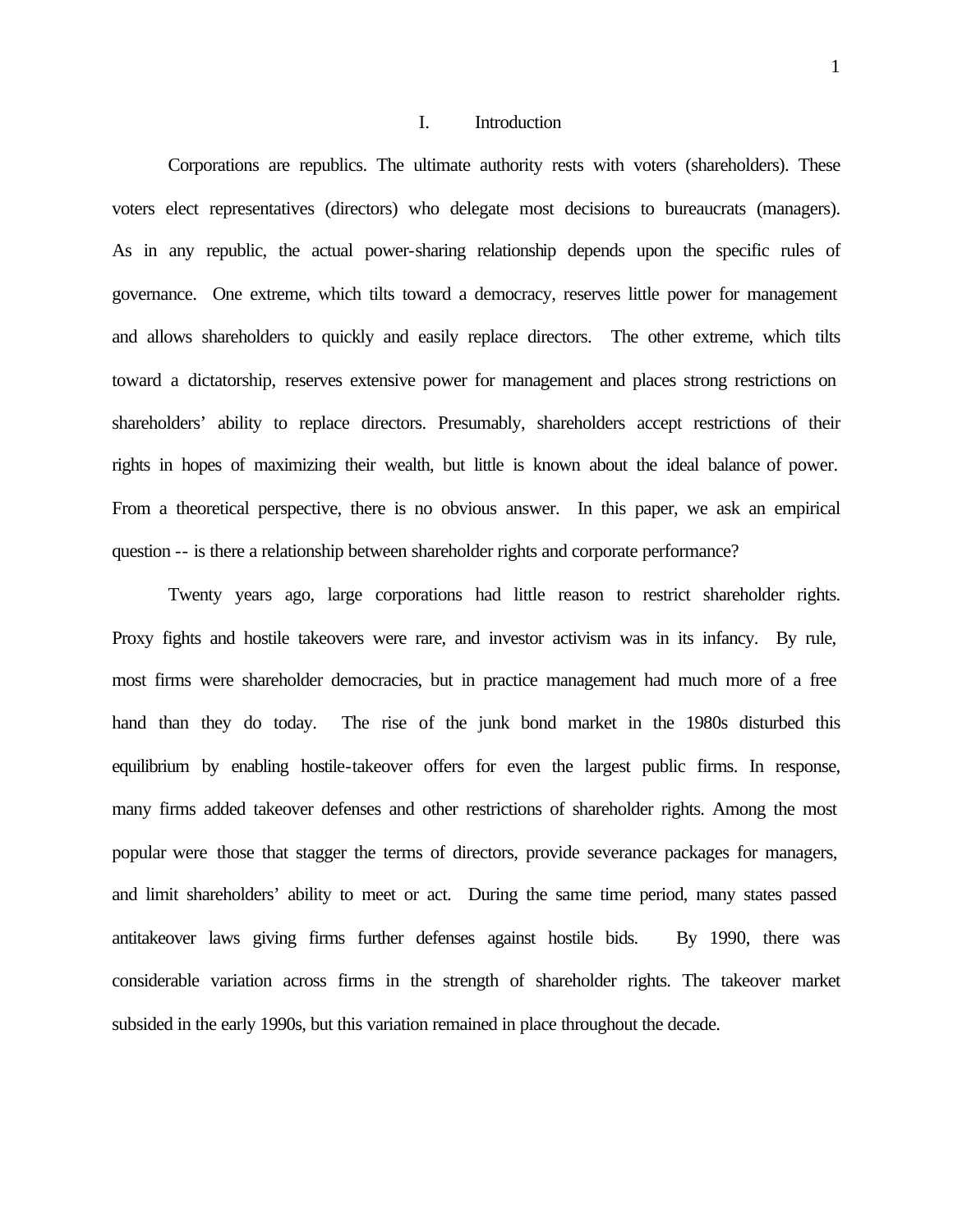# I. Introduction

Corporations are republics. The ultimate authority rests with voters (shareholders). These voters elect representatives (directors) who delegate most decisions to bureaucrats (managers). As in any republic, the actual power-sharing relationship depends upon the specific rules of governance. One extreme, which tilts toward a democracy, reserves little power for management and allows shareholders to quickly and easily replace directors. The other extreme, which tilts toward a dictatorship, reserves extensive power for management and places strong restrictions on shareholders' ability to replace directors. Presumably, shareholders accept restrictions of their rights in hopes of maximizing their wealth, but little is known about the ideal balance of power. From a theoretical perspective, there is no obvious answer. In this paper, we ask an empirical question -- is there a relationship between shareholder rights and corporate performance?

Twenty years ago, large corporations had little reason to restrict shareholder rights. Proxy fights and hostile takeovers were rare, and investor activism was in its infancy. By rule, most firms were shareholder democracies, but in practice management had much more of a free hand than they do today. The rise of the junk bond market in the 1980s disturbed this equilibrium by enabling hostile-takeover offers for even the largest public firms. In response, many firms added takeover defenses and other restrictions of shareholder rights. Among the most popular were those that stagger the terms of directors, provide severance packages for managers, and limit shareholders' ability to meet or act. During the same time period, many states passed antitakeover laws giving firms further defenses against hostile bids. By 1990, there was considerable variation across firms in the strength of shareholder rights. The takeover market subsided in the early 1990s, but this variation remained in place throughout the decade.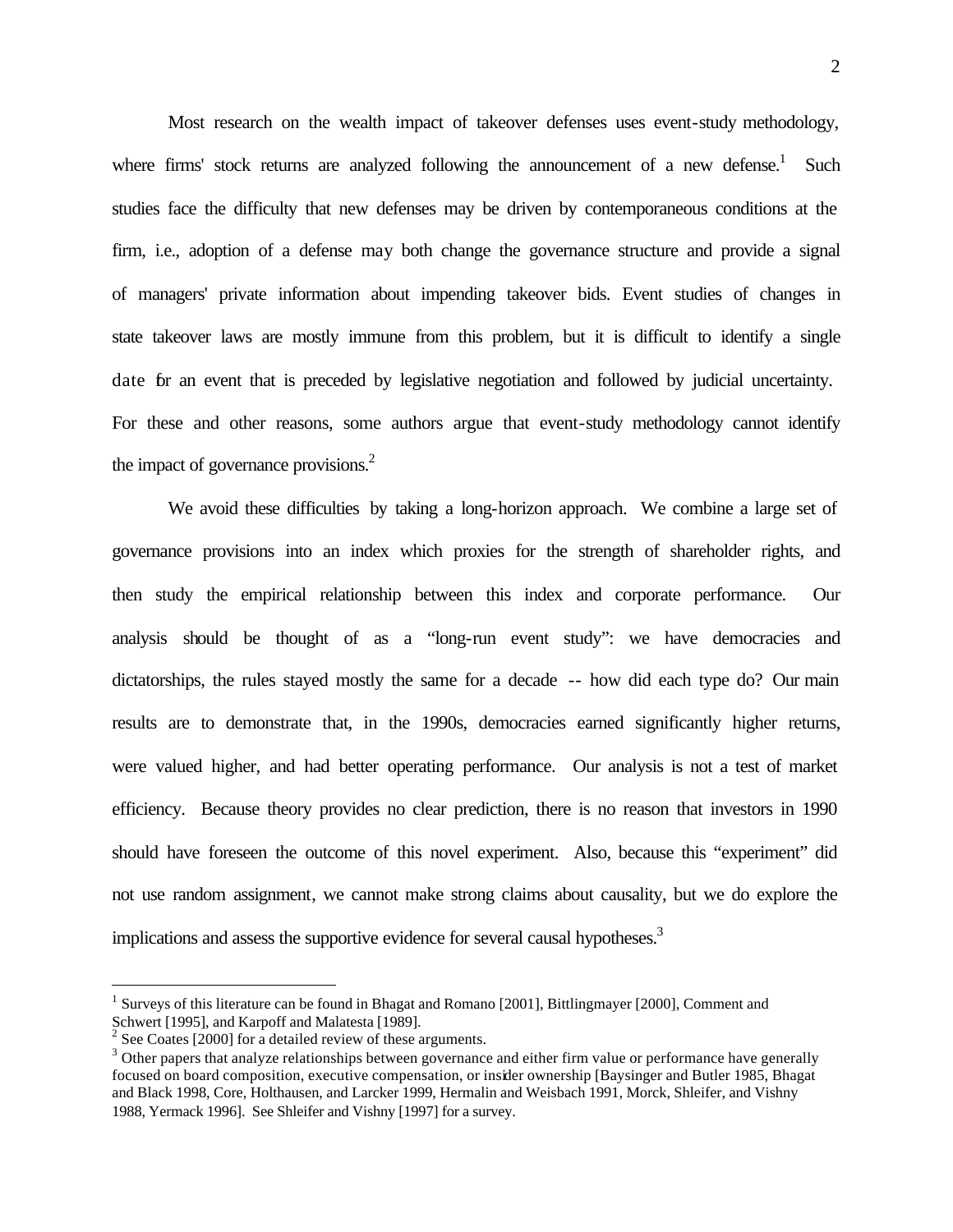Most research on the wealth impact of takeover defenses uses event-study methodology, where firms' stock returns are analyzed following the announcement of a new defense.[1] Such studies face the difficulty that new defenses may be driven by contemporaneous conditions at the firm, i.e., adoption of a defense may both change the governance structure and provide a signal of managers' private information about impending takeover bids. Event studies of changes in state takeover laws are mostly immune from this problem, but it is difficult to identify a single date for an event that is preceded by legislative negotiation and followed by judicial uncertainty. For these and other reasons, some authors argue that event-study methodology cannot identify the impact of governance provisions.[2]

We avoid these difficulties by taking a long-horizon approach. We combine a large set of governance provisions into an index which proxies for the strength of shareholder rights, and then study the empirical relationship between this index and corporate performance. Our analysis should be thought of as a "long-run event study": we have democracies and dictatorships, the rules stayed mostly the same for a decade -- how did each type do? Our main results are to demonstrate that, in the 1990s, democracies earned significantly higher returns, were valued higher, and had better operating performance. Our analysis is not a test of market efficiency. Because theory provides no clear prediction, there is no reason that investors in 1990 should have foreseen the outcome of this novel experiment. Also, because this "experiment" did not use random assignment, we cannot make strong claims about causality, but we do explore the implications and assess the supportive evidence for several causal hypotheses.[3]

---

[1] Surveys of this literature can be found in Bhagat and Romano [2001], Bittlingmayer [2000], Comment and Schwert [1995], and Karpoff and Malatesta [1989].

[2] See Coates [2000] for a detailed review of these arguments.

[3] Other papers that analyze relationships between governance and either firm value or performance have generally focused on board composition, executive compensation, or insider ownership [Baysinger and Butler 1985, Bhagat and Black 1998, Core, Holthausen, and Larcker 1999, Hermalin and Weisbach 1991, Morck, Shleifer, and Vishny 1988, Yermack 1996]. See Shleifer and Vishny [1997] for a survey.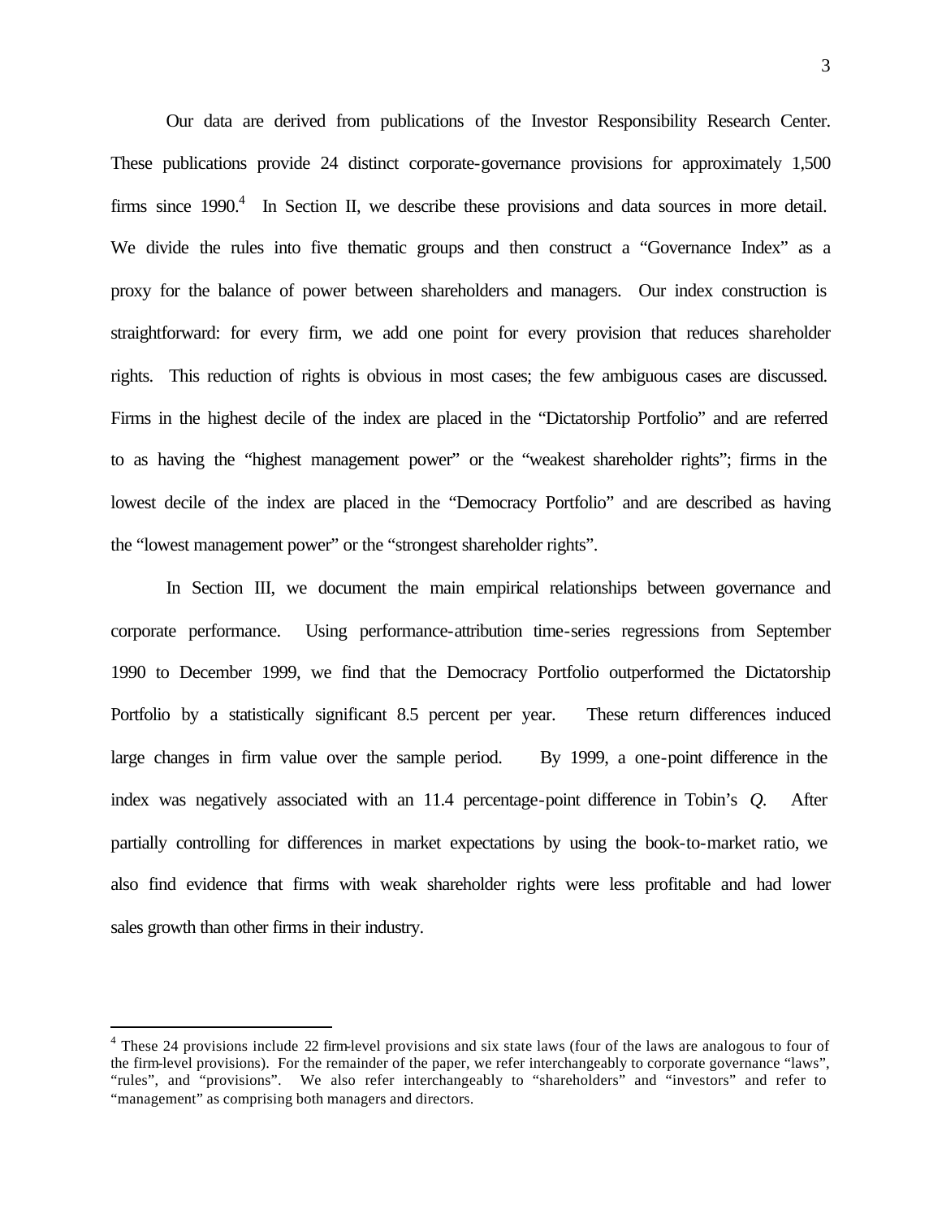Our data are derived from publications of the Investor Responsibility Research Center. These publications provide 24 distinct corporate-governance provisions for approximately 1,500 firms since 1990.[4] In Section II, we describe these provisions and data sources in more detail. We divide the rules into five thematic groups and then construct a "Governance Index" as a proxy for the balance of power between shareholders and managers. Our index construction is straightforward: for every firm, we add one point for every provision that reduces shareholder rights. This reduction of rights is obvious in most cases; the few ambiguous cases are discussed. Firms in the highest decile of the index are placed in the "Dictatorship Portfolio" and are referred to as having the "highest management power" or the "weakest shareholder rights"; firms in the lowest decile of the index are placed in the "Democracy Portfolio" and are described as having the "lowest management power" or the "strongest shareholder rights".

In Section III, we document the main empirical relationships between governance and corporate performance. Using performance-attribution time-series regressions from September 1990 to December 1999, we find that the Democracy Portfolio outperformed the Dictatorship Portfolio by a statistically significant 8.5 percent per year. These return differences induced large changes in firm value over the sample period. By 1999, a one-point difference in the index was negatively associated with an 11.4 percentage-point difference in Tobin's *Q*. After partially controlling for differences in market expectations by using the book-to-market ratio, we also find evidence that firms with weak shareholder rights were less profitable and had lower sales growth than other firms in their industry.

[4] These 24 provisions include 22 firm-level provisions and six state laws (four of the laws are analogous to four of the firm-level provisions). For the remainder of the paper, we refer interchangeably to corporate governance "laws", "rules", and "provisions". We also refer interchangeably to "shareholders" and "investors" and refer to "management" as comprising both managers and directors.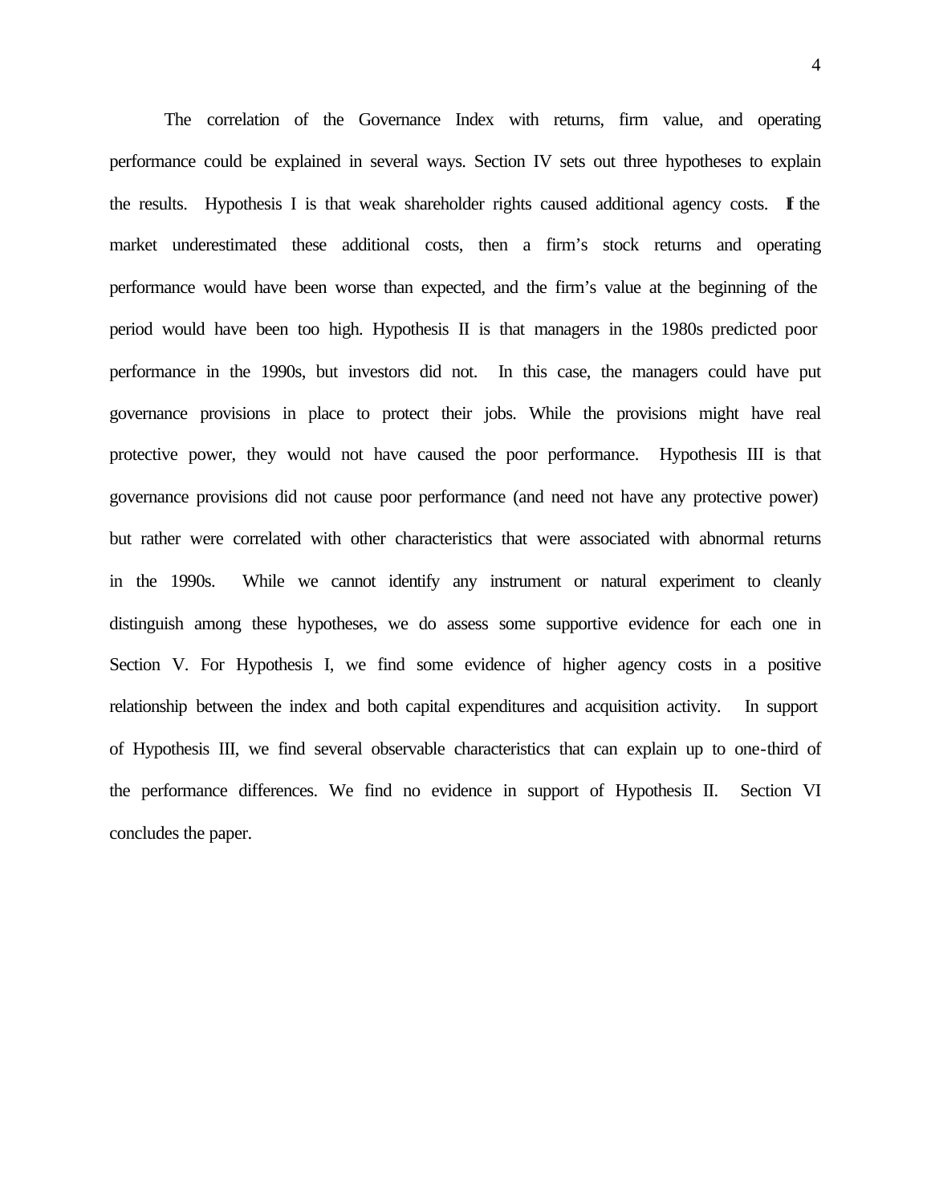The correlation of the Governance Index with returns, firm value, and operating performance could be explained in several ways. Section IV sets out three hypotheses to explain the results. Hypothesis I is that weak shareholder rights caused additional agency costs. If the market underestimated these additional costs, then a firm's stock returns and operating performance would have been worse than expected, and the firm's value at the beginning of the period would have been too high. Hypothesis II is that managers in the 1980s predicted poor performance in the 1990s, but investors did not. In this case, the managers could have put governance provisions in place to protect their jobs. While the provisions might have real protective power, they would not have caused the poor performance. Hypothesis III is that governance provisions did not cause poor performance (and need not have any protective power) but rather were correlated with other characteristics that were associated with abnormal returns in the 1990s. While we cannot identify any instrument or natural experiment to cleanly distinguish among these hypotheses, we do assess some supportive evidence for each one in Section V. For Hypothesis I, we find some evidence of higher agency costs in a positive relationship between the index and both capital expenditures and acquisition activity. In support of Hypothesis III, we find several observable characteristics that can explain up to one-third of the performance differences. We find no evidence in support of Hypothesis II. Section VI concludes the paper.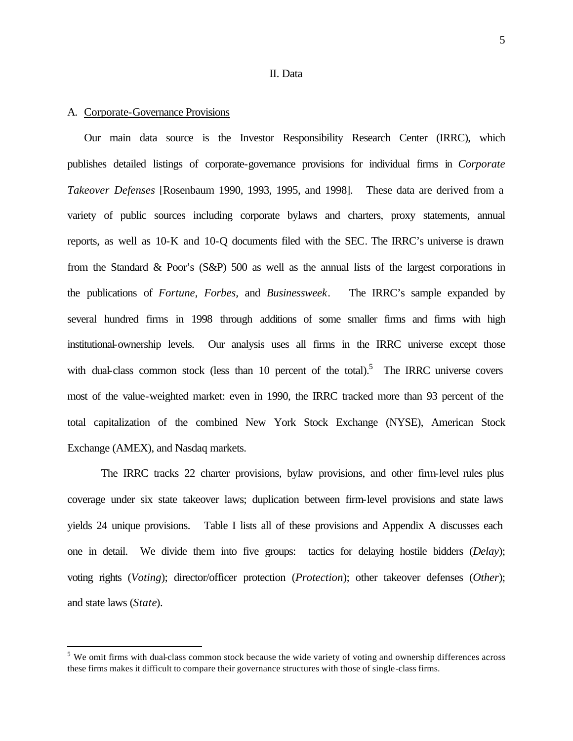## II. Data

### A. Corporate-Governance Provisions

Our main data source is the Investor Responsibility Research Center (IRRC), which publishes detailed listings of corporate-governance provisions for individual firms in *Corporate Takeover Defenses* [Rosenbaum 1990, 1993, 1995, and 1998]. These data are derived from a variety of public sources including corporate bylaws and charters, proxy statements, annual reports, as well as 10-K and 10-Q documents filed with the SEC. The IRRC's universe is drawn from the Standard & Poor's (S&P) 500 as well as the annual lists of the largest corporations in the publications of *Fortune*, *Forbes*, and *Businessweek*. The IRRC's sample expanded by several hundred firms in 1998 through additions of some smaller firms and firms with high institutional-ownership levels. Our analysis uses all firms in the IRRC universe except those with dual-class common stock (less than 10 percent of the total).[5] The IRRC universe covers most of the value-weighted market: even in 1990, the IRRC tracked more than 93 percent of the total capitalization of the combined New York Stock Exchange (NYSE), American Stock Exchange (AMEX), and Nasdaq markets.

The IRRC tracks 22 charter provisions, bylaw provisions, and other firm-level rules plus coverage under six state takeover laws; duplication between firm-level provisions and state laws yields 24 unique provisions. Table I lists all of these provisions and Appendix A discusses each one in detail. We divide them into five groups: tactics for delaying hostile bidders (*Delay*); voting rights (*Voting*); director/officer protection (*Protection*); other takeover defenses (*Other*); and state laws (*State*).

---

[5] We omit firms with dual-class common stock because the wide variety of voting and ownership differences across these firms makes it difficult to compare their governance structures with those of single-class firms.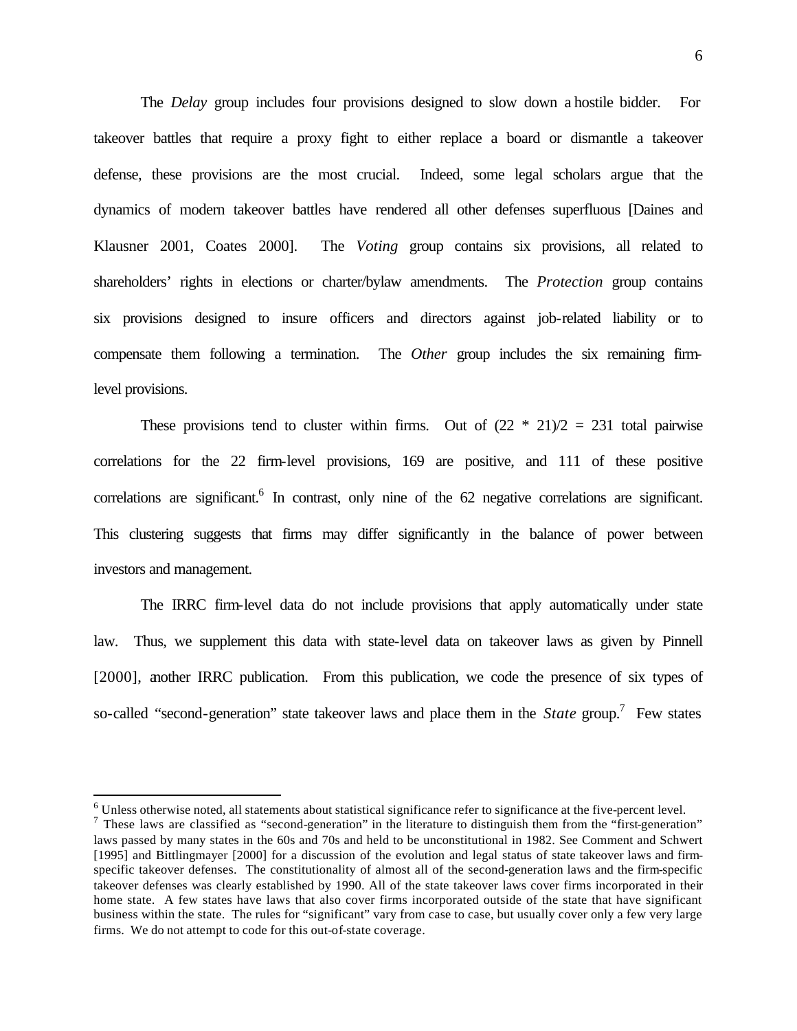The *Delay* group includes four provisions designed to slow down a hostile bidder. For takeover battles that require a proxy fight to either replace a board or dismantle a takeover defense, these provisions are the most crucial. Indeed, some legal scholars argue that the dynamics of modern takeover battles have rendered all other defenses superfluous [Daines and Klausner 2001, Coates 2000]. The *Voting* group contains six provisions, all related to shareholders' rights in elections or charter/bylaw amendments. The *Protection* group contains six provisions designed to insure officers and directors against job-related liability or to compensate them following a termination. The *Other* group includes the six remaining firm-level provisions.

These provisions tend to cluster within firms. Out of $(22 * 21)/2 = 231$ total pairwise correlations for the 22 firm-level provisions, 169 are positive, and 111 of these positive correlations are significant.[6] In contrast, only nine of the 62 negative correlations are significant. This clustering suggests that firms may differ significantly in the balance of power between investors and management.

The IRRC firm-level data do not include provisions that apply automatically under state law. Thus, we supplement this data with state-level data on takeover laws as given by Pinnell [2000], another IRRC publication. From this publication, we code the presence of six types of so-called "second-generation" state takeover laws and place them in the *State* group.[7] Few states

---

[6] Unless otherwise noted, all statements about statistical significance refer to significance at the five-percent level.

[7] These laws are classified as "second-generation" in the literature to distinguish them from the "first-generation" laws passed by many states in the 60s and 70s and held to be unconstitutional in 1982. See Comment and Schwert [1995] and Bittlingmayer [2000] for a discussion of the evolution and legal status of state takeover laws and firm-specific takeover defenses. The constitutionality of almost all of the second-generation laws and the firm-specific takeover defenses was clearly established by 1990. All of the state takeover laws cover firms incorporated in their home state. A few states have laws that also cover firms incorporated outside of the state that have significant business within the state. The rules for "significant" vary from case to case, but usually cover only a few very large firms. We do not attempt to code for this out-of-state coverage.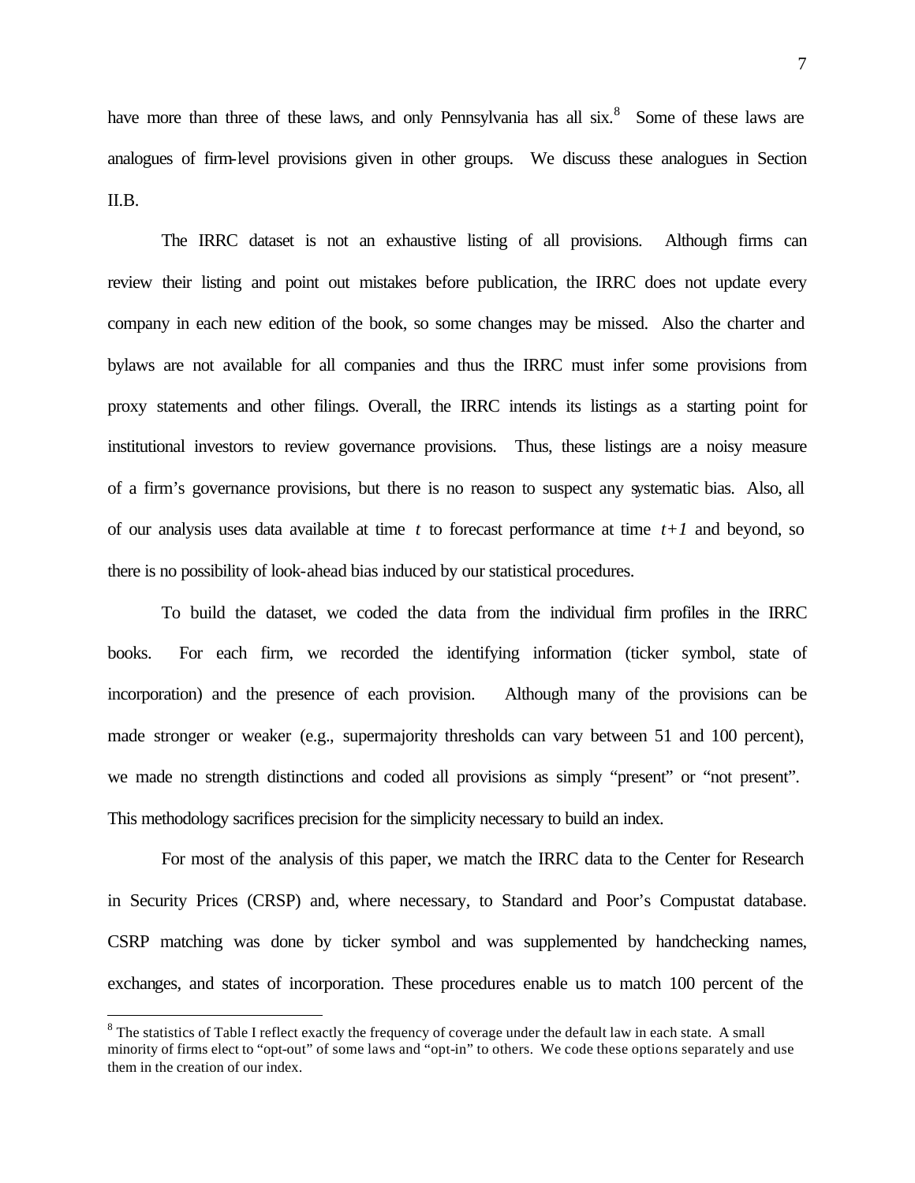have more than three of these laws, and only Pennsylvania has all six.[8] Some of these laws are analogues of firm-level provisions given in other groups. We discuss these analogues in Section II.B.

The IRRC dataset is not an exhaustive listing of all provisions. Although firms can review their listing and point out mistakes before publication, the IRRC does not update every company in each new edition of the book, so some changes may be missed. Also the charter and bylaws are not available for all companies and thus the IRRC must infer some provisions from proxy statements and other filings. Overall, the IRRC intends its listings as a starting point for institutional investors to review governance provisions. Thus, these listings are a noisy measure of a firm's governance provisions, but there is no reason to suspect any systematic bias. Also, all of our analysis uses data available at time $t$ to forecast performance at time $t+1$ and beyond, so there is no possibility of look-ahead bias induced by our statistical procedures.

To build the dataset, we coded the data from the individual firm profiles in the IRRC books. For each firm, we recorded the identifying information (ticker symbol, state of incorporation) and the presence of each provision. Although many of the provisions can be made stronger or weaker (e.g., supermajority thresholds can vary between 51 and 100 percent), we made no strength distinctions and coded all provisions as simply "present" or "not present". This methodology sacrifices precision for the simplicity necessary to build an index.

For most of the analysis of this paper, we match the IRRC data to the Center for Research in Security Prices (CRSP) and, where necessary, to Standard and Poor's Compustat database. CSRP matching was done by ticker symbol and was supplemented by handchecking names, exchanges, and states of incorporation. These procedures enable us to match 100 percent of the

---

[8] The statistics of Table I reflect exactly the frequency of coverage under the default law in each state. A small minority of firms elect to "opt-out" of some laws and "opt-in" to others. We code these options separately and use them in the creation of our index.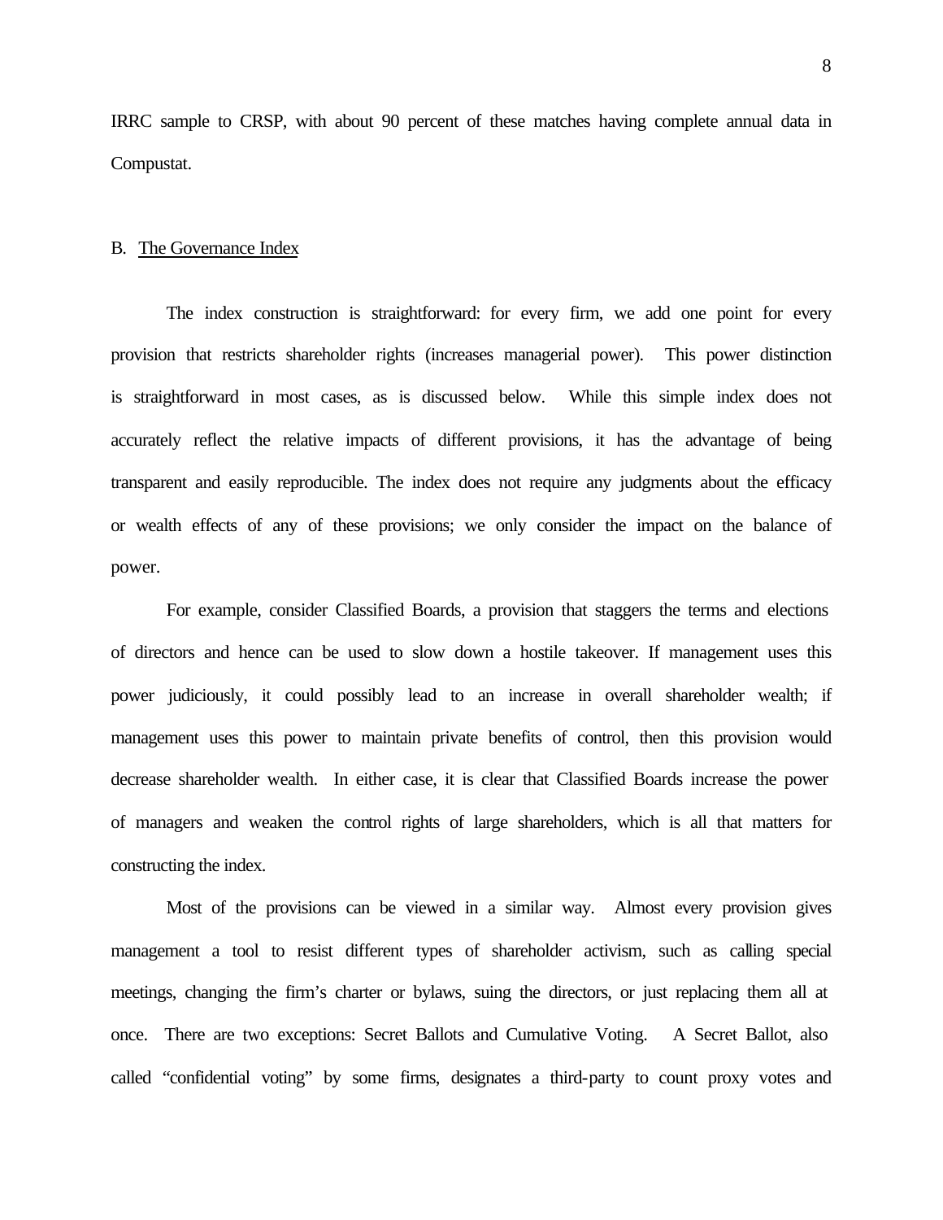IRRC sample to CRSP, with about 90 percent of these matches having complete annual data in Compustat.

### B. The Governance Index

The index construction is straightforward: for every firm, we add one point for every provision that restricts shareholder rights (increases managerial power). This power distinction is straightforward in most cases, as is discussed below. While this simple index does not accurately reflect the relative impacts of different provisions, it has the advantage of being transparent and easily reproducible. The index does not require any judgments about the efficacy or wealth effects of any of these provisions; we only consider the impact on the balance of power.

For example, consider Classified Boards, a provision that staggers the terms and elections of directors and hence can be used to slow down a hostile takeover. If management uses this power judiciously, it could possibly lead to an increase in overall shareholder wealth; if management uses this power to maintain private benefits of control, then this provision would decrease shareholder wealth. In either case, it is clear that Classified Boards increase the power of managers and weaken the control rights of large shareholders, which is all that matters for constructing the index.

Most of the provisions can be viewed in a similar way. Almost every provision gives management a tool to resist different types of shareholder activism, such as calling special meetings, changing the firm's charter or bylaws, suing the directors, or just replacing them all at once. There are two exceptions: Secret Ballots and Cumulative Voting. A Secret Ballot, also called "confidential voting" by some firms, designates a third-party to count proxy votes and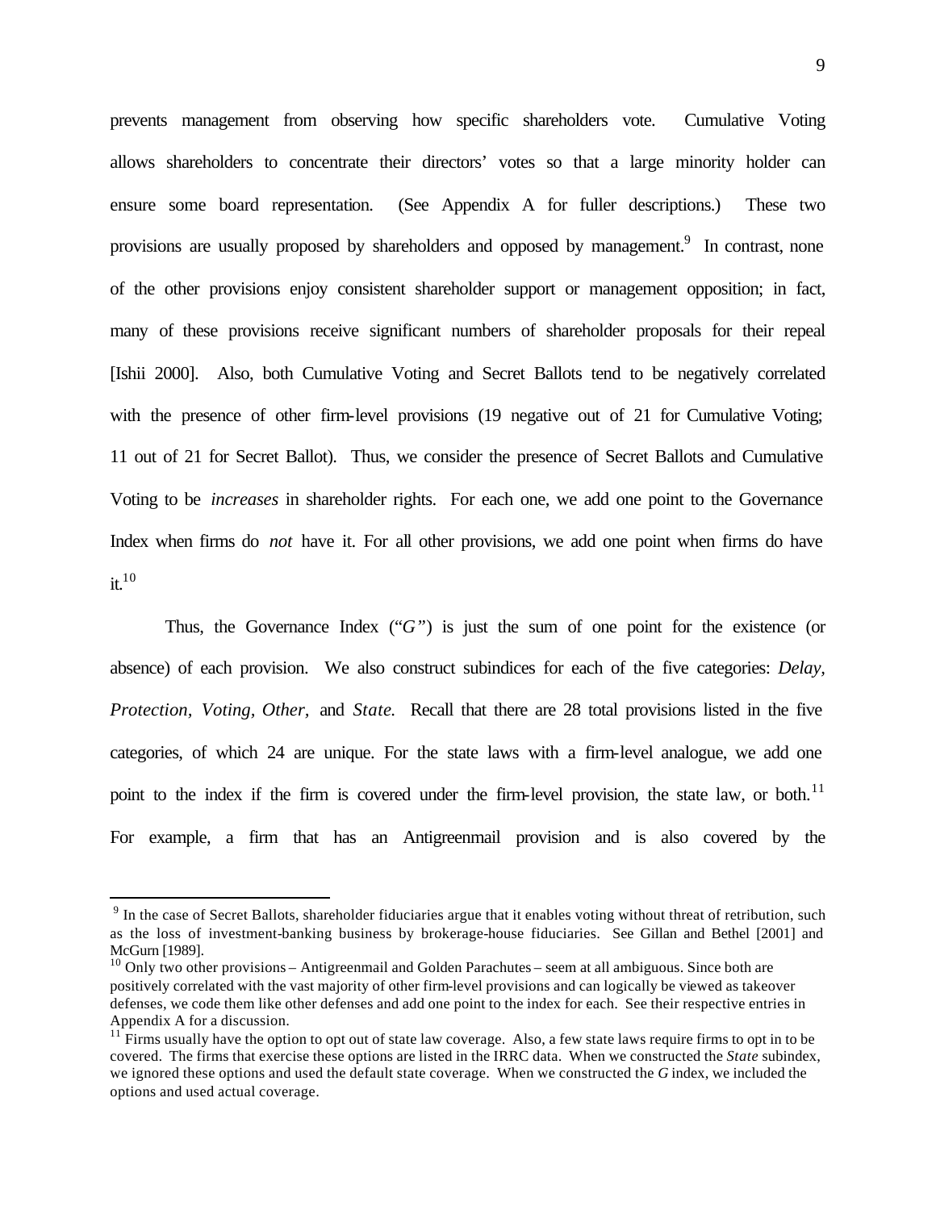prevents management from observing how specific shareholders vote. Cumulative Voting allows shareholders to concentrate their directors' votes so that a large minority holder can ensure some board representation. (See Appendix A for fuller descriptions.) These two provisions are usually proposed by shareholders and opposed by management.[9] In contrast, none of the other provisions enjoy consistent shareholder support or management opposition; in fact, many of these provisions receive significant numbers of shareholder proposals for their repeal [Ishii 2000]. Also, both Cumulative Voting and Secret Ballots tend to be negatively correlated with the presence of other firm-level provisions (19 negative out of 21 for Cumulative Voting; 11 out of 21 for Secret Ballot). Thus, we consider the presence of Secret Ballots and Cumulative Voting to be *increases* in shareholder rights. For each one, we add one point to the Governance Index when firms do *not* have it. For all other provisions, we add one point when firms do have it.[10]

Thus, the Governance Index ("*G*") is just the sum of one point for the existence (or absence) of each provision. We also construct subindices for each of the five categories: *Delay, Protection, Voting, Other,* and *State.* Recall that there are 28 total provisions listed in the five categories, of which 24 are unique. For the state laws with a firm-level analogue, we add one point to the index if the firm is covered under the firm-level provision, the state law, or both.[11] For example, a firm that has an Antigreenmail provision and is also covered by the

---

[9] In the case of Secret Ballots, shareholder fiduciaries argue that it enables voting without threat of retribution, such as the loss of investment-banking business by brokerage-house fiduciaries. See Gillan and Bethel [2001] and McGurn [1989].

[10] Only two other provisions – Antigreenmail and Golden Parachutes – seem at all ambiguous. Since both are positively correlated with the vast majority of other firm-level provisions and can logically be viewed as takeover defenses, we code them like other defenses and add one point to the index for each. See their respective entries in Appendix A for a discussion.

[11] Firms usually have the option to opt out of state law coverage. Also, a few state laws require firms to opt in to be covered. The firms that exercise these options are listed in the IRRC data. When we constructed the *State* subindex, we ignored these options and used the default state coverage. When we constructed the *G* index, we included the options and used actual coverage.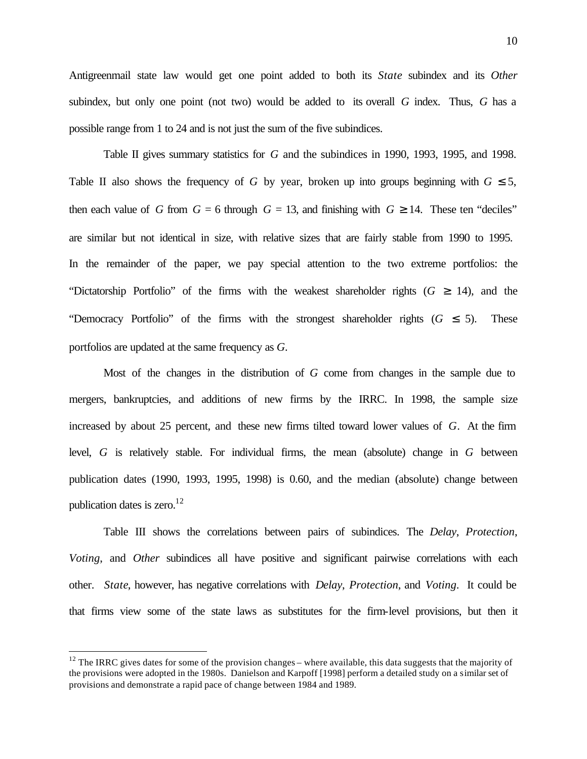Antigreenmail state law would get one point added to both its *State* subindex and its *Other* subindex, but only one point (not two) would be added to its overall *G* index. Thus, *G* has a possible range from 1 to 24 and is not just the sum of the five subindices.

Table II gives summary statistics for *G* and the subindices in 1990, 1993, 1995, and 1998. Table II also shows the frequency of *G* by year, broken up into groups beginning with $G \leq 5$, then each value of *G* from $G = 6$ through $G = 13$, and finishing with $G \geq 14$. These ten "deciles" are similar but not identical in size, with relative sizes that are fairly stable from 1990 to 1995. In the remainder of the paper, we pay special attention to the two extreme portfolios: the "Dictatorship Portfolio" of the firms with the weakest shareholder rights ($G \geq 14$), and the "Democracy Portfolio" of the firms with the strongest shareholder rights ($G \leq 5$). These portfolios are updated at the same frequency as *G*.

Most of the changes in the distribution of *G* come from changes in the sample due to mergers, bankruptcies, and additions of new firms by the IRRC. In 1998, the sample size increased by about 25 percent, and these new firms tilted toward lower values of *G*. At the firm level, *G* is relatively stable. For individual firms, the mean (absolute) change in *G* between publication dates (1990, 1993, 1995, 1998) is 0.60, and the median (absolute) change between publication dates is zero.[12]

Table III shows the correlations between pairs of subindices. The *Delay*, *Protection*, *Voting*, and *Other* subindices all have positive and significant pairwise correlations with each other. *State*, however, has negative correlations with *Delay*, *Protection*, and *Voting*. It could be that firms view some of the state laws as substitutes for the firm-level provisions, but then it

[12] The IRRC gives dates for some of the provision changes – where available, this data suggests that the majority of the provisions were adopted in the 1980s. Danielson and Karpoff [1998] perform a detailed study on a similar set of provisions and demonstrate a rapid pace of change between 1984 and 1989.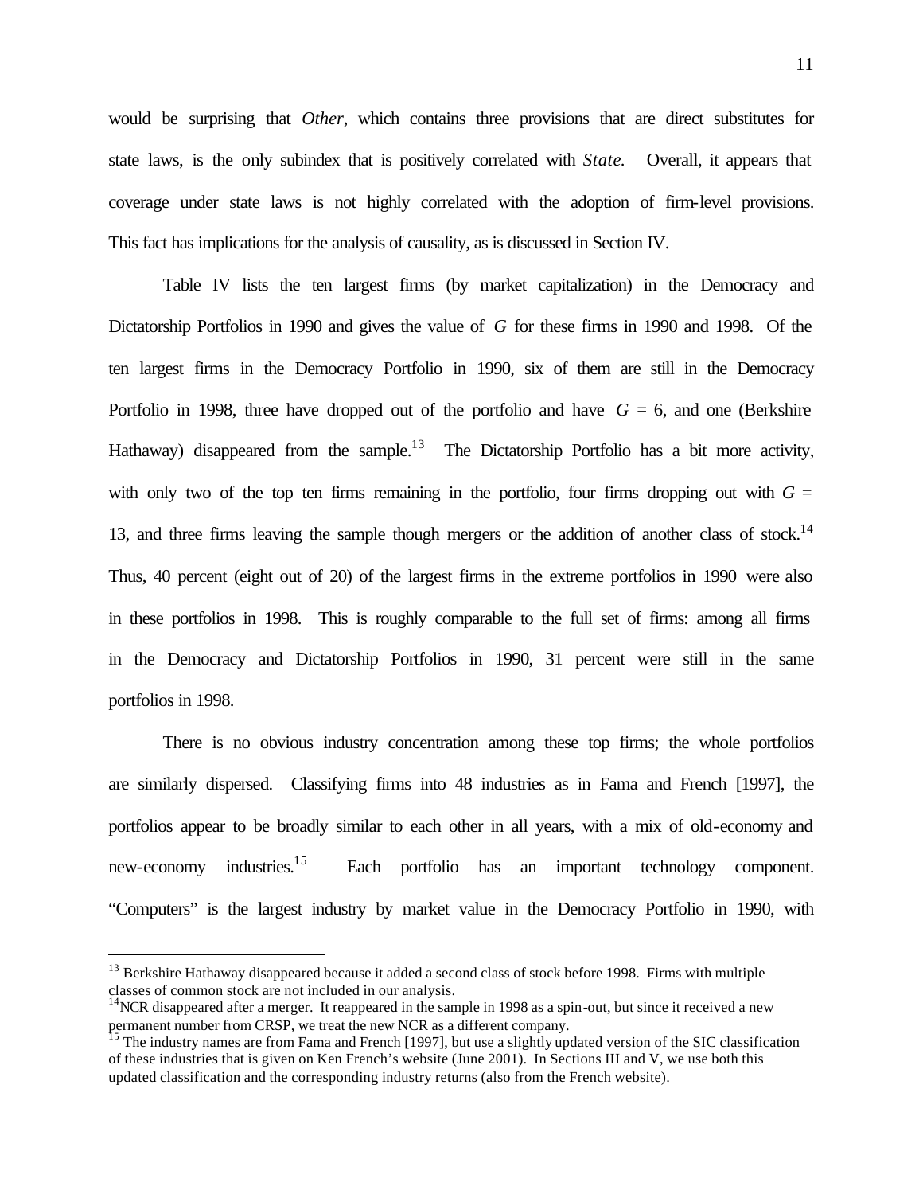would be surprising that *Other*, which contains three provisions that are direct substitutes for state laws, is the only subindex that is positively correlated with *State.* Overall, it appears that coverage under state laws is not highly correlated with the adoption of firm-level provisions. This fact has implications for the analysis of causality, as is discussed in Section IV.

Table IV lists the ten largest firms (by market capitalization) in the Democracy and Dictatorship Portfolios in 1990 and gives the value of $G$ for these firms in 1990 and 1998. Of the ten largest firms in the Democracy Portfolio in 1990, six of them are still in the Democracy Portfolio in 1998, three have dropped out of the portfolio and have $G = 6$, and one (Berkshire Hathaway) disappeared from the sample.[13] The Dictatorship Portfolio has a bit more activity, with only two of the top ten firms remaining in the portfolio, four firms dropping out with $G = 13$, and three firms leaving the sample though mergers or the addition of another class of stock.[14] Thus, 40 percent (eight out of 20) of the largest firms in the extreme portfolios in 1990 were also in these portfolios in 1998. This is roughly comparable to the full set of firms: among all firms in the Democracy and Dictatorship Portfolios in 1990, 31 percent were still in the same portfolios in 1998.

There is no obvious industry concentration among these top firms; the whole portfolios are similarly dispersed. Classifying firms into 48 industries as in Fama and French [1997], the portfolios appear to be broadly similar to each other in all years, with a mix of old-economy and new-economy industries.[15] Each portfolio has an important technology component. "Computers" is the largest industry by market value in the Democracy Portfolio in 1990, with

---

[13] Berkshire Hathaway disappeared because it added a second class of stock before 1998. Firms with multiple classes of common stock are not included in our analysis.

[14] NCR disappeared after a merger. It reappeared in the sample in 1998 as a spin-out, but since it received a new permanent number from CRSP, we treat the new NCR as a different company.

[15] The industry names are from Fama and French [1997], but use a slightly updated version of the SIC classification of these industries that is given on Ken French's website (June 2001). In Sections III and V, we use both this updated classification and the corresponding industry returns (also from the French website).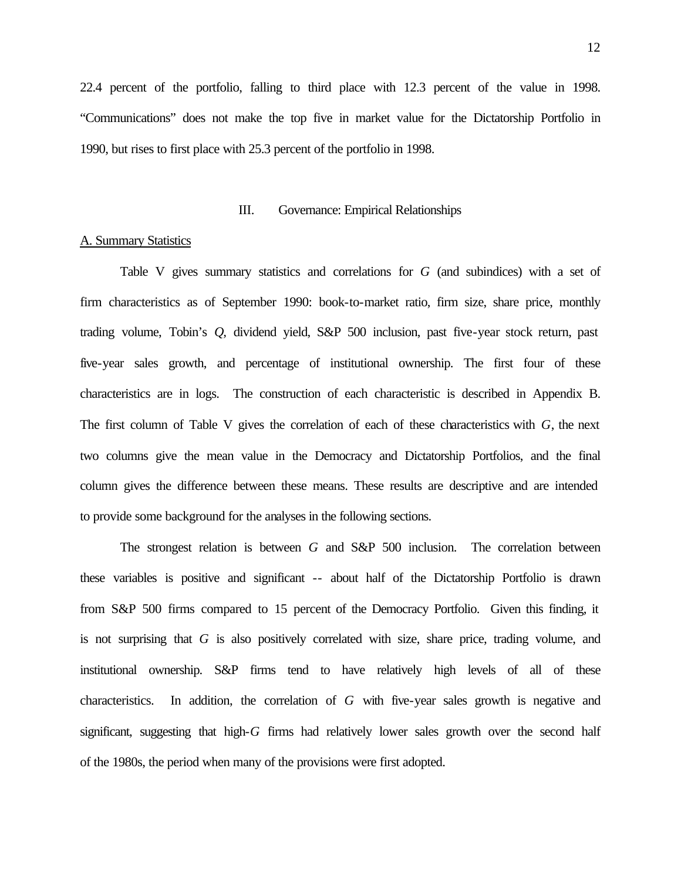22.4 percent of the portfolio, falling to third place with 12.3 percent of the value in 1998. "Communications" does not make the top five in market value for the Dictatorship Portfolio in 1990, but rises to first place with 25.3 percent of the portfolio in 1998.

## III. Governance: Empirical Relationships

### A. Summary Statistics

Table V gives summary statistics and correlations for *G* (and subindices) with a set of firm characteristics as of September 1990: book-to-market ratio, firm size, share price, monthly trading volume, Tobin's *Q*, dividend yield, S&P 500 inclusion, past five-year stock return, past five-year sales growth, and percentage of institutional ownership. The first four of these characteristics are in logs. The construction of each characteristic is described in Appendix B. The first column of Table V gives the correlation of each of these characteristics with *G*, the next two columns give the mean value in the Democracy and Dictatorship Portfolios, and the final column gives the difference between these means. These results are descriptive and are intended to provide some background for the analyses in the following sections.

The strongest relation is between *G* and S&P 500 inclusion. The correlation between these variables is positive and significant -- about half of the Dictatorship Portfolio is drawn from S&P 500 firms compared to 15 percent of the Democracy Portfolio. Given this finding, it is not surprising that *G* is also positively correlated with size, share price, trading volume, and institutional ownership. S&P firms tend to have relatively high levels of all of these characteristics. In addition, the correlation of *G* with five-year sales growth is negative and significant, suggesting that high-*G* firms had relatively lower sales growth over the second half of the 1980s, the period when many of the provisions were first adopted.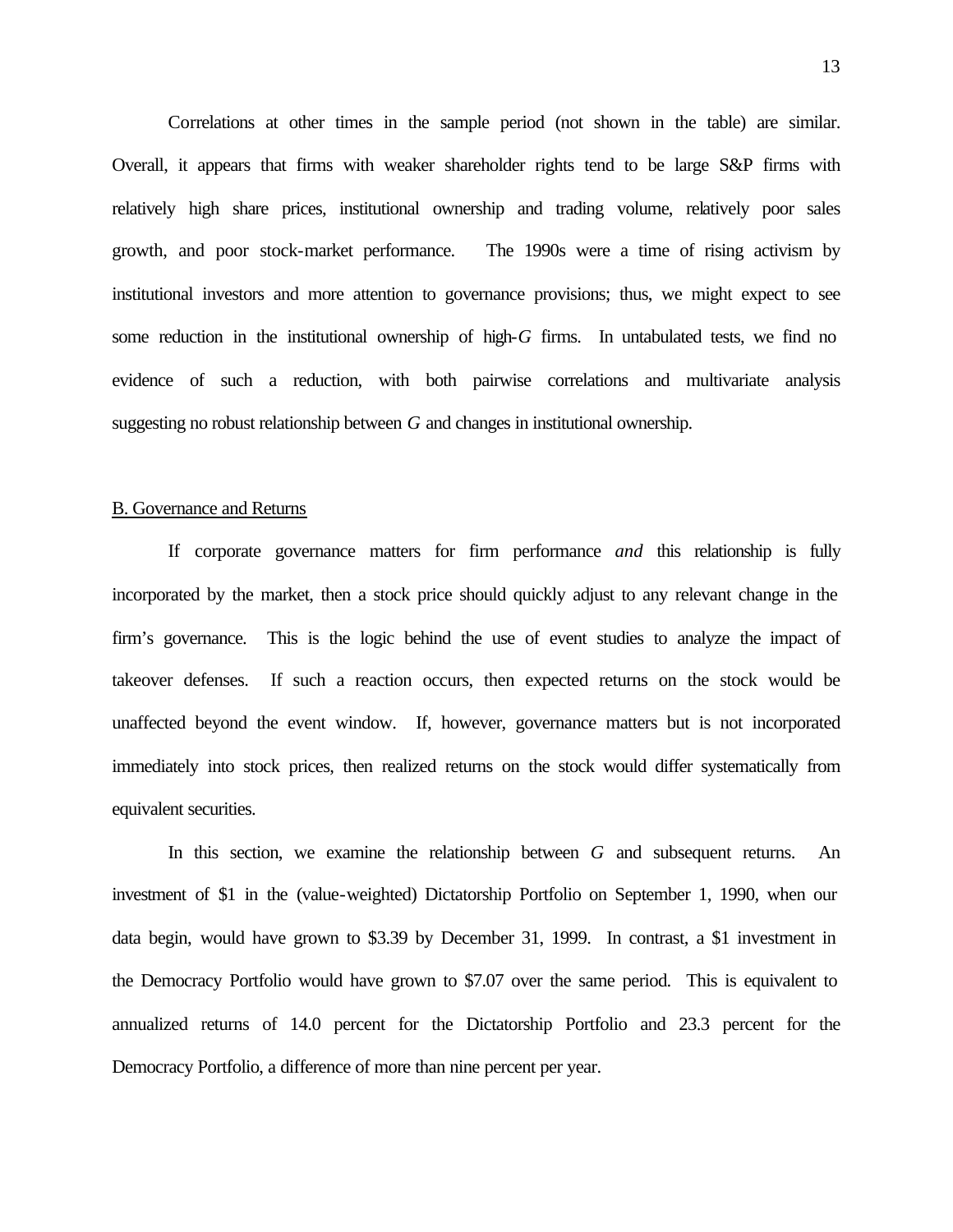Correlations at other times in the sample period (not shown in the table) are similar. Overall, it appears that firms with weaker shareholder rights tend to be large S&P firms with relatively high share prices, institutional ownership and trading volume, relatively poor sales growth, and poor stock-market performance. The 1990s were a time of rising activism by institutional investors and more attention to governance provisions; thus, we might expect to see some reduction in the institutional ownership of high-*G* firms. In untabulated tests, we find no evidence of such a reduction, with both pairwise correlations and multivariate analysis suggesting no robust relationship between *G* and changes in institutional ownership.

### B. Governance and Returns

If corporate governance matters for firm performance *and* this relationship is fully incorporated by the market, then a stock price should quickly adjust to any relevant change in the firm's governance. This is the logic behind the use of event studies to analyze the impact of takeover defenses. If such a reaction occurs, then expected returns on the stock would be unaffected beyond the event window. If, however, governance matters but is not incorporated immediately into stock prices, then realized returns on the stock would differ systematically from equivalent securities.

In this section, we examine the relationship between *G* and subsequent returns. An investment of $1 in the (value-weighted) Dictatorship Portfolio on September 1, 1990, when our data begin, would have grown to $3.39 by December 31, 1999. In contrast, a $1 investment in the Democracy Portfolio would have grown to $7.07 over the same period. This is equivalent to annualized returns of 14.0 percent for the Dictatorship Portfolio and 23.3 percent for the Democracy Portfolio, a difference of more than nine percent per year.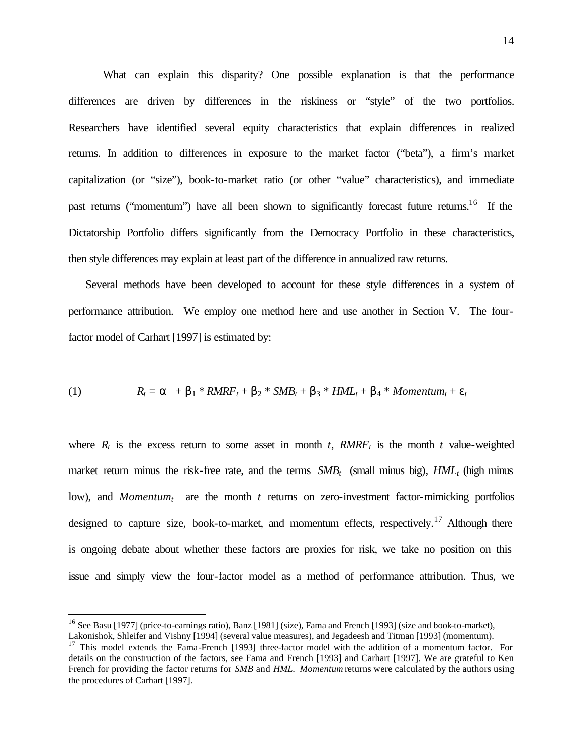What can explain this disparity? One possible explanation is that the performance differences are driven by differences in the riskiness or "style" of the two portfolios. Researchers have identified several equity characteristics that explain differences in realized returns. In addition to differences in exposure to the market factor ("beta"), a firm's market capitalization (or "size"), book-to-market ratio (or other "value" characteristics), and immediate past returns ("momentum") have all been shown to significantly forecast future returns.[16] If the Dictatorship Portfolio differs significantly from the Democracy Portfolio in these characteristics, then style differences may explain at least part of the difference in annualized raw returns.

Several methods have been developed to account for these style differences in a system of performance attribution. We employ one method here and use another in Section V. The four-factor model of Carhart [1997] is estimated by:

$$R_t = \alpha + \beta_1 * RMRF_t + \beta_2 * SMB_t + \beta_3 * HML_t + \beta_4 * Momentum_t + \varepsilon_t \tag{1}$$

where $R_t$ is the excess return to some asset in month $t$, $RMRF_t$ is the month $t$ value-weighted market return minus the risk-free rate, and the terms $SMB_t$ (small minus big), $HML_t$ (high minus low), and $Momentum_t$ are the month $t$ returns on zero-investment factor-mimicking portfolios designed to capture size, book-to-market, and momentum effects, respectively.[17] Although there is ongoing debate about whether these factors are proxies for risk, we take no position on this issue and simply view the four-factor model as a method of performance attribution. Thus, we

---

[16] See Basu [1977] (price-to-earnings ratio), Banz [1981] (size), Fama and French [1993] (size and book-to-market), Lakonishok, Shleifer and Vishny [1994] (several value measures), and Jegadeesh and Titman [1993] (momentum).

[17] This model extends the Fama-French [1993] three-factor model with the addition of a momentum factor. For details on the construction of the factors, see Fama and French [1993] and Carhart [1997]. We are grateful to Ken French for providing the factor returns for *SMB* and *HML*. *Momentum* returns were calculated by the authors using the procedures of Carhart [1997].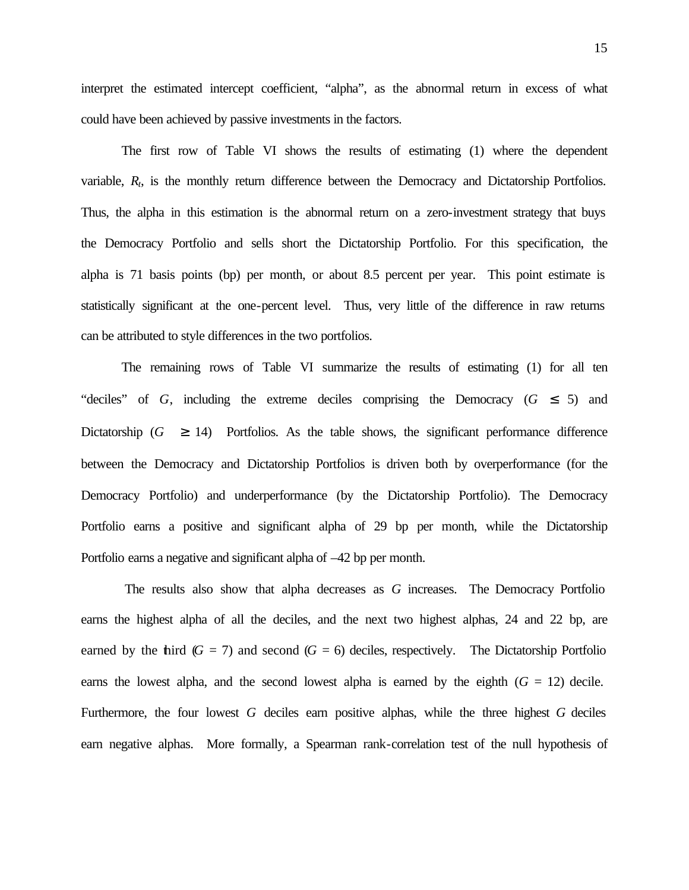interpret the estimated intercept coefficient, "alpha", as the abnormal return in excess of what could have been achieved by passive investments in the factors.

The first row of Table VI shows the results of estimating (1) where the dependent variable, $R_t$, is the monthly return difference between the Democracy and Dictatorship Portfolios. Thus, the alpha in this estimation is the abnormal return on a zero-investment strategy that buys the Democracy Portfolio and sells short the Dictatorship Portfolio. For this specification, the alpha is 71 basis points (bp) per month, or about 8.5 percent per year. This point estimate is statistically significant at the one-percent level. Thus, very little of the difference in raw returns can be attributed to style differences in the two portfolios.

The remaining rows of Table VI summarize the results of estimating (1) for all ten "deciles" of $G$, including the extreme deciles comprising the Democracy ($G \leq 5$) and Dictatorship ($G \geq 14$) Portfolios. As the table shows, the significant performance difference between the Democracy and Dictatorship Portfolios is driven both by overperformance (for the Democracy Portfolio) and underperformance (by the Dictatorship Portfolio). The Democracy Portfolio earns a positive and significant alpha of 29 bp per month, while the Dictatorship Portfolio earns a negative and significant alpha of –42 bp per month.

The results also show that alpha decreases as $G$ increases. The Democracy Portfolio earns the highest alpha of all the deciles, and the next two highest alphas, 24 and 22 bp, are earned by the third ($G = 7$) and second ($G = 6$) deciles, respectively. The Dictatorship Portfolio earns the lowest alpha, and the second lowest alpha is earned by the eighth ($G = 12$) decile. Furthermore, the four lowest $G$ deciles earn positive alphas, while the three highest $G$ deciles earn negative alphas. More formally, a Spearman rank-correlation test of the null hypothesis of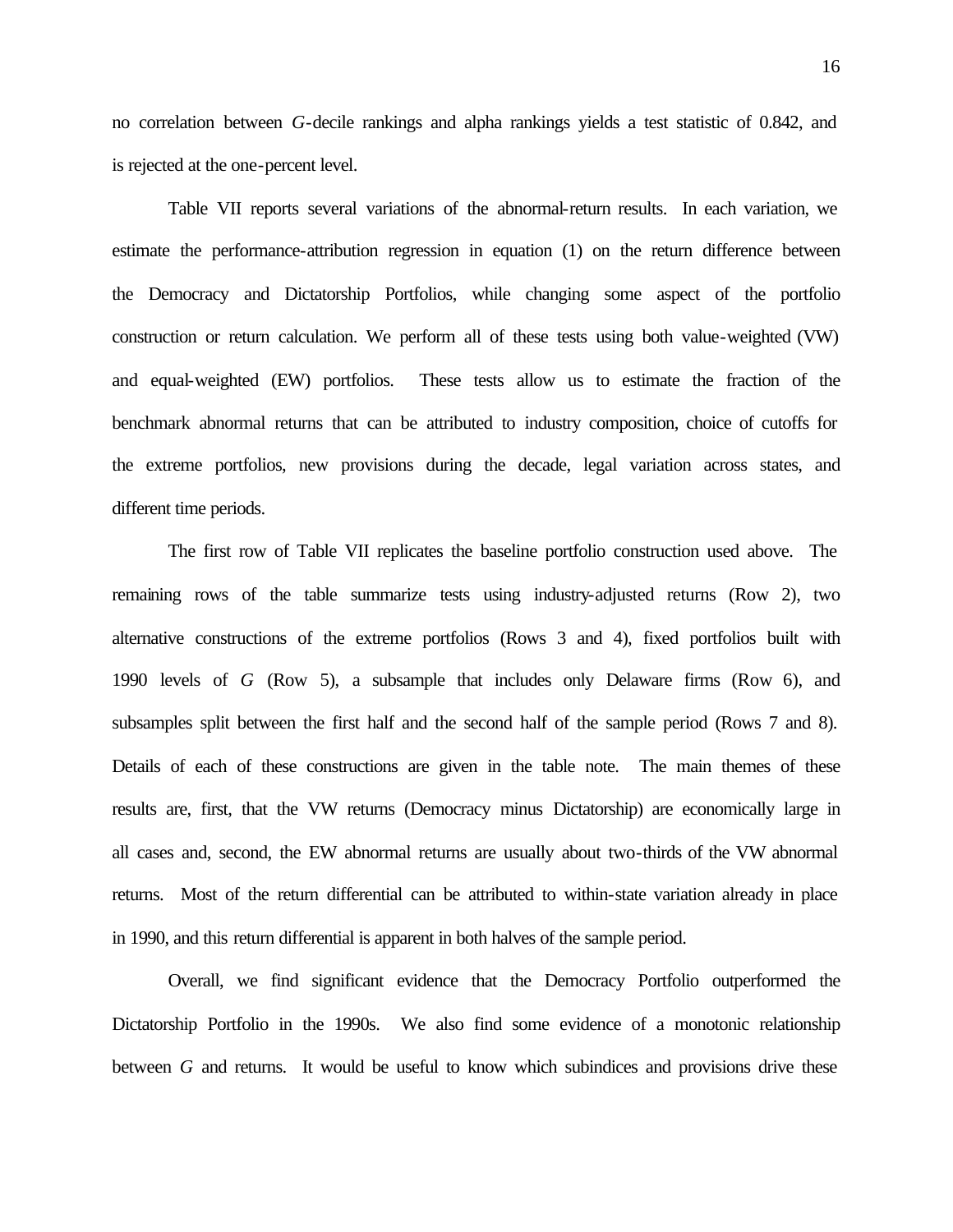no correlation between *G*-decile rankings and alpha rankings yields a test statistic of 0.842, and is rejected at the one-percent level.

Table VII reports several variations of the abnormal-return results. In each variation, we estimate the performance-attribution regression in equation (1) on the return difference between the Democracy and Dictatorship Portfolios, while changing some aspect of the portfolio construction or return calculation. We perform all of these tests using both value-weighted (VW) and equal-weighted (EW) portfolios. These tests allow us to estimate the fraction of the benchmark abnormal returns that can be attributed to industry composition, choice of cutoffs for the extreme portfolios, new provisions during the decade, legal variation across states, and different time periods.

The first row of Table VII replicates the baseline portfolio construction used above. The remaining rows of the table summarize tests using industry-adjusted returns (Row 2), two alternative constructions of the extreme portfolios (Rows 3 and 4), fixed portfolios built with 1990 levels of *G* (Row 5), a subsample that includes only Delaware firms (Row 6), and subsamples split between the first half and the second half of the sample period (Rows 7 and 8). Details of each of these constructions are given in the table note. The main themes of these results are, first, that the VW returns (Democracy minus Dictatorship) are economically large in all cases and, second, the EW abnormal returns are usually about two-thirds of the VW abnormal returns. Most of the return differential can be attributed to within-state variation already in place in 1990, and this return differential is apparent in both halves of the sample period.

Overall, we find significant evidence that the Democracy Portfolio outperformed the Dictatorship Portfolio in the 1990s. We also find some evidence of a monotonic relationship between *G* and returns. It would be useful to know which subindices and provisions drive these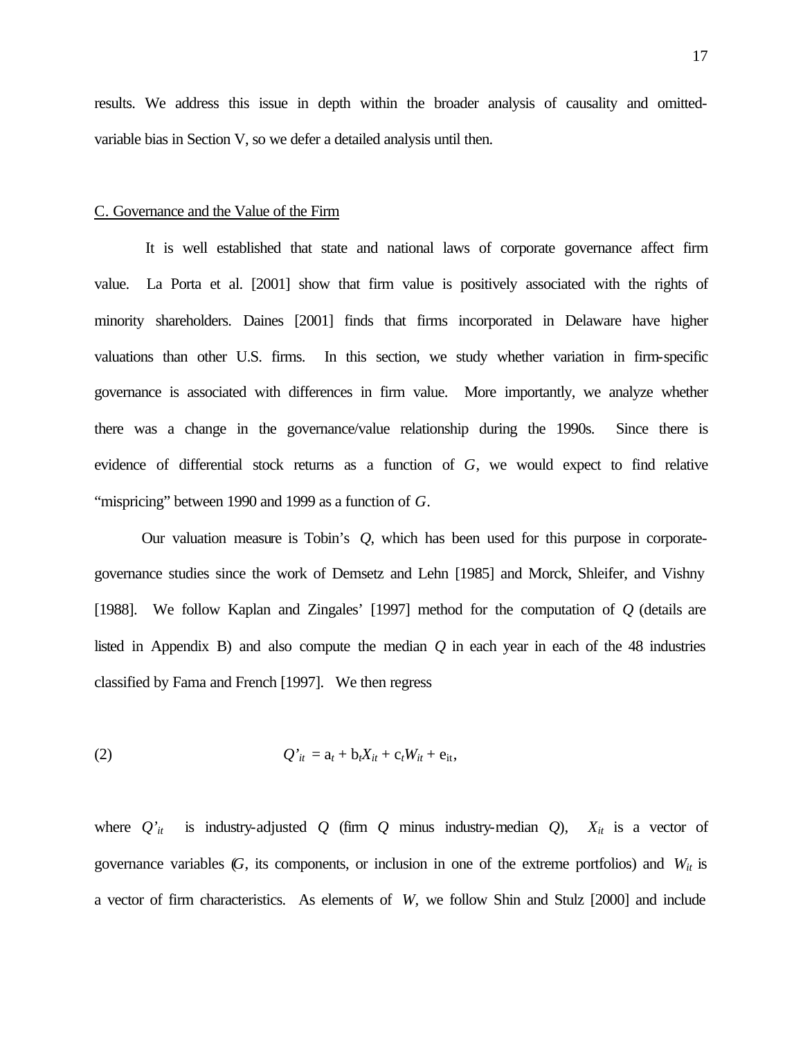results. We address this issue in depth within the broader analysis of causality and omitted-variable bias in Section V, so we defer a detailed analysis until then.

## C. Governance and the Value of the Firm

It is well established that state and national laws of corporate governance affect firm value. La Porta et al. [2001] show that firm value is positively associated with the rights of minority shareholders. Daines [2001] finds that firms incorporated in Delaware have higher valuations than other U.S. firms. In this section, we study whether variation in firm-specific governance is associated with differences in firm value. More importantly, we analyze whether there was a change in the governance/value relationship during the 1990s. Since there is evidence of differential stock returns as a function of $G$, we would expect to find relative "mispricing" between 1990 and 1999 as a function of $G$.

Our valuation measure is Tobin's $Q$, which has been used for this purpose in corporate-governance studies since the work of Demsetz and Lehn [1985] and Morck, Shleifer, and Vishny [1988]. We follow Kaplan and Zingales' [1997] method for the computation of $Q$ (details are listed in Appendix B) and also compute the median $Q$ in each year in each of the 48 industries classified by Fama and French [1997]. We then regress

$$(2) \qquad Q'_{it} = a_t + b_t X_{it} + c_t W_{it} + e_{it},$$

where $Q'_{it}$ is industry-adjusted $Q$ (firm $Q$ minus industry-median $Q$), $X_{it}$ is a vector of governance variables ($G$, its components, or inclusion in one of the extreme portfolios) and $W_{it}$ is a vector of firm characteristics. As elements of $W$, we follow Shin and Stulz [2000] and include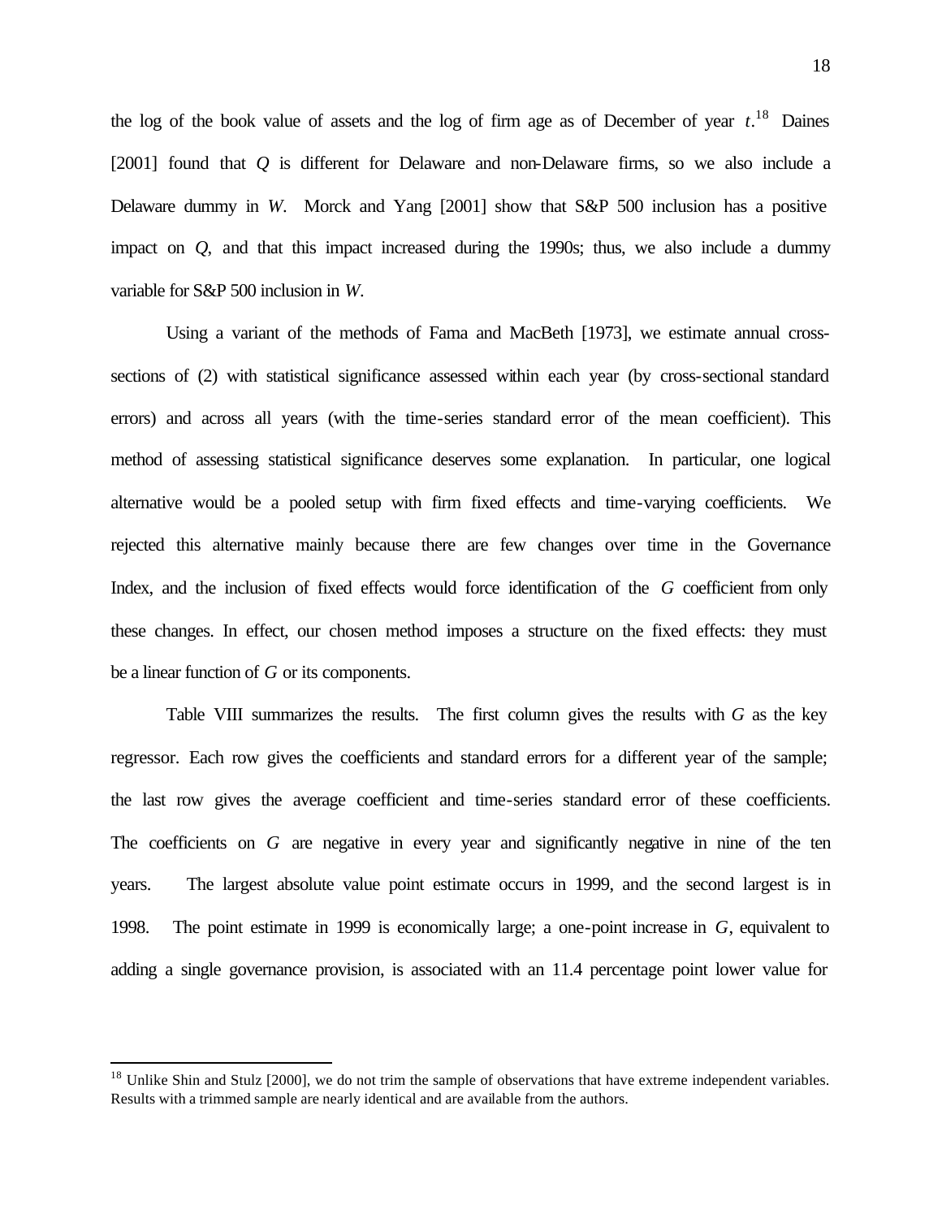the log of the book value of assets and the log of firm age as of December of year $t$.[18] Daines [2001] found that $Q$ is different for Delaware and non-Delaware firms, so we also include a Delaware dummy in $W$. Morck and Yang [2001] show that S&P 500 inclusion has a positive impact on $Q$, and that this impact increased during the 1990s; thus, we also include a dummy variable for S&P 500 inclusion in $W$.

Using a variant of the methods of Fama and MacBeth [1973], we estimate annual cross-sections of (2) with statistical significance assessed within each year (by cross-sectional standard errors) and across all years (with the time-series standard error of the mean coefficient). This method of assessing statistical significance deserves some explanation. In particular, one logical alternative would be a pooled setup with firm fixed effects and time-varying coefficients. We rejected this alternative mainly because there are few changes over time in the Governance Index, and the inclusion of fixed effects would force identification of the $G$ coefficient from only these changes. In effect, our chosen method imposes a structure on the fixed effects: they must be a linear function of $G$ or its components.

Table VIII summarizes the results. The first column gives the results with $G$ as the key regressor. Each row gives the coefficients and standard errors for a different year of the sample; the last row gives the average coefficient and time-series standard error of these coefficients. The coefficients on $G$ are negative in every year and significantly negative in nine of the ten years. The largest absolute value point estimate occurs in 1999, and the second largest is in 1998. The point estimate in 1999 is economically large; a one-point increase in $G$, equivalent to adding a single governance provision, is associated with an 11.4 percentage point lower value for

[18] Unlike Shin and Stulz [2000], we do not trim the sample of observations that have extreme independent variables. Results with a trimmed sample are nearly identical and are available from the authors.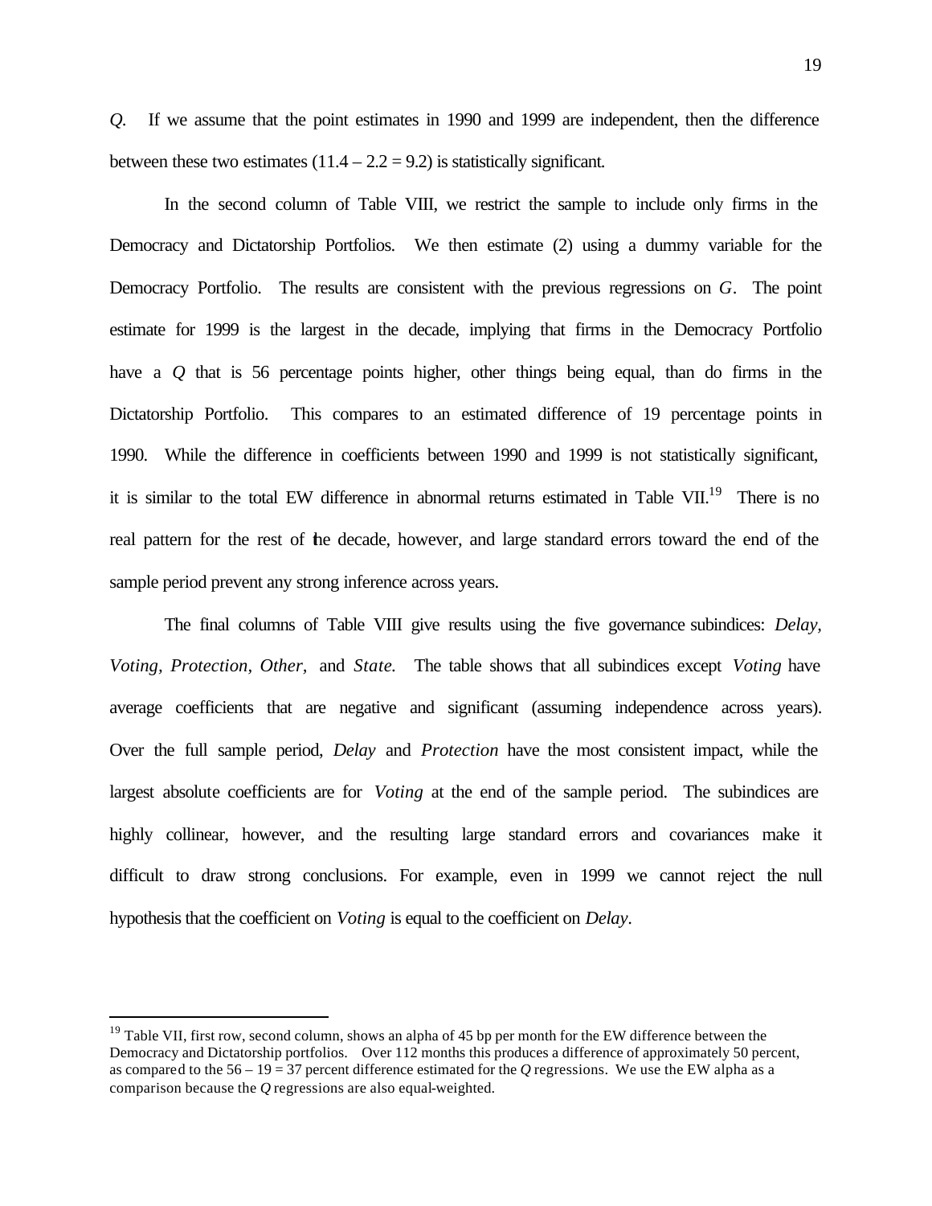*Q*. If we assume that the point estimates in 1990 and 1999 are independent, then the difference between these two estimates (11.4 – 2.2 = 9.2) is statistically significant.

In the second column of Table VIII, we restrict the sample to include only firms in the Democracy and Dictatorship Portfolios. We then estimate (2) using a dummy variable for the Democracy Portfolio. The results are consistent with the previous regressions on *G*. The point estimate for 1999 is the largest in the decade, implying that firms in the Democracy Portfolio have a *Q* that is 56 percentage points higher, other things being equal, than do firms in the Dictatorship Portfolio. This compares to an estimated difference of 19 percentage points in 1990. While the difference in coefficients between 1990 and 1999 is not statistically significant, it is similar to the total EW difference in abnormal returns estimated in Table VII.[19] There is no real pattern for the rest of the decade, however, and large standard errors toward the end of the sample period prevent any strong inference across years.

The final columns of Table VIII give results using the five governance subindices: *Delay, Voting, Protection, Other,* and *State.* The table shows that all subindices except *Voting* have average coefficients that are negative and significant (assuming independence across years). Over the full sample period, *Delay* and *Protection* have the most consistent impact, while the largest absolute coefficients are for *Voting* at the end of the sample period. The subindices are highly collinear, however, and the resulting large standard errors and covariances make it difficult to draw strong conclusions. For example, even in 1999 we cannot reject the null hypothesis that the coefficient on *Voting* is equal to the coefficient on *Delay*.

---

[19] Table VII, first row, second column, shows an alpha of 45 bp per month for the EW difference between the Democracy and Dictatorship portfolios. Over 112 months this produces a difference of approximately 50 percent, as compared to the 56 – 19 = 37 percent difference estimated for the *Q* regressions. We use the EW alpha as a comparison because the *Q* regressions are also equal-weighted.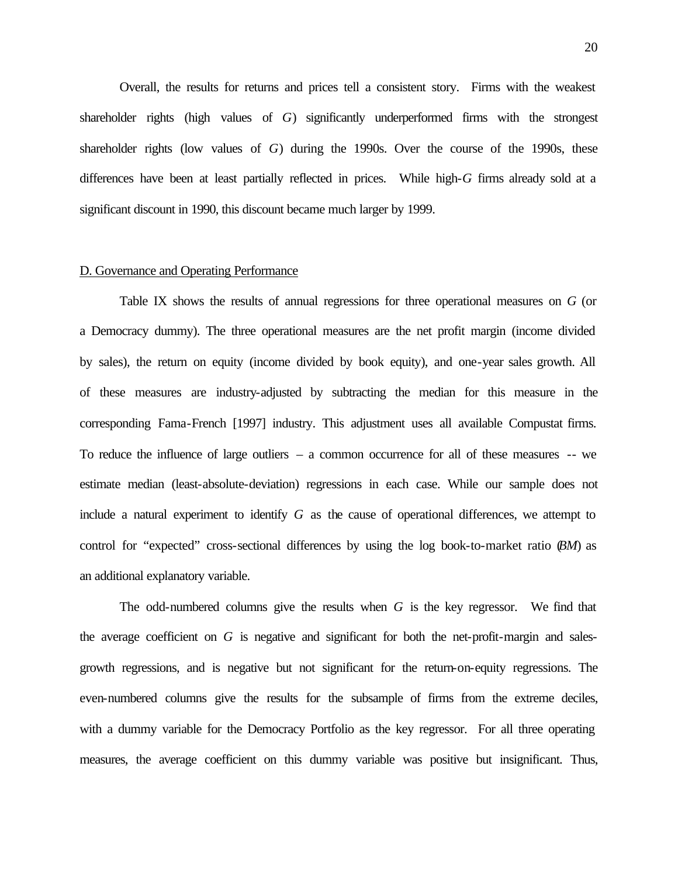Overall, the results for returns and prices tell a consistent story. Firms with the weakest shareholder rights (high values of *G*) significantly underperformed firms with the strongest shareholder rights (low values of *G*) during the 1990s. Over the course of the 1990s, these differences have been at least partially reflected in prices. While high-*G* firms already sold at a significant discount in 1990, this discount became much larger by 1999.

D. Governance and Operating Performance

Table IX shows the results of annual regressions for three operational measures on *G* (or a Democracy dummy). The three operational measures are the net profit margin (income divided by sales), the return on equity (income divided by book equity), and one-year sales growth. All of these measures are industry-adjusted by subtracting the median for this measure in the corresponding Fama-French [1997] industry. This adjustment uses all available Compustat firms. To reduce the influence of large outliers – a common occurrence for all of these measures -- we estimate median (least-absolute-deviation) regressions in each case. While our sample does not include a natural experiment to identify *G* as the cause of operational differences, we attempt to control for "expected" cross-sectional differences by using the log book-to-market ratio (*BM*) as an additional explanatory variable.

The odd-numbered columns give the results when *G* is the key regressor. We find that the average coefficient on *G* is negative and significant for both the net-profit-margin and sales-growth regressions, and is negative but not significant for the return-on-equity regressions. The even-numbered columns give the results for the subsample of firms from the extreme deciles, with a dummy variable for the Democracy Portfolio as the key regressor. For all three operating measures, the average coefficient on this dummy variable was positive but insignificant. Thus,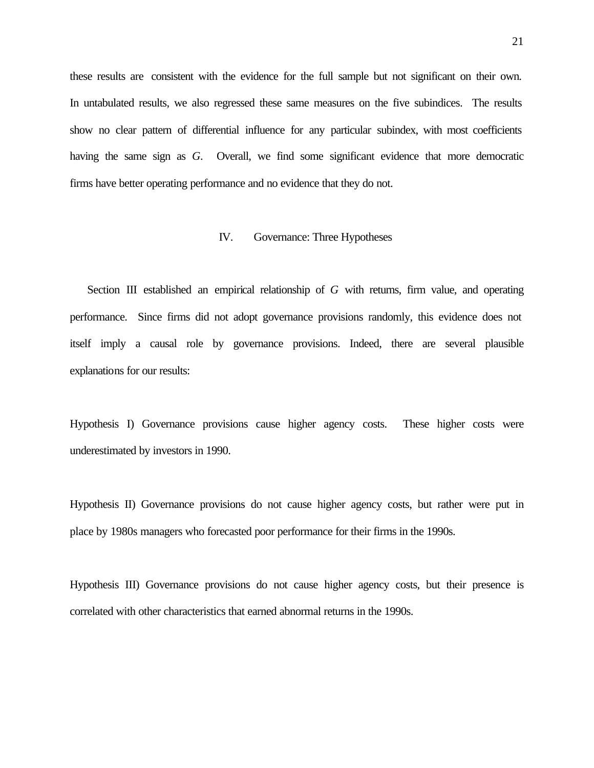these results are consistent with the evidence for the full sample but not significant on their own. In untabulated results, we also regressed these same measures on the five subindices. The results show no clear pattern of differential influence for any particular subindex, with most coefficients having the same sign as *G*. Overall, we find some significant evidence that more democratic firms have better operating performance and no evidence that they do not.

## IV. Governance: Three Hypotheses

Section III established an empirical relationship of *G* with returns, firm value, and operating performance. Since firms did not adopt governance provisions randomly, this evidence does not itself imply a causal role by governance provisions. Indeed, there are several plausible explanations for our results:

Hypothesis I) Governance provisions cause higher agency costs. These higher costs were underestimated by investors in 1990.

Hypothesis II) Governance provisions do not cause higher agency costs, but rather were put in place by 1980s managers who forecasted poor performance for their firms in the 1990s.

Hypothesis III) Governance provisions do not cause higher agency costs, but their presence is correlated with other characteristics that earned abnormal returns in the 1990s.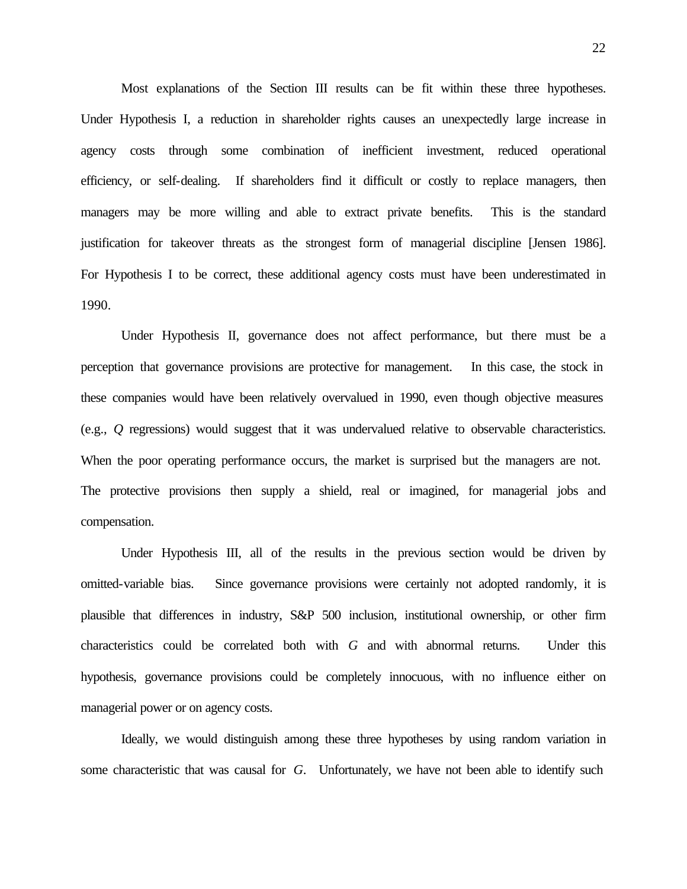Most explanations of the Section III results can be fit within these three hypotheses. Under Hypothesis I, a reduction in shareholder rights causes an unexpectedly large increase in agency costs through some combination of inefficient investment, reduced operational efficiency, or self-dealing. If shareholders find it difficult or costly to replace managers, then managers may be more willing and able to extract private benefits. This is the standard justification for takeover threats as the strongest form of managerial discipline [Jensen 1986]. For Hypothesis I to be correct, these additional agency costs must have been underestimated in 1990.

Under Hypothesis II, governance does not affect performance, but there must be a perception that governance provisions are protective for management. In this case, the stock in these companies would have been relatively overvalued in 1990, even though objective measures (e.g., *Q* regressions) would suggest that it was undervalued relative to observable characteristics. When the poor operating performance occurs, the market is surprised but the managers are not. The protective provisions then supply a shield, real or imagined, for managerial jobs and compensation.

Under Hypothesis III, all of the results in the previous section would be driven by omitted-variable bias. Since governance provisions were certainly not adopted randomly, it is plausible that differences in industry, S&P 500 inclusion, institutional ownership, or other firm characteristics could be correlated both with *G* and with abnormal returns. Under this hypothesis, governance provisions could be completely innocuous, with no influence either on managerial power or on agency costs.

Ideally, we would distinguish among these three hypotheses by using random variation in some characteristic that was causal for *G*. Unfortunately, we have not been able to identify such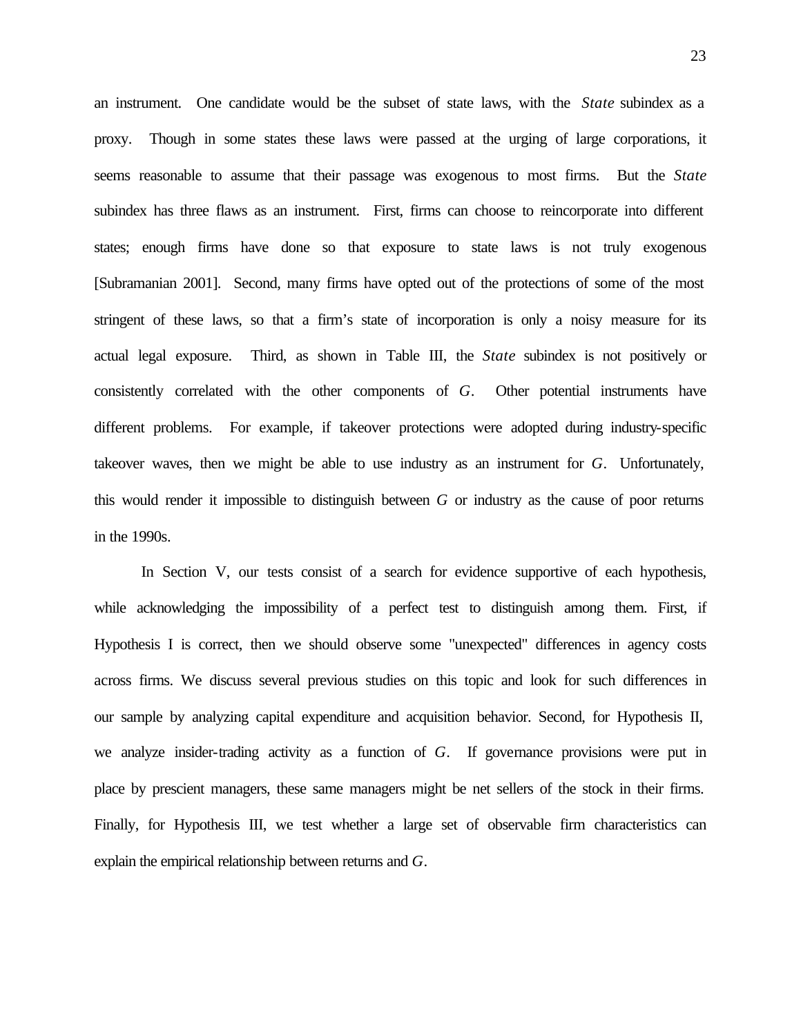an instrument. One candidate would be the subset of state laws, with the *State* subindex as a proxy. Though in some states these laws were passed at the urging of large corporations, it seems reasonable to assume that their passage was exogenous to most firms. But the *State* subindex has three flaws as an instrument. First, firms can choose to reincorporate into different states; enough firms have done so that exposure to state laws is not truly exogenous [Subramanian 2001]. Second, many firms have opted out of the protections of some of the most stringent of these laws, so that a firm's state of incorporation is only a noisy measure for its actual legal exposure. Third, as shown in Table III, the *State* subindex is not positively or consistently correlated with the other components of $G$. Other potential instruments have different problems. For example, if takeover protections were adopted during industry-specific takeover waves, then we might be able to use industry as an instrument for $G$. Unfortunately, this would render it impossible to distinguish between $G$ or industry as the cause of poor returns in the 1990s.

In Section V, our tests consist of a search for evidence supportive of each hypothesis, while acknowledging the impossibility of a perfect test to distinguish among them. First, if Hypothesis I is correct, then we should observe some "unexpected" differences in agency costs across firms. We discuss several previous studies on this topic and look for such differences in our sample by analyzing capital expenditure and acquisition behavior. Second, for Hypothesis II, we analyze insider-trading activity as a function of $G$. If governance provisions were put in place by prescient managers, these same managers might be net sellers of the stock in their firms. Finally, for Hypothesis III, we test whether a large set of observable firm characteristics can explain the empirical relationship between returns and $G$.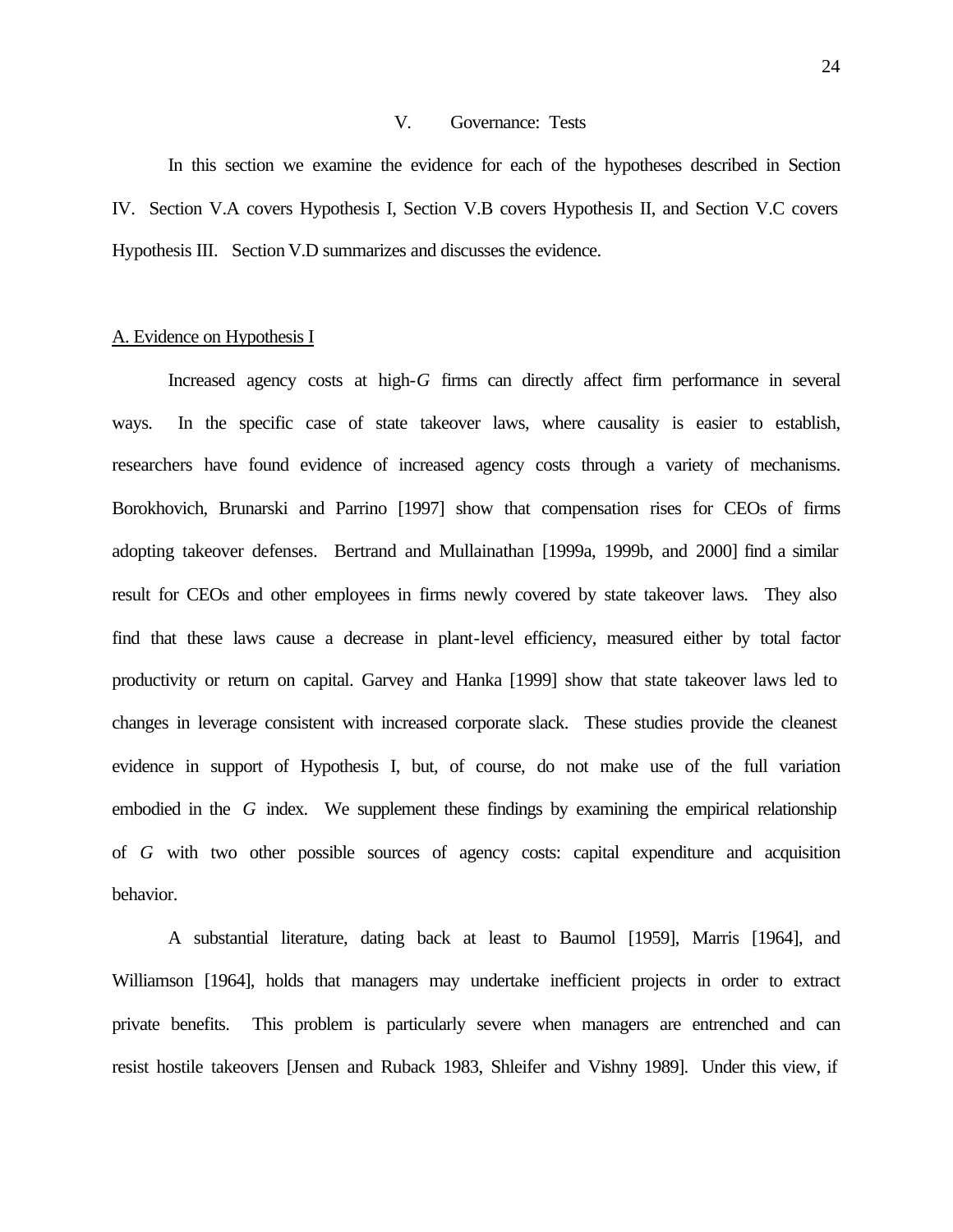## V. Governance: Tests

In this section we examine the evidence for each of the hypotheses described in Section IV. Section V.A covers Hypothesis I, Section V.B covers Hypothesis II, and Section V.C covers Hypothesis III. Section V.D summarizes and discusses the evidence.

### A. Evidence on Hypothesis I

Increased agency costs at high-*G* firms can directly affect firm performance in several ways. In the specific case of state takeover laws, where causality is easier to establish, researchers have found evidence of increased agency costs through a variety of mechanisms. Borokhovich, Brunarski and Parrino [1997] show that compensation rises for CEOs of firms adopting takeover defenses. Bertrand and Mullainathan [1999a, 1999b, and 2000] find a similar result for CEOs and other employees in firms newly covered by state takeover laws. They also find that these laws cause a decrease in plant-level efficiency, measured either by total factor productivity or return on capital. Garvey and Hanka [1999] show that state takeover laws led to changes in leverage consistent with increased corporate slack. These studies provide the cleanest evidence in support of Hypothesis I, but, of course, do not make use of the full variation embodied in the *G* index. We supplement these findings by examining the empirical relationship of *G* with two other possible sources of agency costs: capital expenditure and acquisition behavior.

A substantial literature, dating back at least to Baumol [1959], Marris [1964], and Williamson [1964], holds that managers may undertake inefficient projects in order to extract private benefits. This problem is particularly severe when managers are entrenched and can resist hostile takeovers [Jensen and Ruback 1983, Shleifer and Vishny 1989]. Under this view, if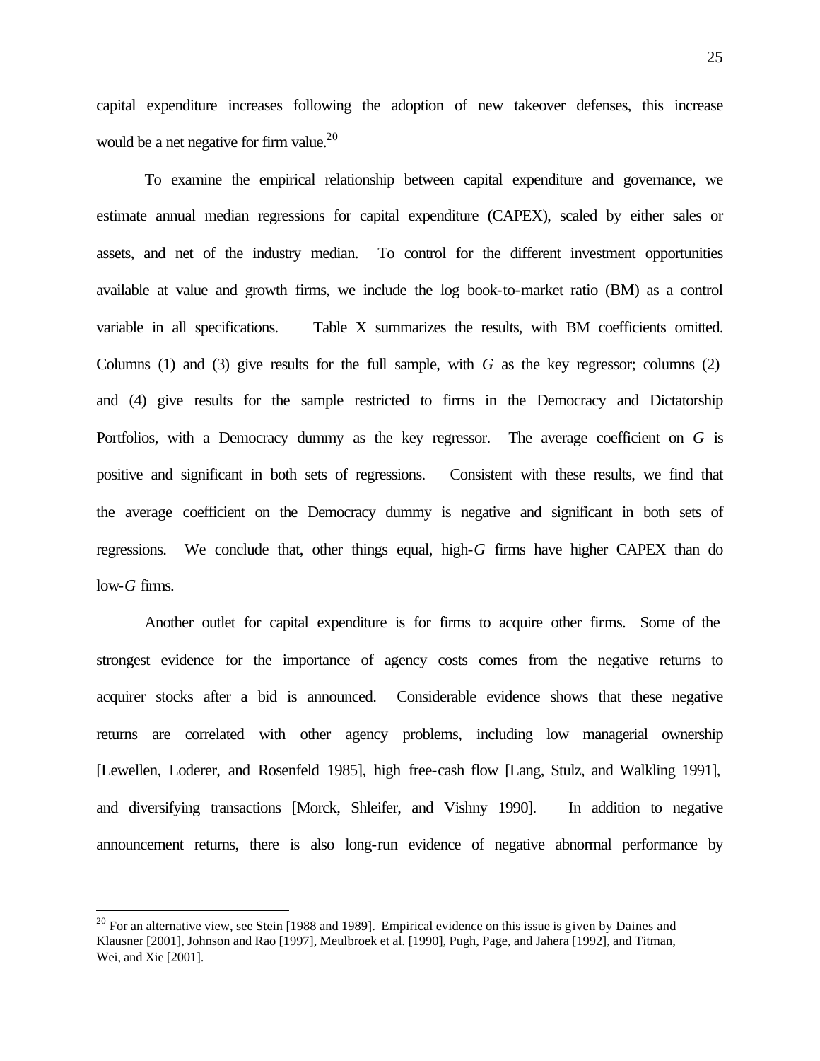capital expenditure increases following the adoption of new takeover defenses, this increase would be a net negative for firm value.[20]

To examine the empirical relationship between capital expenditure and governance, we estimate annual median regressions for capital expenditure (CAPEX), scaled by either sales or assets, and net of the industry median. To control for the different investment opportunities available at value and growth firms, we include the log book-to-market ratio (BM) as a control variable in all specifications. Table X summarizes the results, with BM coefficients omitted. Columns (1) and (3) give results for the full sample, with *G* as the key regressor; columns (2) and (4) give results for the sample restricted to firms in the Democracy and Dictatorship Portfolios, with a Democracy dummy as the key regressor. The average coefficient on *G* is positive and significant in both sets of regressions. Consistent with these results, we find that the average coefficient on the Democracy dummy is negative and significant in both sets of regressions. We conclude that, other things equal, high-*G* firms have higher CAPEX than do low-*G* firms.

Another outlet for capital expenditure is for firms to acquire other firms. Some of the strongest evidence for the importance of agency costs comes from the negative returns to acquirer stocks after a bid is announced. Considerable evidence shows that these negative returns are correlated with other agency problems, including low managerial ownership [Lewellen, Loderer, and Rosenfeld 1985], high free-cash flow [Lang, Stulz, and Walkling 1991], and diversifying transactions [Morck, Shleifer, and Vishny 1990]. In addition to negative announcement returns, there is also long-run evidence of negative abnormal performance by

---

[20] For an alternative view, see Stein [1988 and 1989]. Empirical evidence on this issue is given by Daines and Klausner [2001], Johnson and Rao [1997], Meulbroek et al. [1990], Pugh, Page, and Jahera [1992], and Titman, Wei, and Xie [2001].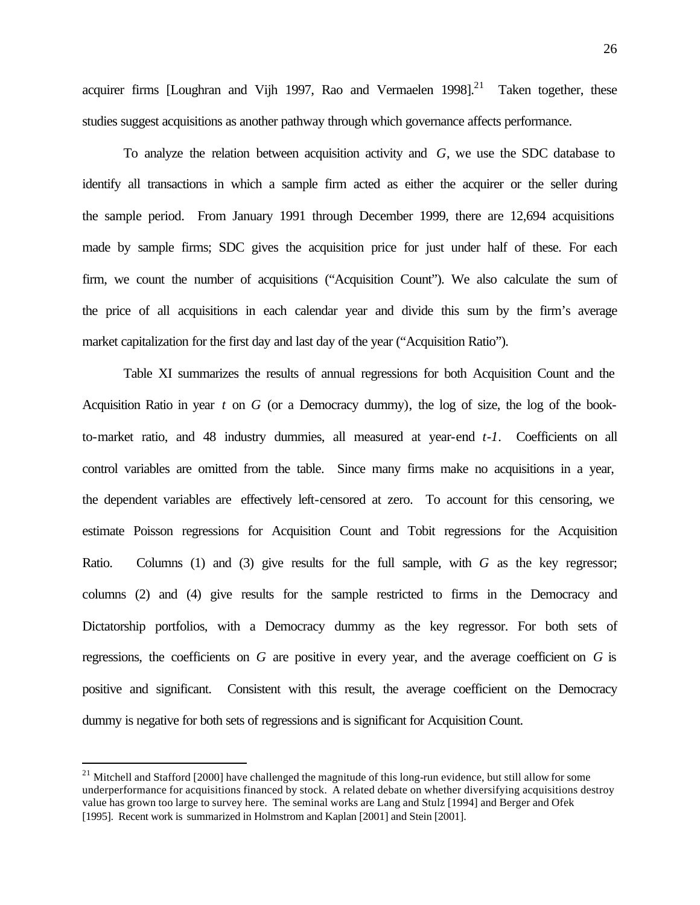acquirer firms [Loughran and Vijh 1997, Rao and Vermaelen 1998].[21] Taken together, these studies suggest acquisitions as another pathway through which governance affects performance.

To analyze the relation between acquisition activity and *G*, we use the SDC database to identify all transactions in which a sample firm acted as either the acquirer or the seller during the sample period. From January 1991 through December 1999, there are 12,694 acquisitions made by sample firms; SDC gives the acquisition price for just under half of these. For each firm, we count the number of acquisitions ("Acquisition Count"). We also calculate the sum of the price of all acquisitions in each calendar year and divide this sum by the firm's average market capitalization for the first day and last day of the year ("Acquisition Ratio").

Table XI summarizes the results of annual regressions for both Acquisition Count and the Acquisition Ratio in year $t$ on *G* (or a Democracy dummy), the log of size, the log of the book-to-market ratio, and 48 industry dummies, all measured at year-end $t\text{-}1$. Coefficients on all control variables are omitted from the table. Since many firms make no acquisitions in a year, the dependent variables are effectively left-censored at zero. To account for this censoring, we estimate Poisson regressions for Acquisition Count and Tobit regressions for the Acquisition Ratio. Columns (1) and (3) give results for the full sample, with *G* as the key regressor; columns (2) and (4) give results for the sample restricted to firms in the Democracy and Dictatorship portfolios, with a Democracy dummy as the key regressor. For both sets of regressions, the coefficients on *G* are positive in every year, and the average coefficient on *G* is positive and significant. Consistent with this result, the average coefficient on the Democracy dummy is negative for both sets of regressions and is significant for Acquisition Count.

---

[21] Mitchell and Stafford [2000] have challenged the magnitude of this long-run evidence, but still allow for some underperformance for acquisitions financed by stock. A related debate on whether diversifying acquisitions destroy value has grown too large to survey here. The seminal works are Lang and Stulz [1994] and Berger and Ofek [1995]. Recent work is summarized in Holmstrom and Kaplan [2001] and Stein [2001].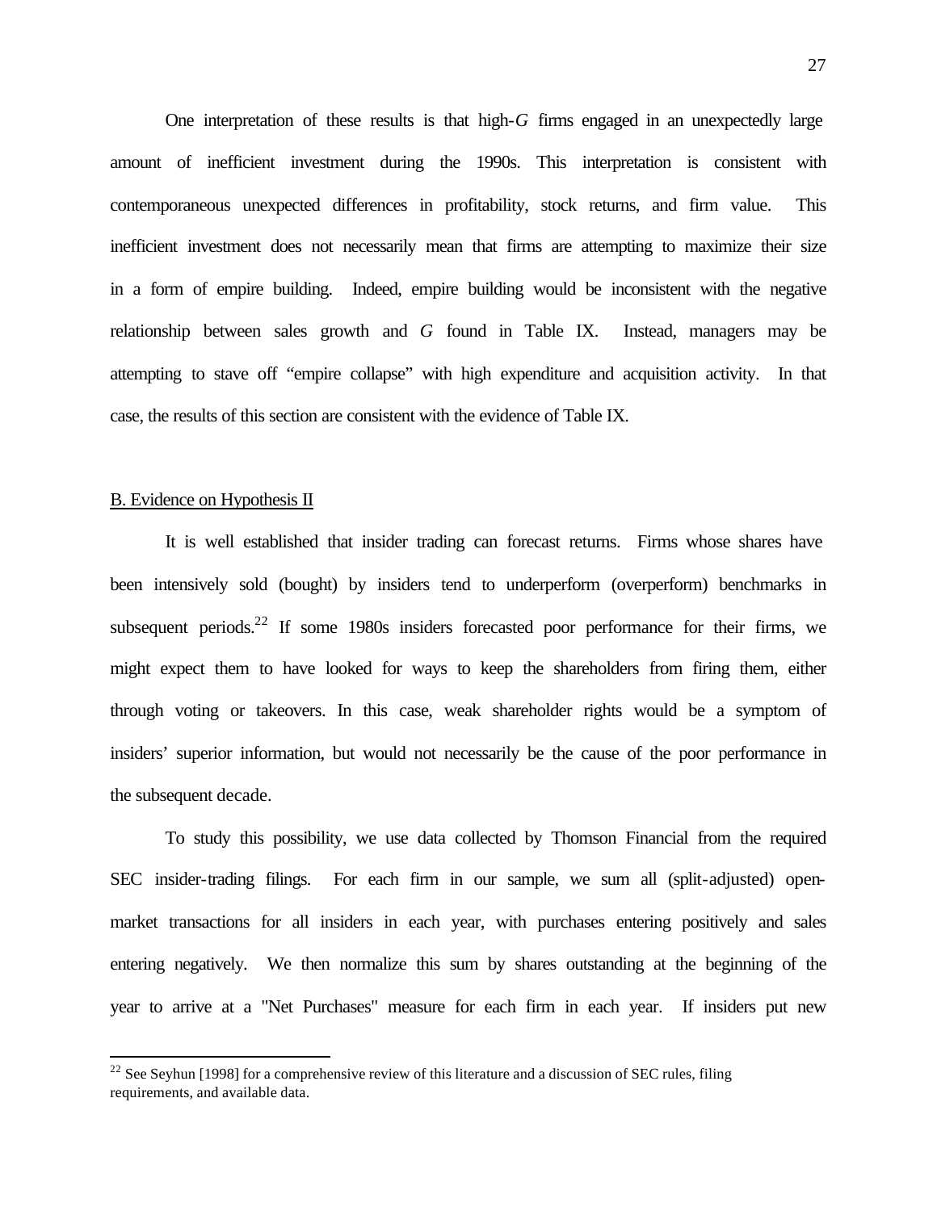One interpretation of these results is that high-*G* firms engaged in an unexpectedly large amount of inefficient investment during the 1990s. This interpretation is consistent with contemporaneous unexpected differences in profitability, stock returns, and firm value. This inefficient investment does not necessarily mean that firms are attempting to maximize their size in a form of empire building. Indeed, empire building would be inconsistent with the negative relationship between sales growth and *G* found in Table IX. Instead, managers may be attempting to stave off "empire collapse" with high expenditure and acquisition activity. In that case, the results of this section are consistent with the evidence of Table IX.

## B. Evidence on Hypothesis II

It is well established that insider trading can forecast returns. Firms whose shares have been intensively sold (bought) by insiders tend to underperform (overperform) benchmarks in subsequent periods.[22] If some 1980s insiders forecasted poor performance for their firms, we might expect them to have looked for ways to keep the shareholders from firing them, either through voting or takeovers. In this case, weak shareholder rights would be a symptom of insiders' superior information, but would not necessarily be the cause of the poor performance in the subsequent decade.

To study this possibility, we use data collected by Thomson Financial from the required SEC insider-trading filings. For each firm in our sample, we sum all (split-adjusted) open-market transactions for all insiders in each year, with purchases entering positively and sales entering negatively. We then normalize this sum by shares outstanding at the beginning of the year to arrive at a "Net Purchases" measure for each firm in each year. If insiders put new

[22] See Seyhun [1998] for a comprehensive review of this literature and a discussion of SEC rules, filing requirements, and available data.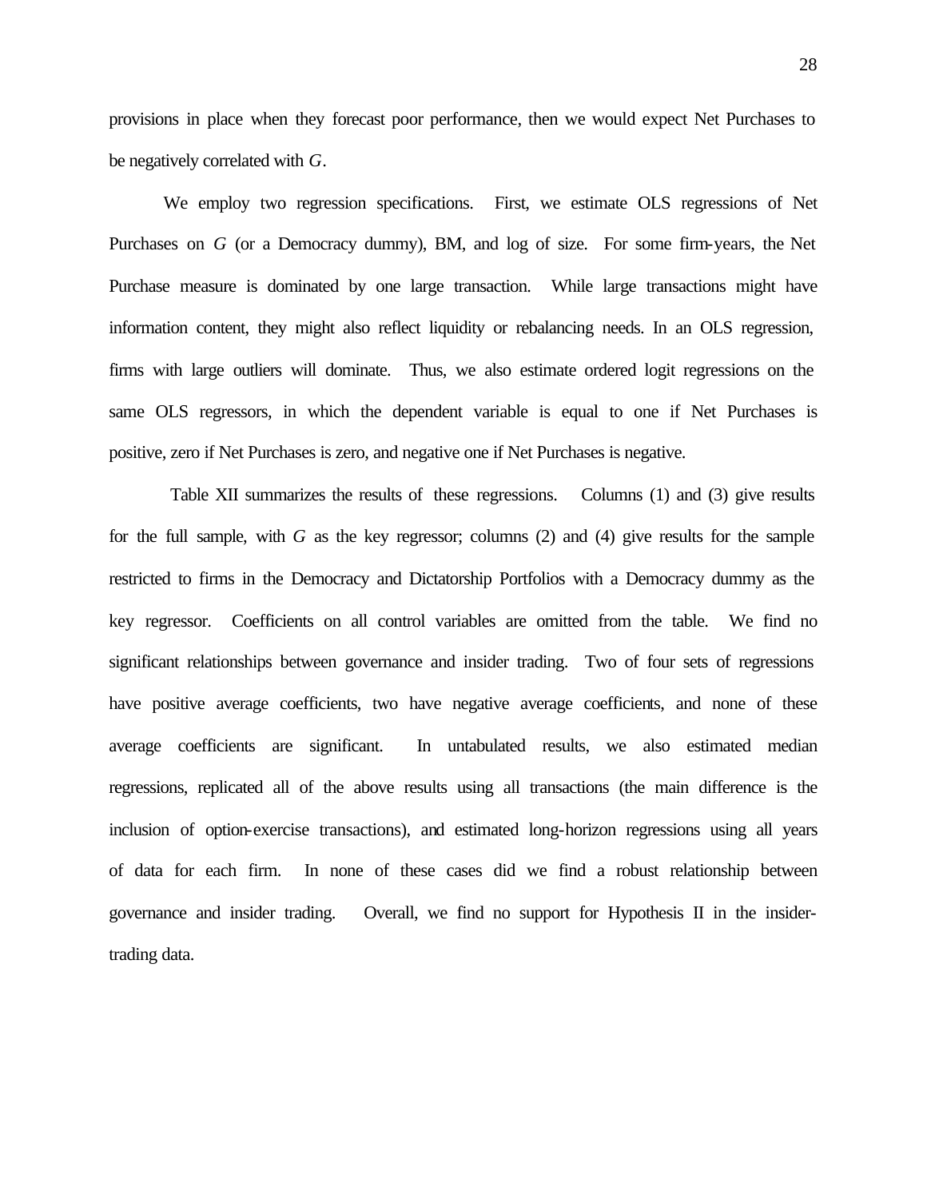provisions in place when they forecast poor performance, then we would expect Net Purchases to be negatively correlated with *G*.

We employ two regression specifications. First, we estimate OLS regressions of Net Purchases on *G* (or a Democracy dummy), BM, and log of size. For some firm-years, the Net Purchase measure is dominated by one large transaction. While large transactions might have information content, they might also reflect liquidity or rebalancing needs. In an OLS regression, firms with large outliers will dominate. Thus, we also estimate ordered logit regressions on the same OLS regressors, in which the dependent variable is equal to one if Net Purchases is positive, zero if Net Purchases is zero, and negative one if Net Purchases is negative.

Table XII summarizes the results of these regressions. Columns (1) and (3) give results for the full sample, with *G* as the key regressor; columns (2) and (4) give results for the sample restricted to firms in the Democracy and Dictatorship Portfolios with a Democracy dummy as the key regressor. Coefficients on all control variables are omitted from the table. We find no significant relationships between governance and insider trading. Two of four sets of regressions have positive average coefficients, two have negative average coefficients, and none of these average coefficients are significant. In untabulated results, we also estimated median regressions, replicated all of the above results using all transactions (the main difference is the inclusion of option-exercise transactions), and estimated long-horizon regressions using all years of data for each firm. In none of these cases did we find a robust relationship between governance and insider trading. Overall, we find no support for Hypothesis II in the insider-trading data.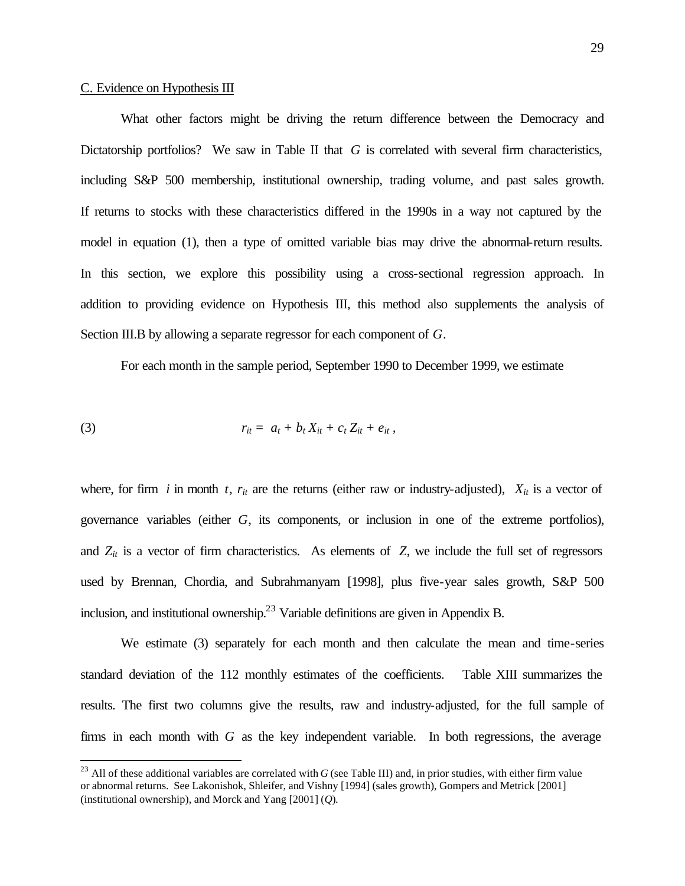C. Evidence on Hypothesis III

What other factors might be driving the return difference between the Democracy and Dictatorship portfolios? We saw in Table II that $G$ is correlated with several firm characteristics, including S&P 500 membership, institutional ownership, trading volume, and past sales growth. If returns to stocks with these characteristics differed in the 1990s in a way not captured by the model in equation (1), then a type of omitted variable bias may drive the abnormal-return results. In this section, we explore this possibility using a cross-sectional regression approach. In addition to providing evidence on Hypothesis III, this method also supplements the analysis of Section III.B by allowing a separate regressor for each component of $G$.

For each month in the sample period, September 1990 to December 1999, we estimate

$$(3) \qquad r_{it} = a_t + b_t X_{it} + c_t Z_{it} + e_{it} ,$$

where, for firm $i$ in month $t$, $r_{it}$ are the returns (either raw or industry-adjusted), $X_{it}$ is a vector of governance variables (either $G$, its components, or inclusion in one of the extreme portfolios), and $Z_{it}$ is a vector of firm characteristics. As elements of $Z$, we include the full set of regressors used by Brennan, Chordia, and Subrahmanyam [1998], plus five-year sales growth, S&P 500 inclusion, and institutional ownership.[23] Variable definitions are given in Appendix B.

We estimate (3) separately for each month and then calculate the mean and time-series standard deviation of the 112 monthly estimates of the coefficients. Table XIII summarizes the results. The first two columns give the results, raw and industry-adjusted, for the full sample of firms in each month with $G$ as the key independent variable. In both regressions, the average

[23] All of these additional variables are correlated with $G$ (see Table III) and, in prior studies, with either firm value or abnormal returns. See Lakonishok, Shleifer, and Vishny [1994] (sales growth), Gompers and Metrick [2001] (institutional ownership), and Morck and Yang [2001] ($Q$).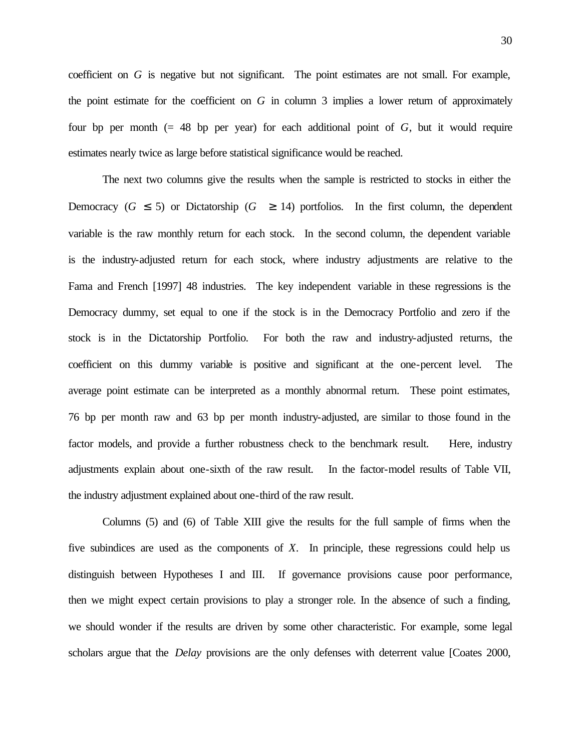coefficient on $G$ is negative but not significant. The point estimates are not small. For example, the point estimate for the coefficient on $G$ in column 3 implies a lower return of approximately four bp per month (= 48 bp per year) for each additional point of $G$, but it would require estimates nearly twice as large before statistical significance would be reached.

The next two columns give the results when the sample is restricted to stocks in either the Democracy ($G \leq 5$) or Dictatorship ($G \geq 14$) portfolios. In the first column, the dependent variable is the raw monthly return for each stock. In the second column, the dependent variable is the industry-adjusted return for each stock, where industry adjustments are relative to the Fama and French [1997] 48 industries. The key independent variable in these regressions is the Democracy dummy, set equal to one if the stock is in the Democracy Portfolio and zero if the stock is in the Dictatorship Portfolio. For both the raw and industry-adjusted returns, the coefficient on this dummy variable is positive and significant at the one-percent level. The average point estimate can be interpreted as a monthly abnormal return. These point estimates, 76 bp per month raw and 63 bp per month industry-adjusted, are similar to those found in the factor models, and provide a further robustness check to the benchmark result. Here, industry adjustments explain about one-sixth of the raw result. In the factor-model results of Table VII, the industry adjustment explained about one-third of the raw result.

Columns (5) and (6) of Table XIII give the results for the full sample of firms when the five subindices are used as the components of $X$. In principle, these regressions could help us distinguish between Hypotheses I and III. If governance provisions cause poor performance, then we might expect certain provisions to play a stronger role. In the absence of such a finding, we should wonder if the results are driven by some other characteristic. For example, some legal scholars argue that the *Delay* provisions are the only defenses with deterrent value [Coates 2000,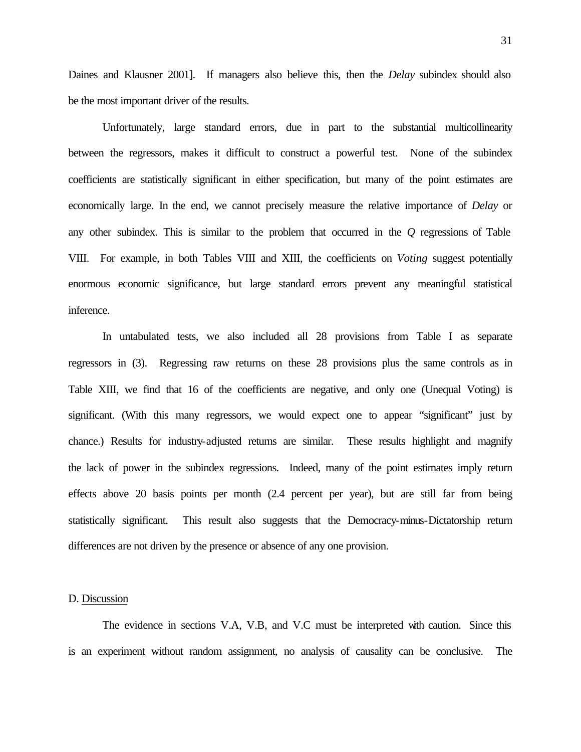Daines and Klausner 2001]. If managers also believe this, then the *Delay* subindex should also be the most important driver of the results.

Unfortunately, large standard errors, due in part to the substantial multicollinearity between the regressors, makes it difficult to construct a powerful test. None of the subindex coefficients are statistically significant in either specification, but many of the point estimates are economically large. In the end, we cannot precisely measure the relative importance of *Delay* or any other subindex. This is similar to the problem that occurred in the *Q* regressions of Table VIII. For example, in both Tables VIII and XIII, the coefficients on *Voting* suggest potentially enormous economic significance, but large standard errors prevent any meaningful statistical inference.

In untabulated tests, we also included all 28 provisions from Table I as separate regressors in (3). Regressing raw returns on these 28 provisions plus the same controls as in Table XIII, we find that 16 of the coefficients are negative, and only one (Unequal Voting) is significant. (With this many regressors, we would expect one to appear "significant" just by chance.) Results for industry-adjusted returns are similar. These results highlight and magnify the lack of power in the subindex regressions. Indeed, many of the point estimates imply return effects above 20 basis points per month (2.4 percent per year), but are still far from being statistically significant. This result also suggests that the Democracy-minus-Dictatorship return differences are not driven by the presence or absence of any one provision.

### D. Discussion

The evidence in sections V.A, V.B, and V.C must be interpreted with caution. Since this is an experiment without random assignment, no analysis of causality can be conclusive. The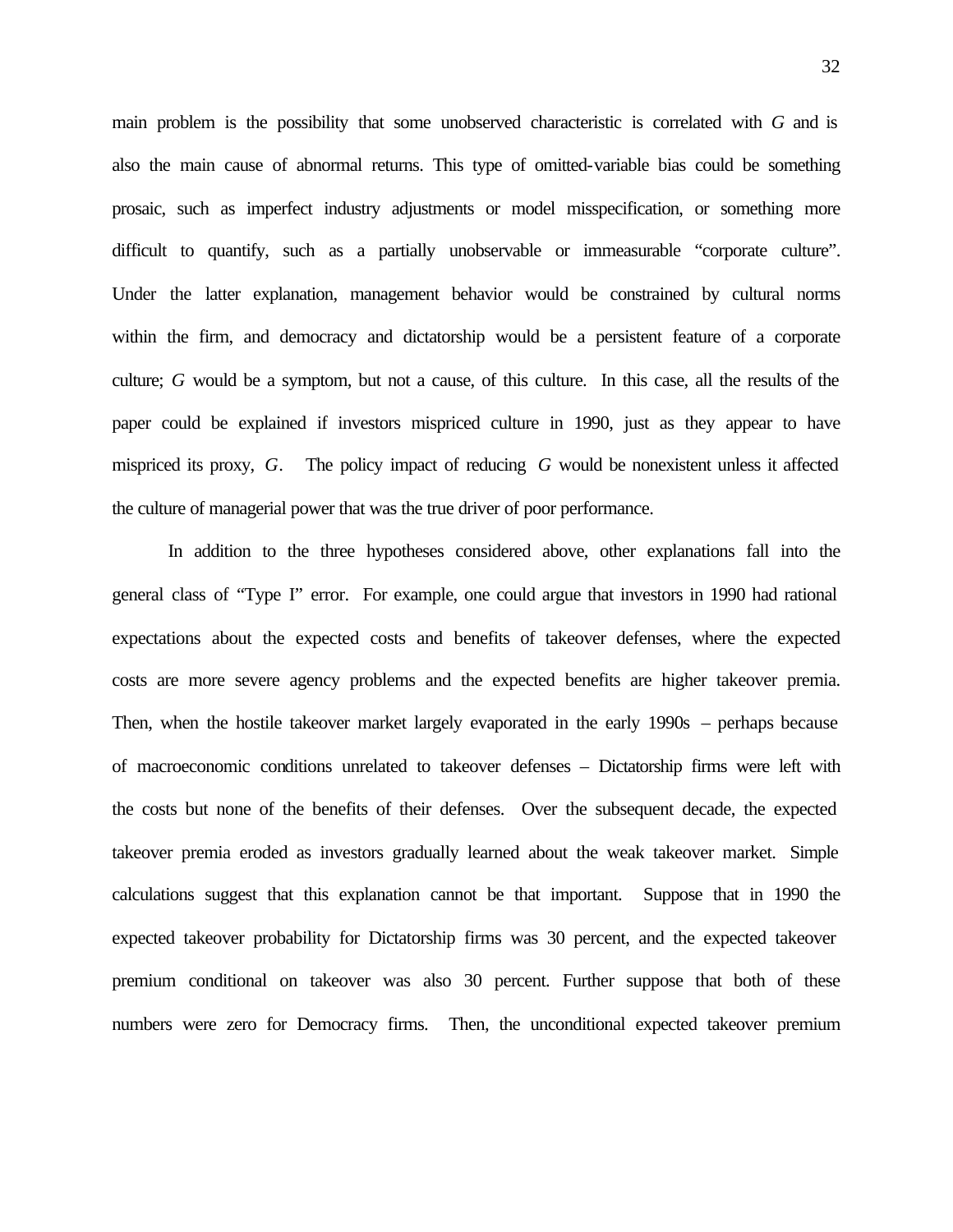main problem is the possibility that some unobserved characteristic is correlated with $G$ and is also the main cause of abnormal returns. This type of omitted-variable bias could be something prosaic, such as imperfect industry adjustments or model misspecification, or something more difficult to quantify, such as a partially unobservable or immeasurable "corporate culture". Under the latter explanation, management behavior would be constrained by cultural norms within the firm, and democracy and dictatorship would be a persistent feature of a corporate culture; $G$ would be a symptom, but not a cause, of this culture. In this case, all the results of the paper could be explained if investors mispriced culture in 1990, just as they appear to have mispriced its proxy, $G$. The policy impact of reducing $G$ would be nonexistent unless it affected the culture of managerial power that was the true driver of poor performance.

In addition to the three hypotheses considered above, other explanations fall into the general class of "Type I" error. For example, one could argue that investors in 1990 had rational expectations about the expected costs and benefits of takeover defenses, where the expected costs are more severe agency problems and the expected benefits are higher takeover premia. Then, when the hostile takeover market largely evaporated in the early 1990s – perhaps because of macroeconomic conditions unrelated to takeover defenses – Dictatorship firms were left with the costs but none of the benefits of their defenses. Over the subsequent decade, the expected takeover premia eroded as investors gradually learned about the weak takeover market. Simple calculations suggest that this explanation cannot be that important. Suppose that in 1990 the expected takeover probability for Dictatorship firms was 30 percent, and the expected takeover premium conditional on takeover was also 30 percent. Further suppose that both of these numbers were zero for Democracy firms. Then, the unconditional expected takeover premium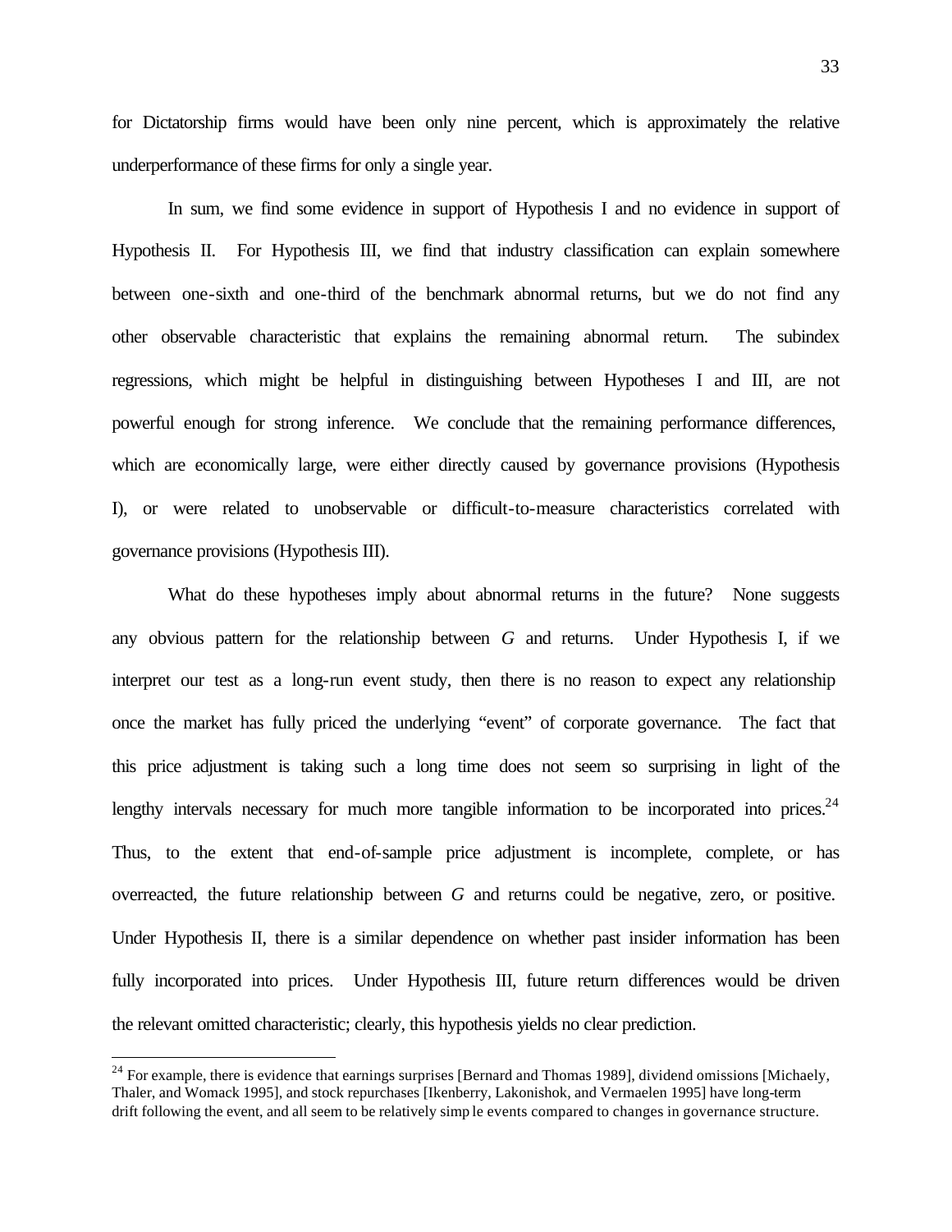for Dictatorship firms would have been only nine percent, which is approximately the relative underperformance of these firms for only a single year.

In sum, we find some evidence in support of Hypothesis I and no evidence in support of Hypothesis II. For Hypothesis III, we find that industry classification can explain somewhere between one-sixth and one-third of the benchmark abnormal returns, but we do not find any other observable characteristic that explains the remaining abnormal return. The subindex regressions, which might be helpful in distinguishing between Hypotheses I and III, are not powerful enough for strong inference. We conclude that the remaining performance differences, which are economically large, were either directly caused by governance provisions (Hypothesis I), or were related to unobservable or difficult-to-measure characteristics correlated with governance provisions (Hypothesis III).

What do these hypotheses imply about abnormal returns in the future? None suggests any obvious pattern for the relationship between *G* and returns. Under Hypothesis I, if we interpret our test as a long-run event study, then there is no reason to expect any relationship once the market has fully priced the underlying "event" of corporate governance. The fact that this price adjustment is taking such a long time does not seem so surprising in light of the lengthy intervals necessary for much more tangible information to be incorporated into prices.[24] Thus, to the extent that end-of-sample price adjustment is incomplete, complete, or has overreacted, the future relationship between *G* and returns could be negative, zero, or positive. Under Hypothesis II, there is a similar dependence on whether past insider information has been fully incorporated into prices. Under Hypothesis III, future return differences would be driven the relevant omitted characteristic; clearly, this hypothesis yields no clear prediction.

---

[24] For example, there is evidence that earnings surprises [Bernard and Thomas 1989], dividend omissions [Michaely, Thaler, and Womack 1995], and stock repurchases [Ikenberry, Lakonishok, and Vermaelen 1995] have long-term drift following the event, and all seem to be relatively simple events compared to changes in governance structure.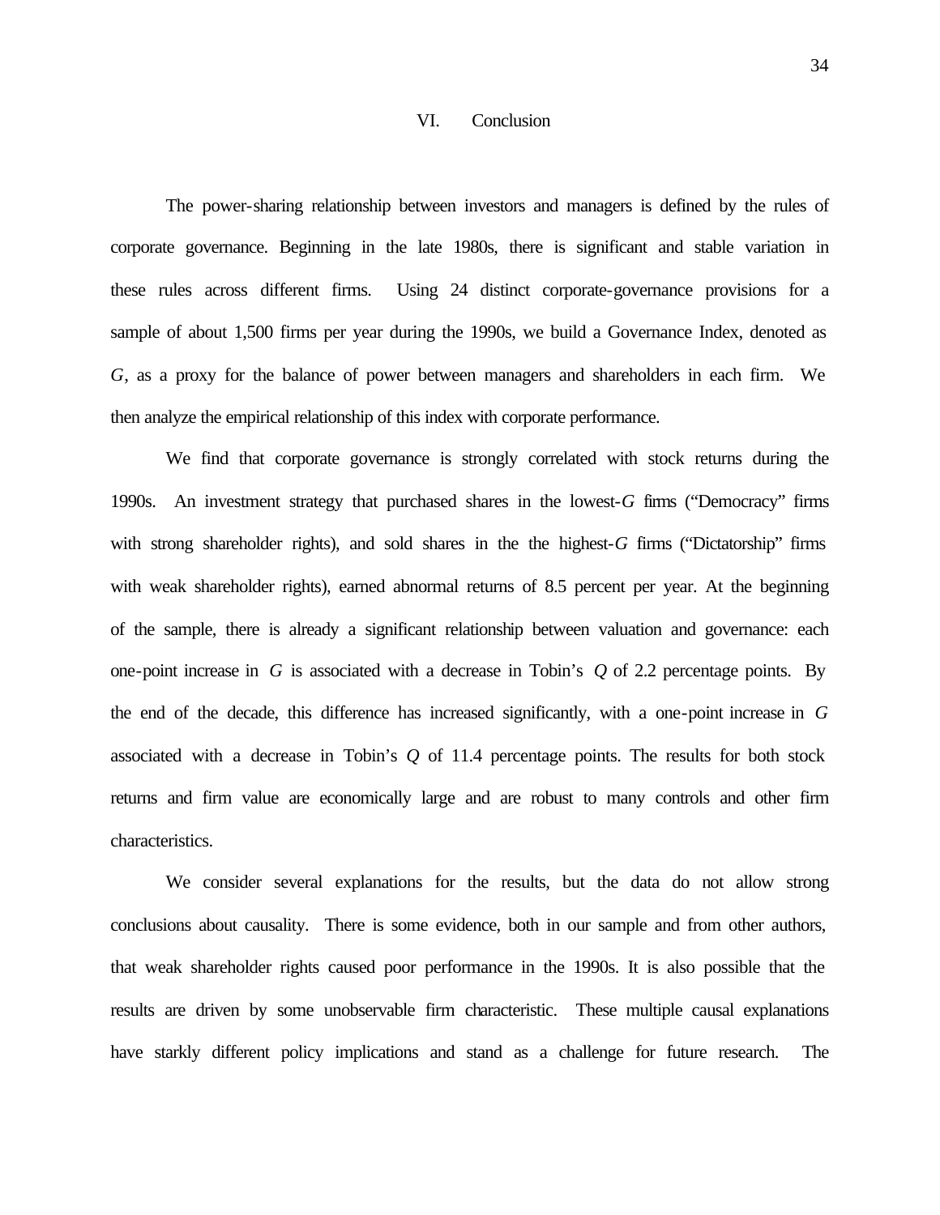## VI. Conclusion

The power-sharing relationship between investors and managers is defined by the rules of corporate governance. Beginning in the late 1980s, there is significant and stable variation in these rules across different firms. Using 24 distinct corporate-governance provisions for a sample of about 1,500 firms per year during the 1990s, we build a Governance Index, denoted as $G$, as a proxy for the balance of power between managers and shareholders in each firm. We then analyze the empirical relationship of this index with corporate performance.

We find that corporate governance is strongly correlated with stock returns during the 1990s. An investment strategy that purchased shares in the lowest-$G$ firms ("Democracy" firms with strong shareholder rights), and sold shares in the the highest-$G$ firms ("Dictatorship" firms with weak shareholder rights), earned abnormal returns of 8.5 percent per year. At the beginning of the sample, there is already a significant relationship between valuation and governance: each one-point increase in $G$ is associated with a decrease in Tobin's $Q$ of 2.2 percentage points. By the end of the decade, this difference has increased significantly, with a one-point increase in $G$ associated with a decrease in Tobin's $Q$ of 11.4 percentage points. The results for both stock returns and firm value are economically large and are robust to many controls and other firm characteristics.

We consider several explanations for the results, but the data do not allow strong conclusions about causality. There is some evidence, both in our sample and from other authors, that weak shareholder rights caused poor performance in the 1990s. It is also possible that the results are driven by some unobservable firm characteristic. These multiple causal explanations have starkly different policy implications and stand as a challenge for future research. The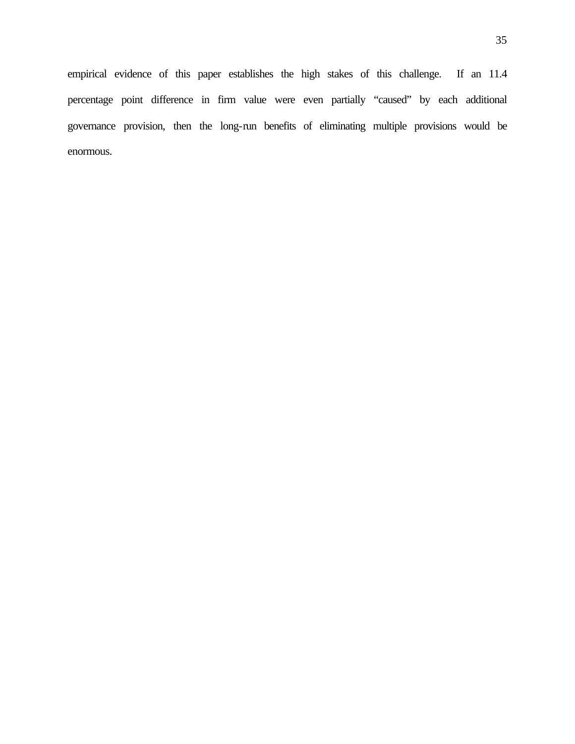empirical evidence of this paper establishes the high stakes of this challenge. If an 11.4 percentage point difference in firm value were even partially “caused” by each additional governance provision, then the long-run benefits of eliminating multiple provisions would be enormous.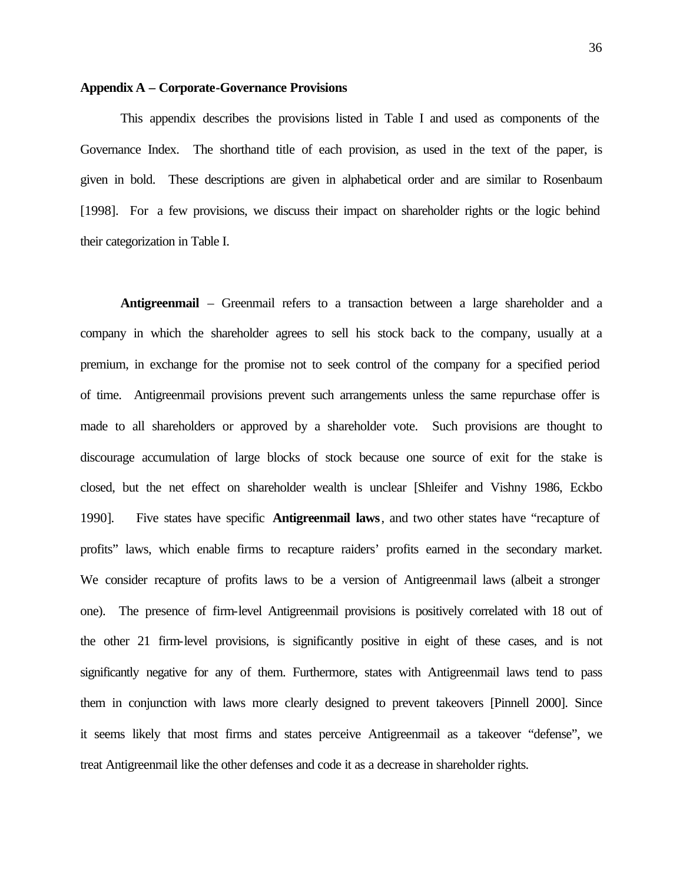**Appendix A – Corporate-Governance Provisions**

This appendix describes the provisions listed in Table I and used as components of the Governance Index. The shorthand title of each provision, as used in the text of the paper, is given in bold. These descriptions are given in alphabetical order and are similar to Rosenbaum [1998]. For a few provisions, we discuss their impact on shareholder rights or the logic behind their categorization in Table I.

**Antigreenmail** – Greenmail refers to a transaction between a large shareholder and a company in which the shareholder agrees to sell his stock back to the company, usually at a premium, in exchange for the promise not to seek control of the company for a specified period of time. Antigreenmail provisions prevent such arrangements unless the same repurchase offer is made to all shareholders or approved by a shareholder vote. Such provisions are thought to discourage accumulation of large blocks of stock because one source of exit for the stake is closed, but the net effect on shareholder wealth is unclear [Shleifer and Vishny 1986, Eckbo 1990]. Five states have specific **Antigreenmail laws**, and two other states have "recapture of profits" laws, which enable firms to recapture raiders' profits earned in the secondary market. We consider recapture of profits laws to be a version of Antigreenmail laws (albeit a stronger one). The presence of firm-level Antigreenmail provisions is positively correlated with 18 out of the other 21 firm-level provisions, is significantly positive in eight of these cases, and is not significantly negative for any of them. Furthermore, states with Antigreenmail laws tend to pass them in conjunction with laws more clearly designed to prevent takeovers [Pinnell 2000]. Since it seems likely that most firms and states perceive Antigreenmail as a takeover "defense", we treat Antigreenmail like the other defenses and code it as a decrease in shareholder rights.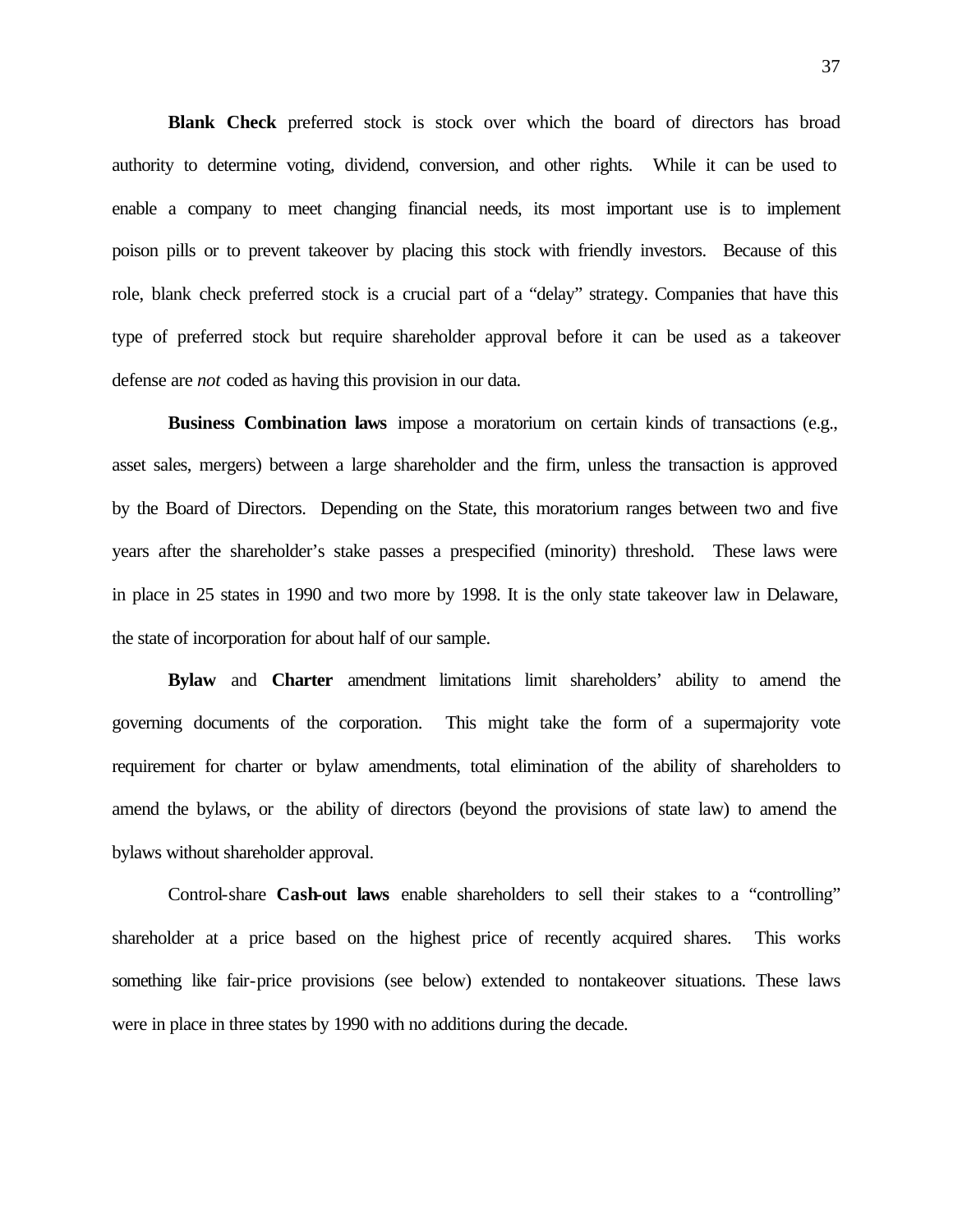**Blank Check** preferred stock is stock over which the board of directors has broad authority to determine voting, dividend, conversion, and other rights. While it can be used to enable a company to meet changing financial needs, its most important use is to implement poison pills or to prevent takeover by placing this stock with friendly investors. Because of this role, blank check preferred stock is a crucial part of a "delay" strategy. Companies that have this type of preferred stock but require shareholder approval before it can be used as a takeover defense are *not* coded as having this provision in our data.

**Business Combination laws** impose a moratorium on certain kinds of transactions (e.g., asset sales, mergers) between a large shareholder and the firm, unless the transaction is approved by the Board of Directors. Depending on the State, this moratorium ranges between two and five years after the shareholder's stake passes a prespecified (minority) threshold. These laws were in place in 25 states in 1990 and two more by 1998. It is the only state takeover law in Delaware, the state of incorporation for about half of our sample.

**Bylaw** and **Charter** amendment limitations limit shareholders' ability to amend the governing documents of the corporation. This might take the form of a supermajority vote requirement for charter or bylaw amendments, total elimination of the ability of shareholders to amend the bylaws, or the ability of directors (beyond the provisions of state law) to amend the bylaws without shareholder approval.

Control-share **Cash-out laws** enable shareholders to sell their stakes to a "controlling" shareholder at a price based on the highest price of recently acquired shares. This works something like fair-price provisions (see below) extended to nontakeover situations. These laws were in place in three states by 1990 with no additions during the decade.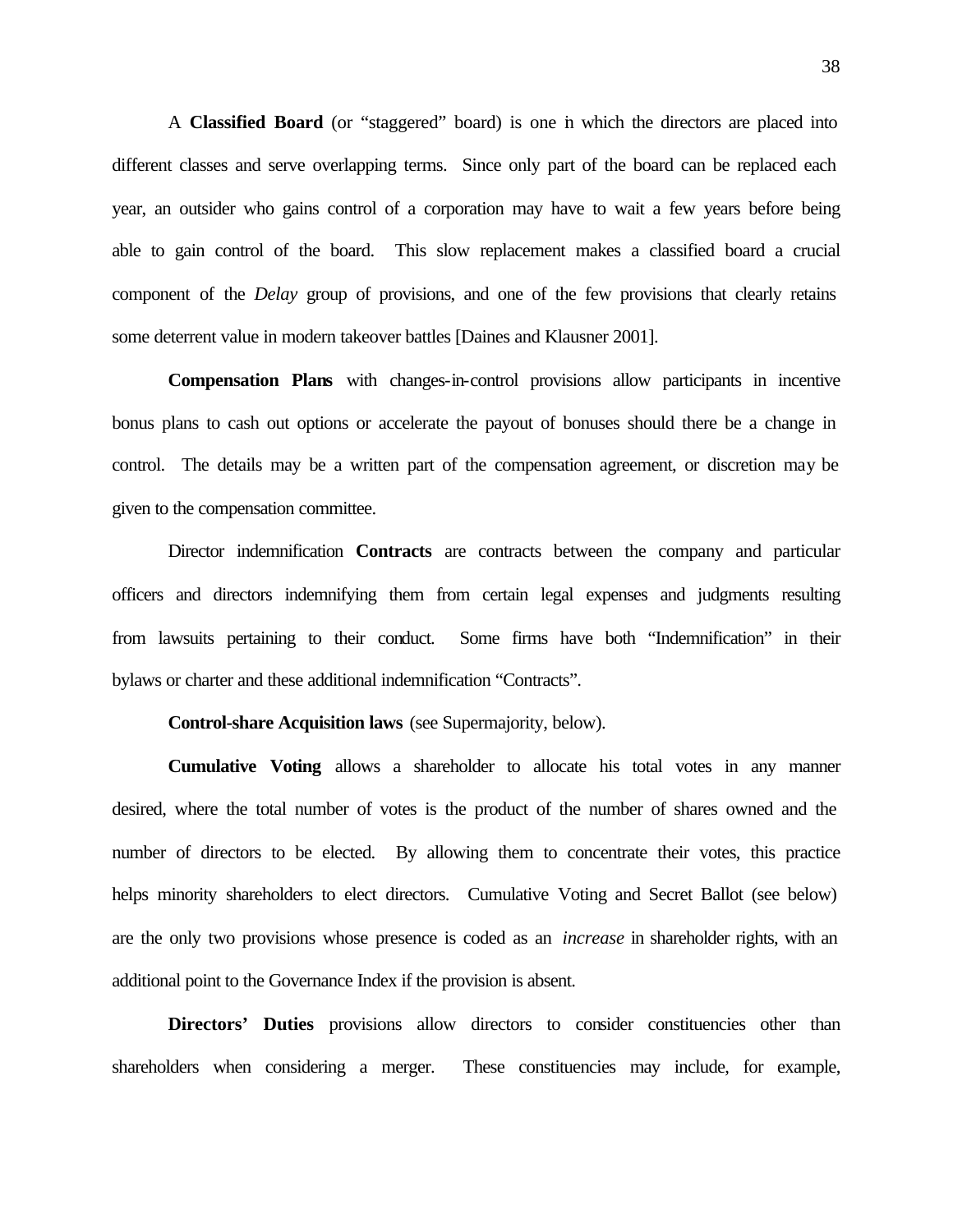A **Classified Board** (or “staggered” board) is one in which the directors are placed into different classes and serve overlapping terms. Since only part of the board can be replaced each year, an outsider who gains control of a corporation may have to wait a few years before being able to gain control of the board. This slow replacement makes a classified board a crucial component of the *Delay* group of provisions, and one of the few provisions that clearly retains some deterrent value in modern takeover battles [Daines and Klausner 2001].

**Compensation Plans** with changes-in-control provisions allow participants in incentive bonus plans to cash out options or accelerate the payout of bonuses should there be a change in control. The details may be a written part of the compensation agreement, or discretion may be given to the compensation committee.

Director indemnification **Contracts** are contracts between the company and particular officers and directors indemnifying them from certain legal expenses and judgments resulting from lawsuits pertaining to their conduct. Some firms have both “Indemnification” in their bylaws or charter and these additional indemnification “Contracts”.

**Control-share Acquisition laws** (see Supermajority, below).

**Cumulative Voting** allows a shareholder to allocate his total votes in any manner desired, where the total number of votes is the product of the number of shares owned and the number of directors to be elected. By allowing them to concentrate their votes, this practice helps minority shareholders to elect directors. Cumulative Voting and Secret Ballot (see below) are the only two provisions whose presence is coded as an *increase* in shareholder rights, with an additional point to the Governance Index if the provision is absent.

**Directors’ Duties** provisions allow directors to consider constituencies other than shareholders when considering a merger. These constituencies may include, for example,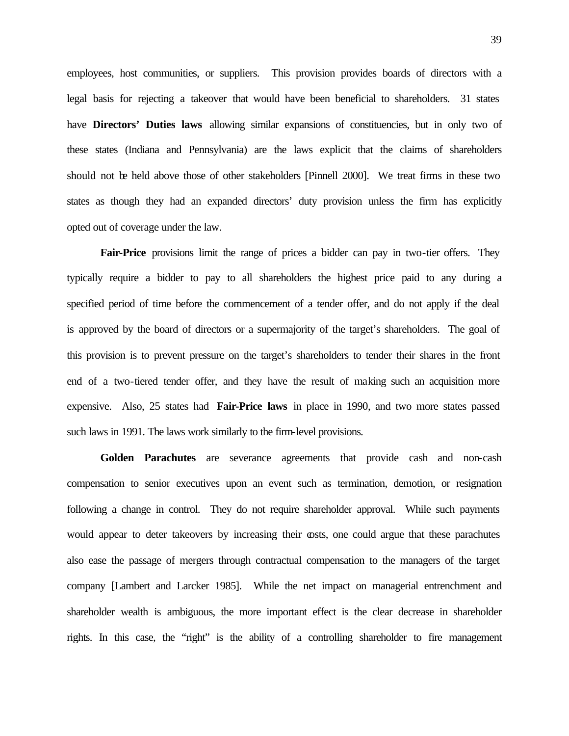employees, host communities, or suppliers. This provision provides boards of directors with a legal basis for rejecting a takeover that would have been beneficial to shareholders. 31 states have **Directors' Duties laws** allowing similar expansions of constituencies, but in only two of these states (Indiana and Pennsylvania) are the laws explicit that the claims of shareholders should not be held above those of other stakeholders [Pinnell 2000]. We treat firms in these two states as though they had an expanded directors' duty provision unless the firm has explicitly opted out of coverage under the law.

**Fair-Price** provisions limit the range of prices a bidder can pay in two-tier offers. They typically require a bidder to pay to all shareholders the highest price paid to any during a specified period of time before the commencement of a tender offer, and do not apply if the deal is approved by the board of directors or a supermajority of the target's shareholders. The goal of this provision is to prevent pressure on the target's shareholders to tender their shares in the front end of a two-tiered tender offer, and they have the result of making such an acquisition more expensive. Also, 25 states had **Fair-Price laws** in place in 1990, and two more states passed such laws in 1991. The laws work similarly to the firm-level provisions.

**Golden Parachutes** are severance agreements that provide cash and non-cash compensation to senior executives upon an event such as termination, demotion, or resignation following a change in control. They do not require shareholder approval. While such payments would appear to deter takeovers by increasing their costs, one could argue that these parachutes also ease the passage of mergers through contractual compensation to the managers of the target company [Lambert and Larcker 1985]. While the net impact on managerial entrenchment and shareholder wealth is ambiguous, the more important effect is the clear decrease in shareholder rights. In this case, the "right" is the ability of a controlling shareholder to fire management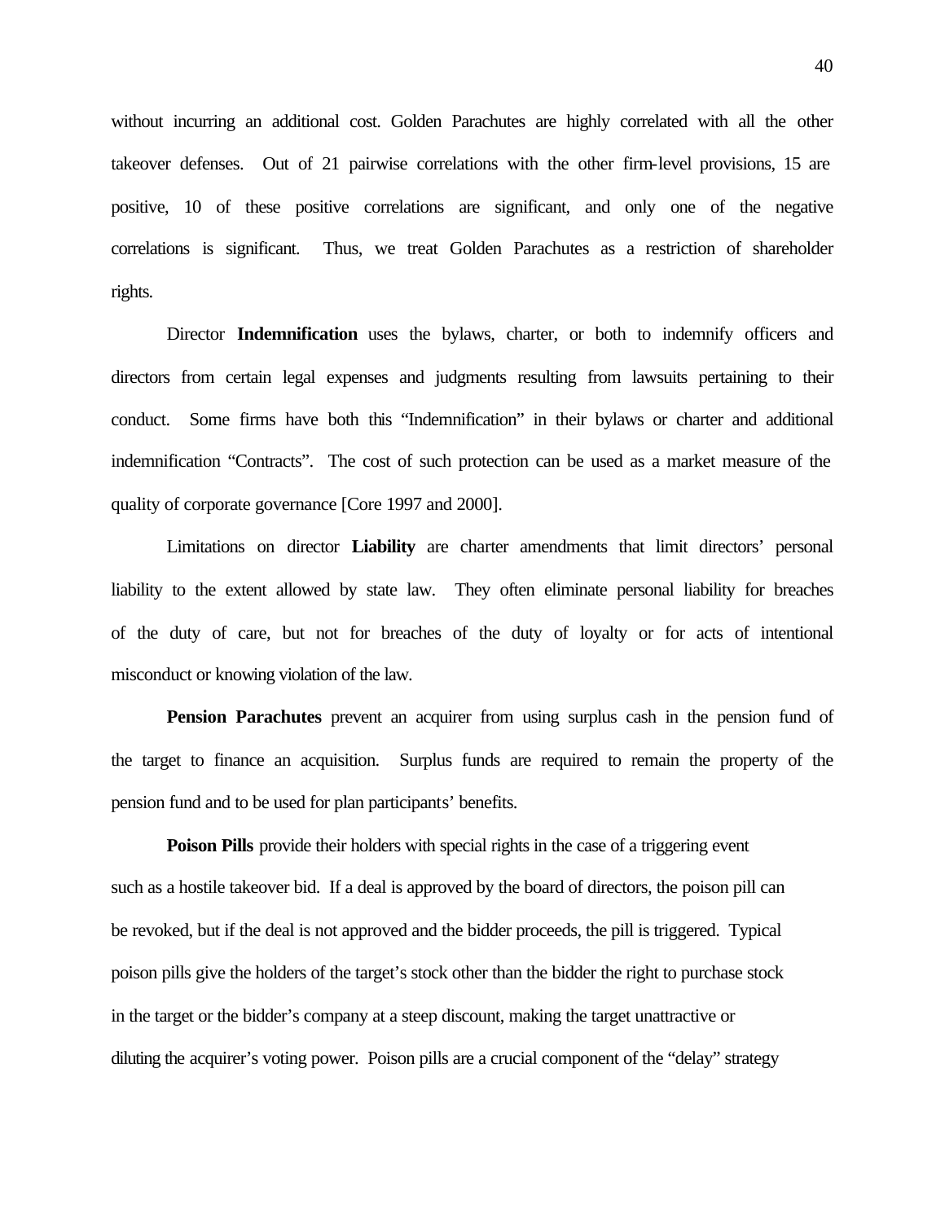without incurring an additional cost. Golden Parachutes are highly correlated with all the other takeover defenses. Out of 21 pairwise correlations with the other firm-level provisions, 15 are positive, 10 of these positive correlations are significant, and only one of the negative correlations is significant. Thus, we treat Golden Parachutes as a restriction of shareholder rights.

Director **Indemnification** uses the bylaws, charter, or both to indemnify officers and directors from certain legal expenses and judgments resulting from lawsuits pertaining to their conduct. Some firms have both this "Indemnification" in their bylaws or charter and additional indemnification "Contracts". The cost of such protection can be used as a market measure of the quality of corporate governance [Core 1997 and 2000].

Limitations on director **Liability** are charter amendments that limit directors' personal liability to the extent allowed by state law. They often eliminate personal liability for breaches of the duty of care, but not for breaches of the duty of loyalty or for acts of intentional misconduct or knowing violation of the law.

**Pension Parachutes** prevent an acquirer from using surplus cash in the pension fund of the target to finance an acquisition. Surplus funds are required to remain the property of the pension fund and to be used for plan participants' benefits.

**Poison Pills** provide their holders with special rights in the case of a triggering event such as a hostile takeover bid. If a deal is approved by the board of directors, the poison pill can be revoked, but if the deal is not approved and the bidder proceeds, the pill is triggered. Typical poison pills give the holders of the target's stock other than the bidder the right to purchase stock in the target or the bidder's company at a steep discount, making the target unattractive or diluting the acquirer's voting power. Poison pills are a crucial component of the "delay" strategy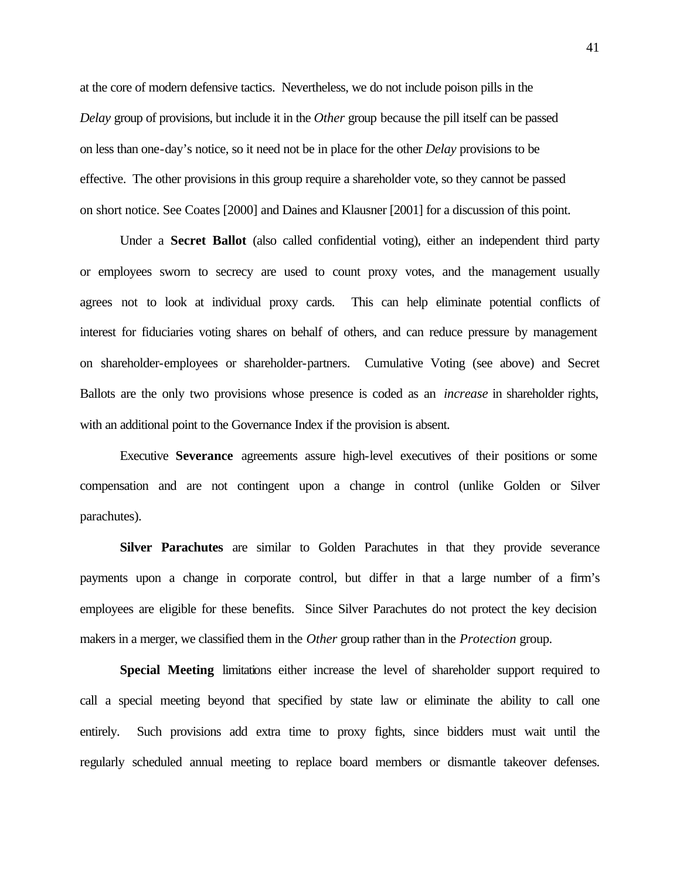at the core of modern defensive tactics. Nevertheless, we do not include poison pills in the *Delay* group of provisions, but include it in the *Other* group because the pill itself can be passed on less than one-day's notice, so it need not be in place for the other *Delay* provisions to be effective. The other provisions in this group require a shareholder vote, so they cannot be passed on short notice. See Coates [2000] and Daines and Klausner [2001] for a discussion of this point.

Under a **Secret Ballot** (also called confidential voting), either an independent third party or employees sworn to secrecy are used to count proxy votes, and the management usually agrees not to look at individual proxy cards. This can help eliminate potential conflicts of interest for fiduciaries voting shares on behalf of others, and can reduce pressure by management on shareholder-employees or shareholder-partners. Cumulative Voting (see above) and Secret Ballots are the only two provisions whose presence is coded as an *increase* in shareholder rights, with an additional point to the Governance Index if the provision is absent.

Executive **Severance** agreements assure high-level executives of their positions or some compensation and are not contingent upon a change in control (unlike Golden or Silver parachutes).

**Silver Parachutes** are similar to Golden Parachutes in that they provide severance payments upon a change in corporate control, but differ in that a large number of a firm's employees are eligible for these benefits. Since Silver Parachutes do not protect the key decision makers in a merger, we classified them in the *Other* group rather than in the *Protection* group.

**Special Meeting** limitations either increase the level of shareholder support required to call a special meeting beyond that specified by state law or eliminate the ability to call one entirely. Such provisions add extra time to proxy fights, since bidders must wait until the regularly scheduled annual meeting to replace board members or dismantle takeover defenses.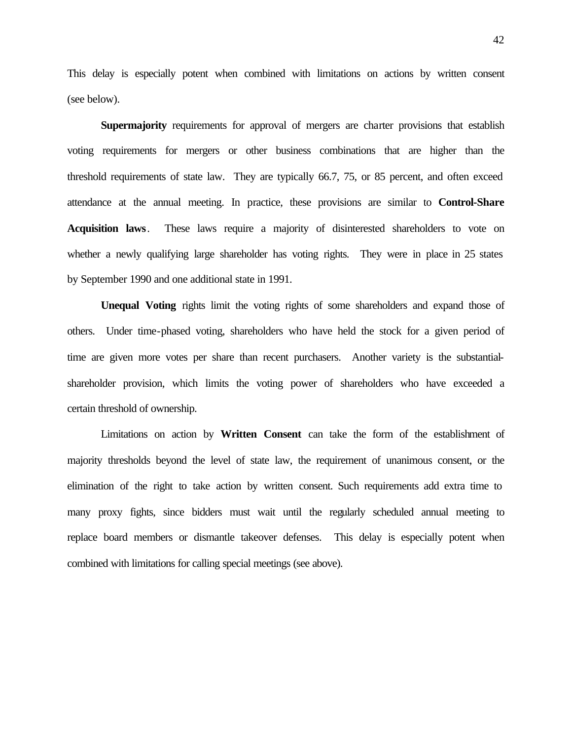This delay is especially potent when combined with limitations on actions by written consent (see below).

**Supermajority** requirements for approval of mergers are charter provisions that establish voting requirements for mergers or other business combinations that are higher than the threshold requirements of state law. They are typically 66.7, 75, or 85 percent, and often exceed attendance at the annual meeting. In practice, these provisions are similar to **Control-Share Acquisition laws**. These laws require a majority of disinterested shareholders to vote on whether a newly qualifying large shareholder has voting rights. They were in place in 25 states by September 1990 and one additional state in 1991.

**Unequal Voting** rights limit the voting rights of some shareholders and expand those of others. Under time-phased voting, shareholders who have held the stock for a given period of time are given more votes per share than recent purchasers. Another variety is the substantial-shareholder provision, which limits the voting power of shareholders who have exceeded a certain threshold of ownership.

Limitations on action by **Written Consent** can take the form of the establishment of majority thresholds beyond the level of state law, the requirement of unanimous consent, or the elimination of the right to take action by written consent. Such requirements add extra time to many proxy fights, since bidders must wait until the regularly scheduled annual meeting to replace board members or dismantle takeover defenses. This delay is especially potent when combined with limitations for calling special meetings (see above).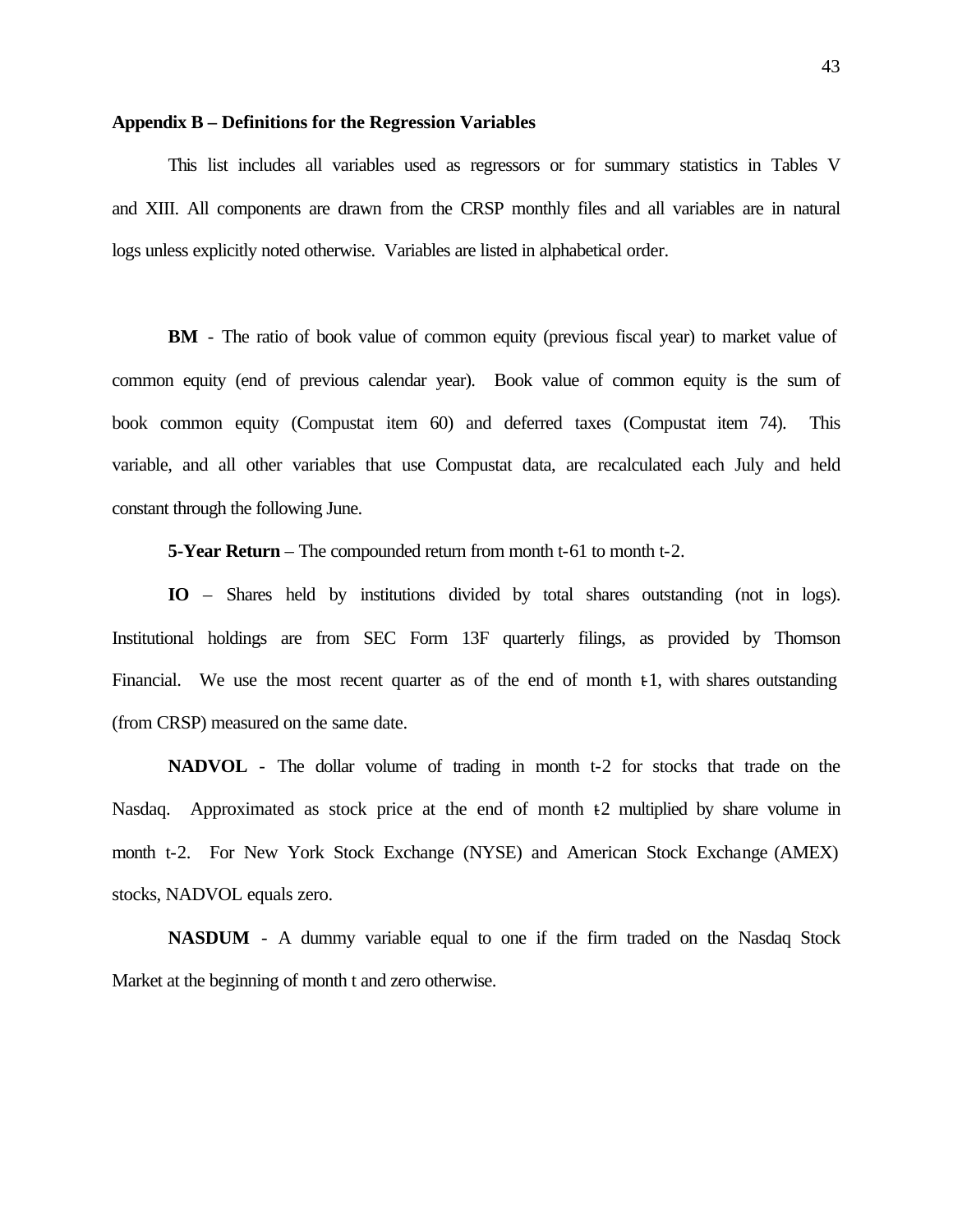**Appendix B – Definitions for the Regression Variables**

This list includes all variables used as regressors or for summary statistics in Tables V and XIII. All components are drawn from the CRSP monthly files and all variables are in natural logs unless explicitly noted otherwise. Variables are listed in alphabetical order.

**BM** - The ratio of book value of common equity (previous fiscal year) to market value of common equity (end of previous calendar year). Book value of common equity is the sum of book common equity (Compustat item 60) and deferred taxes (Compustat item 74). This variable, and all other variables that use Compustat data, are recalculated each July and held constant through the following June.

**5-Year Return** – The compounded return from month t-61 to month t-2.

**IO** – Shares held by institutions divided by total shares outstanding (not in logs). Institutional holdings are from SEC Form 13F quarterly filings, as provided by Thomson Financial. We use the most recent quarter as of the end of month t-1, with shares outstanding (from CRSP) measured on the same date.

**NADVOL** - The dollar volume of trading in month t-2 for stocks that trade on the Nasdaq. Approximated as stock price at the end of month t-2 multiplied by share volume in month t-2. For New York Stock Exchange (NYSE) and American Stock Exchange (AMEX) stocks, NADVOL equals zero.

**NASDUM** - A dummy variable equal to one if the firm traded on the Nasdaq Stock Market at the beginning of month t and zero otherwise.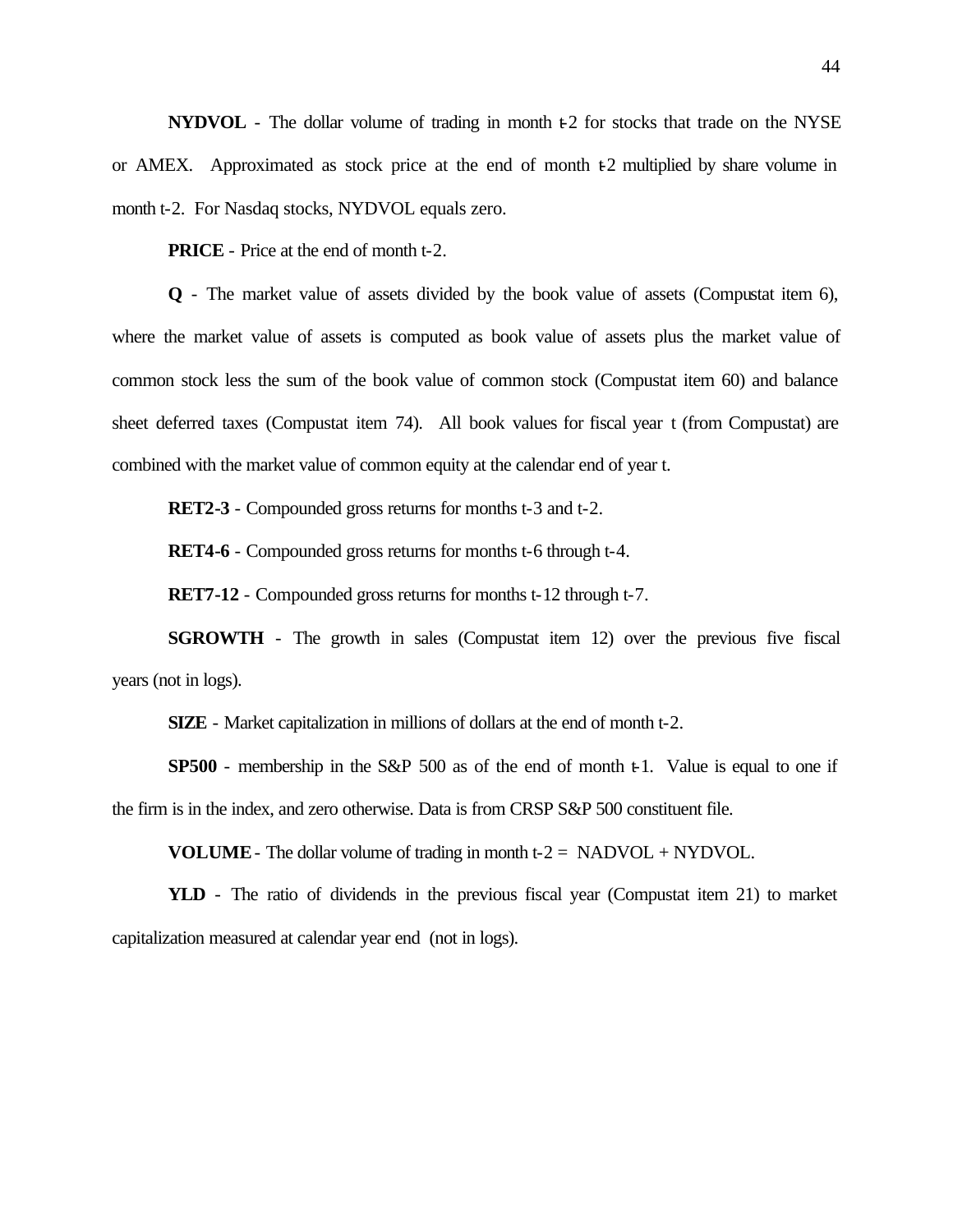**NYDVOL** - The dollar volume of trading in month t-2 for stocks that trade on the NYSE or AMEX. Approximated as stock price at the end of month t-2 multiplied by share volume in month t-2. For Nasdaq stocks, NYDVOL equals zero.

**PRICE** - Price at the end of month t-2.

**Q** - The market value of assets divided by the book value of assets (Compustat item 6), where the market value of assets is computed as book value of assets plus the market value of common stock less the sum of the book value of common stock (Compustat item 60) and balance sheet deferred taxes (Compustat item 74). All book values for fiscal year t (from Compustat) are combined with the market value of common equity at the calendar end of year t.

**RET2-3** - Compounded gross returns for months t-3 and t-2.

**RET4-6** - Compounded gross returns for months t-6 through t-4.

**RET7-12** - Compounded gross returns for months t-12 through t-7.

**SGROWTH** - The growth in sales (Compustat item 12) over the previous five fiscal years (not in logs).

**SIZE** - Market capitalization in millions of dollars at the end of month t-2.

**SP500** - membership in the S&P 500 as of the end of month t-1. Value is equal to one if the firm is in the index, and zero otherwise. Data is from CRSP S&P 500 constituent file.

**VOLUME** - The dollar volume of trading in month t-2 = NADVOL + NYDVOL.

**YLD** - The ratio of dividends in the previous fiscal year (Compustat item 21) to market capitalization measured at calendar year end (not in logs).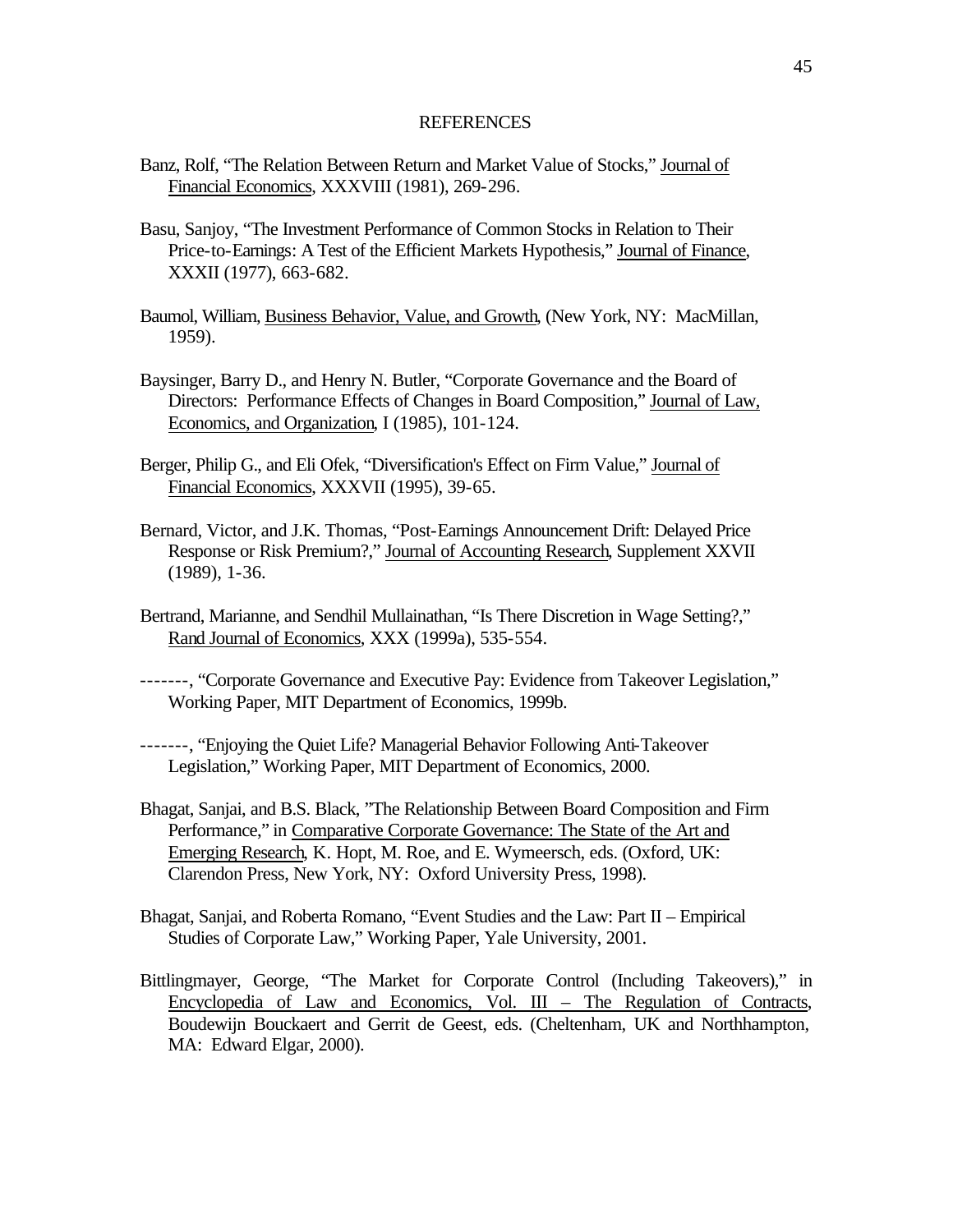## REFERENCES

Banz, Rolf, "The Relation Between Return and Market Value of Stocks," Journal of Financial Economics, XXXVIII (1981), 269-296.

Basu, Sanjoy, "The Investment Performance of Common Stocks in Relation to Their Price-to-Earnings: A Test of the Efficient Markets Hypothesis," Journal of Finance, XXXII (1977), 663-682.

Baumol, William, Business Behavior, Value, and Growth, (New York, NY: MacMillan, 1959).

Baysinger, Barry D., and Henry N. Butler, "Corporate Governance and the Board of Directors: Performance Effects of Changes in Board Composition," Journal of Law, Economics, and Organization, I (1985), 101-124.

Berger, Philip G., and Eli Ofek, "Diversification's Effect on Firm Value," Journal of Financial Economics, XXXVII (1995), 39-65.

Bernard, Victor, and J.K. Thomas, "Post-Earnings Announcement Drift: Delayed Price Response or Risk Premium?," Journal of Accounting Research, Supplement XXVII (1989), 1-36.

Bertrand, Marianne, and Sendhil Mullainathan, "Is There Discretion in Wage Setting?," Rand Journal of Economics, XXX (1999a), 535-554.

-------, "Corporate Governance and Executive Pay: Evidence from Takeover Legislation," Working Paper, MIT Department of Economics, 1999b.

-------, "Enjoying the Quiet Life? Managerial Behavior Following Anti-Takeover Legislation," Working Paper, MIT Department of Economics, 2000.

Bhagat, Sanjai, and B.S. Black, "The Relationship Between Board Composition and Firm Performance," in Comparative Corporate Governance: The State of the Art and Emerging Research, K. Hopt, M. Roe, and E. Wymeersch, eds. (Oxford, UK: Clarendon Press, New York, NY: Oxford University Press, 1998).

Bhagat, Sanjai, and Roberta Romano, "Event Studies and the Law: Part II – Empirical Studies of Corporate Law," Working Paper, Yale University, 2001.

Bittlingmayer, George, "The Market for Corporate Control (Including Takeovers)," in Encyclopedia of Law and Economics, Vol. III – The Regulation of Contracts, Boudewijn Bouckaert and Gerrit de Geest, eds. (Cheltenham, UK and Northhampton, MA: Edward Elgar, 2000).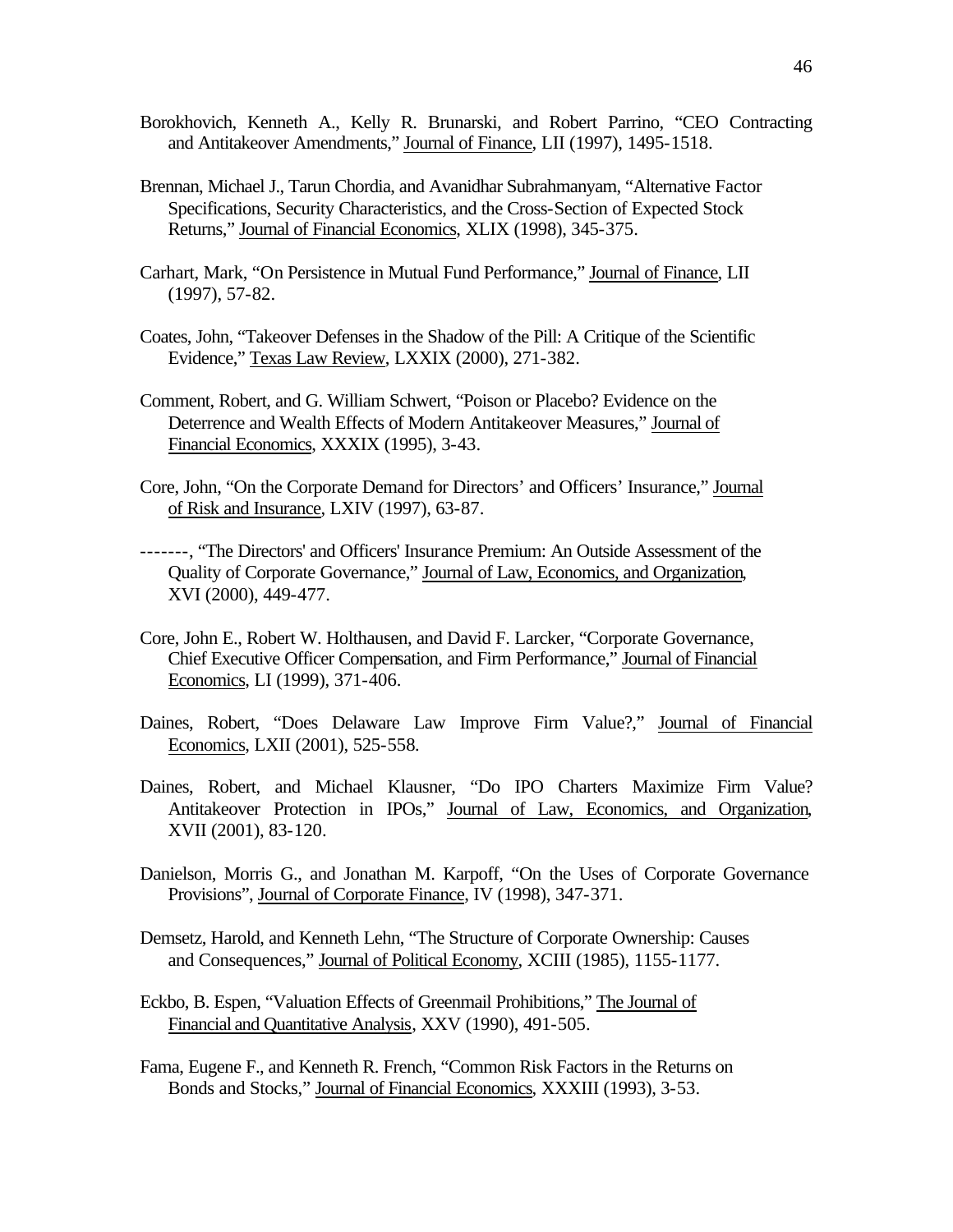Borokhovich, Kenneth A., Kelly R. Brunarski, and Robert Parrino, "CEO Contracting and Antitakeover Amendments," Journal of Finance, LII (1997), 1495-1518.

Brennan, Michael J., Tarun Chordia, and Avanidhar Subrahmanyam, "Alternative Factor Specifications, Security Characteristics, and the Cross-Section of Expected Stock Returns," Journal of Financial Economics, XLIX (1998), 345-375.

Carhart, Mark, "On Persistence in Mutual Fund Performance," Journal of Finance, LII (1997), 57-82.

Coates, John, "Takeover Defenses in the Shadow of the Pill: A Critique of the Scientific Evidence," Texas Law Review, LXXIX (2000), 271-382.

Comment, Robert, and G. William Schwert, "Poison or Placebo? Evidence on the Deterrence and Wealth Effects of Modern Antitakeover Measures," Journal of Financial Economics, XXXIX (1995), 3-43.

Core, John, "On the Corporate Demand for Directors' and Officers' Insurance," Journal of Risk and Insurance, LXIV (1997), 63-87.

-------, "The Directors' and Officers' Insurance Premium: An Outside Assessment of the Quality of Corporate Governance," Journal of Law, Economics, and Organization, XVI (2000), 449-477.

Core, John E., Robert W. Holthausen, and David F. Larcker, "Corporate Governance, Chief Executive Officer Compensation, and Firm Performance," Journal of Financial Economics, LI (1999), 371-406.

Daines, Robert, "Does Delaware Law Improve Firm Value?," Journal of Financial Economics, LXII (2001), 525-558.

Daines, Robert, and Michael Klausner, "Do IPO Charters Maximize Firm Value? Antitakeover Protection in IPOs," Journal of Law, Economics, and Organization, XVII (2001), 83-120.

Danielson, Morris G., and Jonathan M. Karpoff, "On the Uses of Corporate Governance Provisions", Journal of Corporate Finance, IV (1998), 347-371.

Demsetz, Harold, and Kenneth Lehn, "The Structure of Corporate Ownership: Causes and Consequences," Journal of Political Economy, XCIII (1985), 1155-1177.

Eckbo, B. Espen, "Valuation Effects of Greenmail Prohibitions," The Journal of Financial and Quantitative Analysis, XXV (1990), 491-505.

Fama, Eugene F., and Kenneth R. French, "Common Risk Factors in the Returns on Bonds and Stocks," Journal of Financial Economics, XXXIII (1993), 3-53.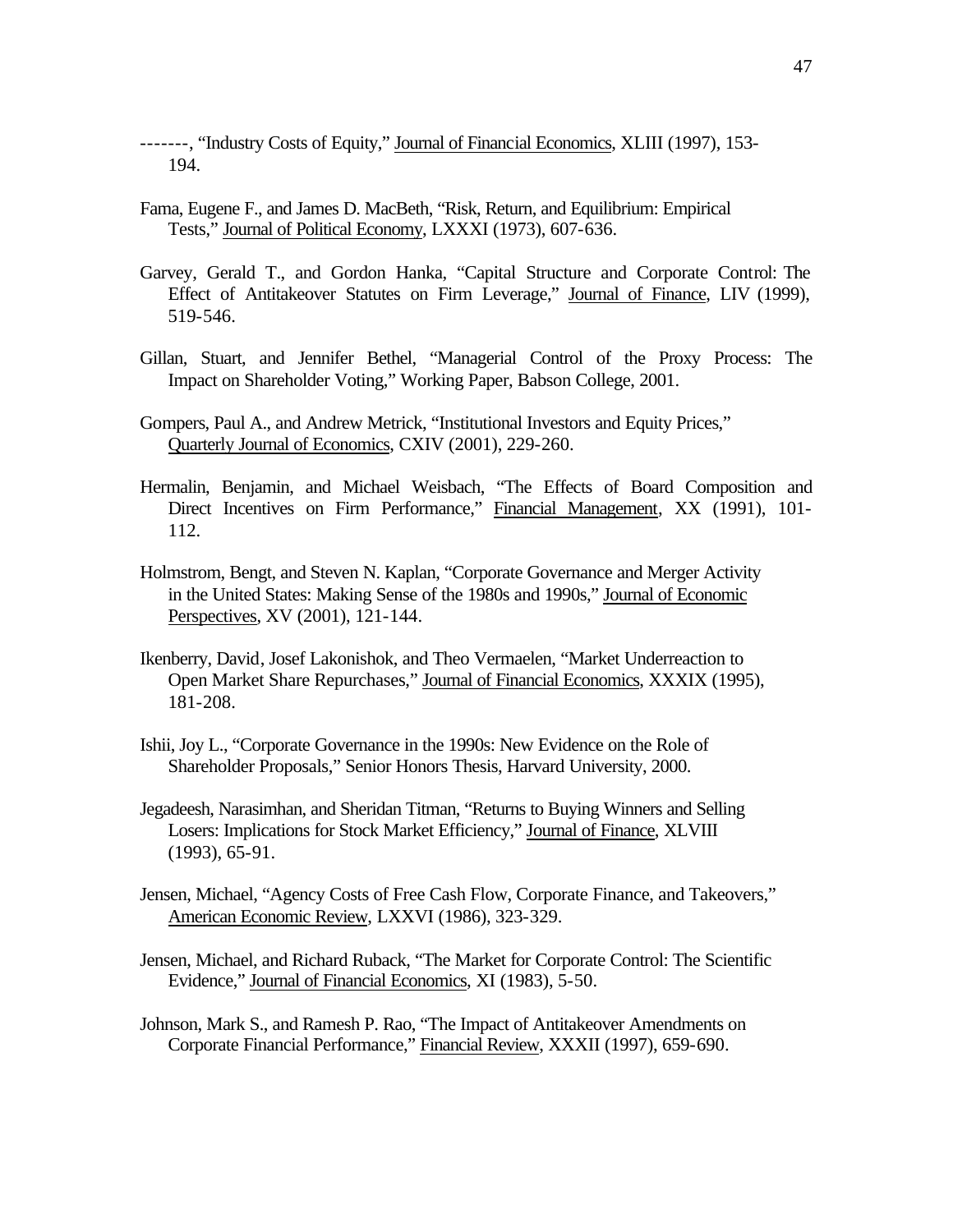-------, "Industry Costs of Equity," Journal of Financial Economics, XLIII (1997), 153-194.

Fama, Eugene F., and James D. MacBeth, "Risk, Return, and Equilibrium: Empirical Tests," Journal of Political Economy, LXXXI (1973), 607-636.

Garvey, Gerald T., and Gordon Hanka, "Capital Structure and Corporate Control: The Effect of Antitakeover Statutes on Firm Leverage," Journal of Finance, LIV (1999), 519-546.

Gillan, Stuart, and Jennifer Bethel, "Managerial Control of the Proxy Process: The Impact on Shareholder Voting," Working Paper, Babson College, 2001.

Gompers, Paul A., and Andrew Metrick, "Institutional Investors and Equity Prices," Quarterly Journal of Economics, CXIV (2001), 229-260.

Hermalin, Benjamin, and Michael Weisbach, "The Effects of Board Composition and Direct Incentives on Firm Performance," Financial Management, XX (1991), 101-112.

Holmstrom, Bengt, and Steven N. Kaplan, "Corporate Governance and Merger Activity in the United States: Making Sense of the 1980s and 1990s," Journal of Economic Perspectives, XV (2001), 121-144.

Ikenberry, David, Josef Lakonishok, and Theo Vermaelen, "Market Underreaction to Open Market Share Repurchases," Journal of Financial Economics, XXXIX (1995), 181-208.

Ishii, Joy L., "Corporate Governance in the 1990s: New Evidence on the Role of Shareholder Proposals," Senior Honors Thesis, Harvard University, 2000.

Jegadeesh, Narasimhan, and Sheridan Titman, "Returns to Buying Winners and Selling Losers: Implications for Stock Market Efficiency," Journal of Finance, XLVIII (1993), 65-91.

Jensen, Michael, "Agency Costs of Free Cash Flow, Corporate Finance, and Takeovers," American Economic Review, LXXVI (1986), 323-329.

Jensen, Michael, and Richard Ruback, "The Market for Corporate Control: The Scientific Evidence," Journal of Financial Economics, XI (1983), 5-50.

Johnson, Mark S., and Ramesh P. Rao, "The Impact of Antitakeover Amendments on Corporate Financial Performance," Financial Review, XXXII (1997), 659-690.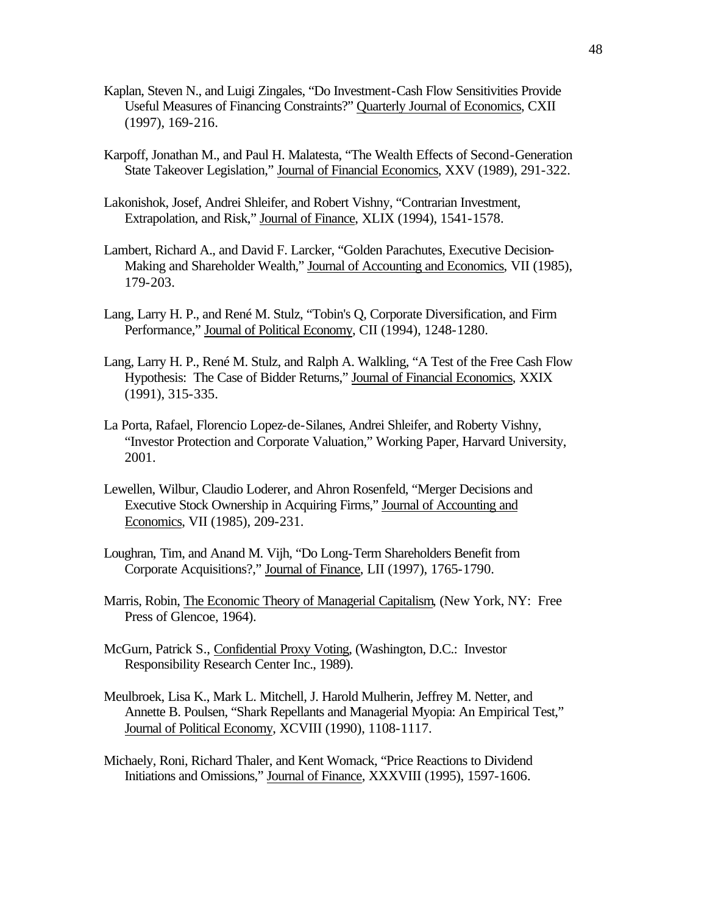Kaplan, Steven N., and Luigi Zingales, "Do Investment-Cash Flow Sensitivities Provide Useful Measures of Financing Constraints?" Quarterly Journal of Economics, CXII (1997), 169-216.

Karpoff, Jonathan M., and Paul H. Malatesta, "The Wealth Effects of Second-Generation State Takeover Legislation," Journal of Financial Economics, XXV (1989), 291-322.

Lakonishok, Josef, Andrei Shleifer, and Robert Vishny, "Contrarian Investment, Extrapolation, and Risk," Journal of Finance, XLIX (1994), 1541-1578.

Lambert, Richard A., and David F. Larcker, "Golden Parachutes, Executive Decision-Making and Shareholder Wealth," Journal of Accounting and Economics, VII (1985), 179-203.

Lang, Larry H. P., and René M. Stulz, "Tobin's Q, Corporate Diversification, and Firm Performance," Journal of Political Economy, CII (1994), 1248-1280.

Lang, Larry H. P., René M. Stulz, and Ralph A. Walkling, "A Test of the Free Cash Flow Hypothesis: The Case of Bidder Returns," Journal of Financial Economics, XXIX (1991), 315-335.

La Porta, Rafael, Florencio Lopez-de-Silanes, Andrei Shleifer, and Roberty Vishny, "Investor Protection and Corporate Valuation," Working Paper, Harvard University, 2001.

Lewellen, Wilbur, Claudio Loderer, and Ahron Rosenfeld, "Merger Decisions and Executive Stock Ownership in Acquiring Firms," Journal of Accounting and Economics, VII (1985), 209-231.

Loughran, Tim, and Anand M. Vijh, "Do Long-Term Shareholders Benefit from Corporate Acquisitions?," Journal of Finance, LII (1997), 1765-1790.

Marris, Robin, The Economic Theory of Managerial Capitalism, (New York, NY: Free Press of Glencoe, 1964).

McGurn, Patrick S., Confidential Proxy Voting, (Washington, D.C.: Investor Responsibility Research Center Inc., 1989).

Meulbroek, Lisa K., Mark L. Mitchell, J. Harold Mulherin, Jeffrey M. Netter, and Annette B. Poulsen, "Shark Repellants and Managerial Myopia: An Empirical Test," Journal of Political Economy, XCVIII (1990), 1108-1117.

Michaely, Roni, Richard Thaler, and Kent Womack, "Price Reactions to Dividend Initiations and Omissions," Journal of Finance, XXXVIII (1995), 1597-1606.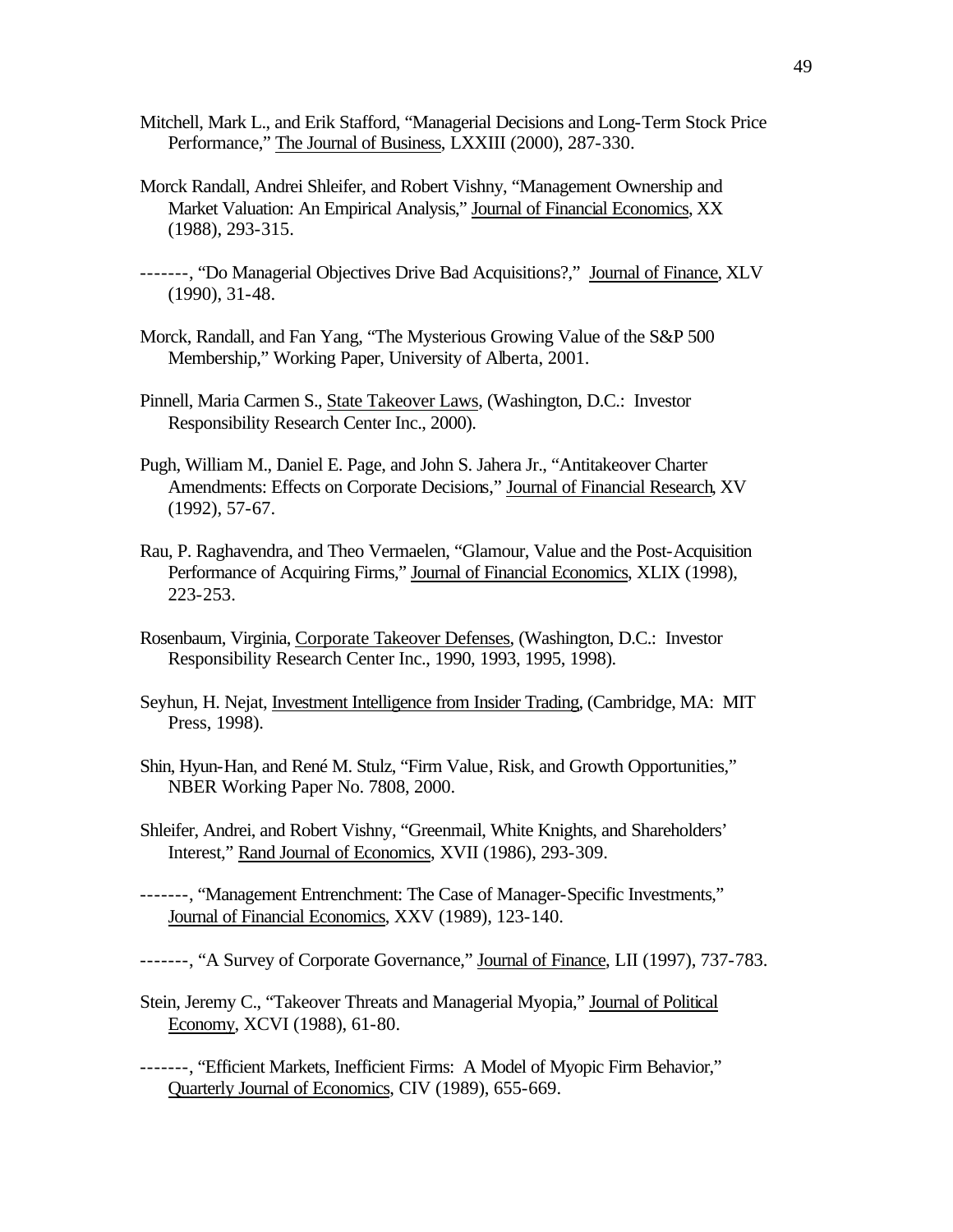Mitchell, Mark L., and Erik Stafford, "Managerial Decisions and Long-Term Stock Price Performance," The Journal of Business, LXXIII (2000), 287-330.

Morck Randall, Andrei Shleifer, and Robert Vishny, "Management Ownership and Market Valuation: An Empirical Analysis," Journal of Financial Economics, XX (1988), 293-315.

-------, "Do Managerial Objectives Drive Bad Acquisitions?," Journal of Finance, XLV (1990), 31-48.

Morck, Randall, and Fan Yang, "The Mysterious Growing Value of the S&P 500 Membership," Working Paper, University of Alberta, 2001.

Pinnell, Maria Carmen S., State Takeover Laws, (Washington, D.C.: Investor Responsibility Research Center Inc., 2000).

Pugh, William M., Daniel E. Page, and John S. Jahera Jr., "Antitakeover Charter Amendments: Effects on Corporate Decisions," Journal of Financial Research, XV (1992), 57-67.

Rau, P. Raghavendra, and Theo Vermaelen, "Glamour, Value and the Post-Acquisition Performance of Acquiring Firms," Journal of Financial Economics, XLIX (1998), 223-253.

Rosenbaum, Virginia, Corporate Takeover Defenses, (Washington, D.C.: Investor Responsibility Research Center Inc., 1990, 1993, 1995, 1998).

Seyhun, H. Nejat, Investment Intelligence from Insider Trading, (Cambridge, MA: MIT Press, 1998).

Shin, Hyun-Han, and René M. Stulz, "Firm Value, Risk, and Growth Opportunities," NBER Working Paper No. 7808, 2000.

Shleifer, Andrei, and Robert Vishny, "Greenmail, White Knights, and Shareholders' Interest," Rand Journal of Economics, XVII (1986), 293-309.

-------, "Management Entrenchment: The Case of Manager-Specific Investments," Journal of Financial Economics, XXV (1989), 123-140.

-------, "A Survey of Corporate Governance," Journal of Finance, LII (1997), 737-783.

Stein, Jeremy C., "Takeover Threats and Managerial Myopia," Journal of Political Economy, XCVI (1988), 61-80.

-------, "Efficient Markets, Inefficient Firms: A Model of Myopic Firm Behavior," Quarterly Journal of Economics, CIV (1989), 655-669.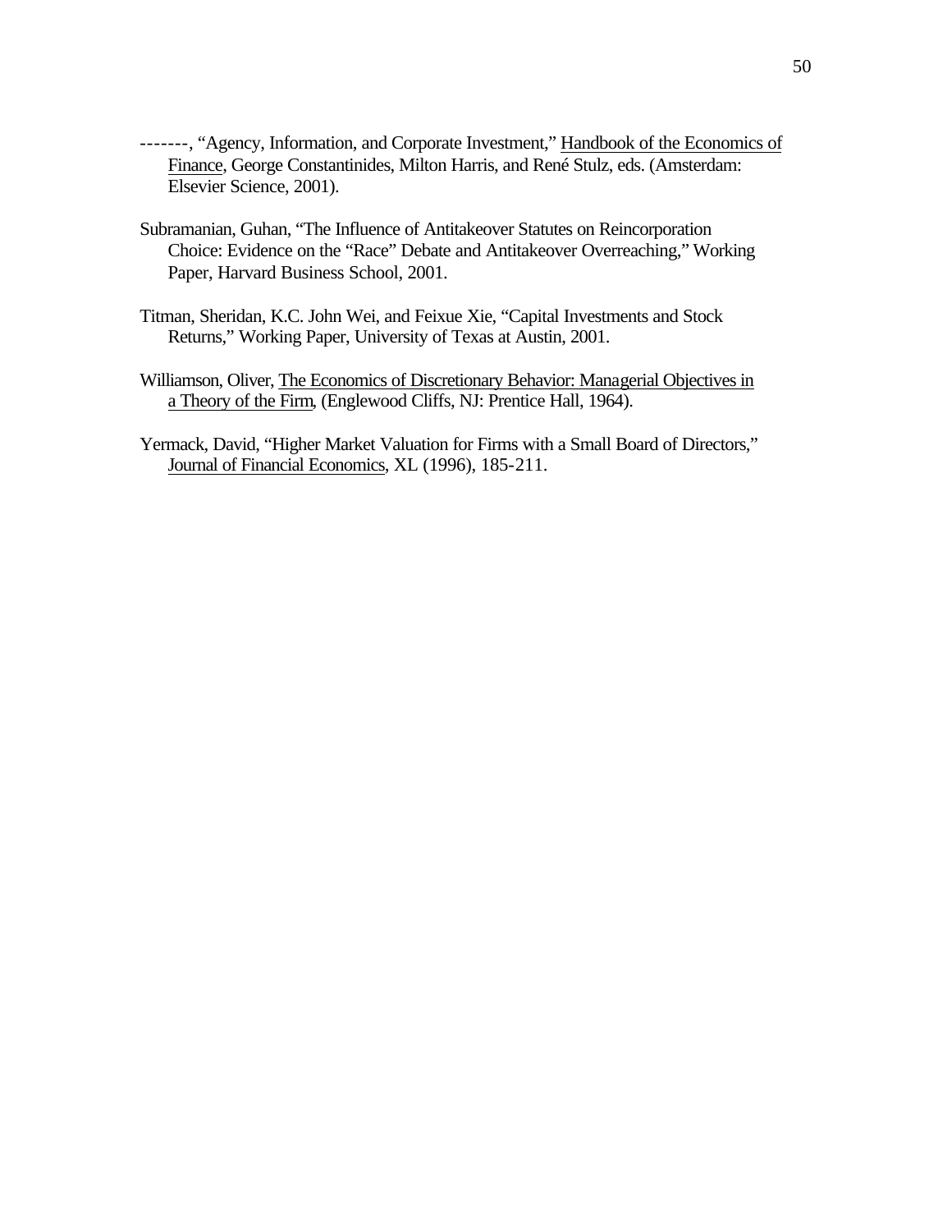-------, “Agency, Information, and Corporate Investment,” Handbook of the Economics of Finance, George Constantinides, Milton Harris, and René Stulz, eds. (Amsterdam: Elsevier Science, 2001).

Subramanian, Guhan, “The Influence of Antitakeover Statutes on Reincorporation Choice: Evidence on the “Race” Debate and Antitakeover Overreaching,” Working Paper, Harvard Business School, 2001.

Titman, Sheridan, K.C. John Wei, and Feixue Xie, “Capital Investments and Stock Returns,” Working Paper, University of Texas at Austin, 2001.

Williamson, Oliver, The Economics of Discretionary Behavior: Managerial Objectives in a Theory of the Firm, (Englewood Cliffs, NJ: Prentice Hall, 1964).

Yermack, David, “Higher Market Valuation for Firms with a Small Board of Directors,” Journal of Financial Economics, XL (1996), 185-211.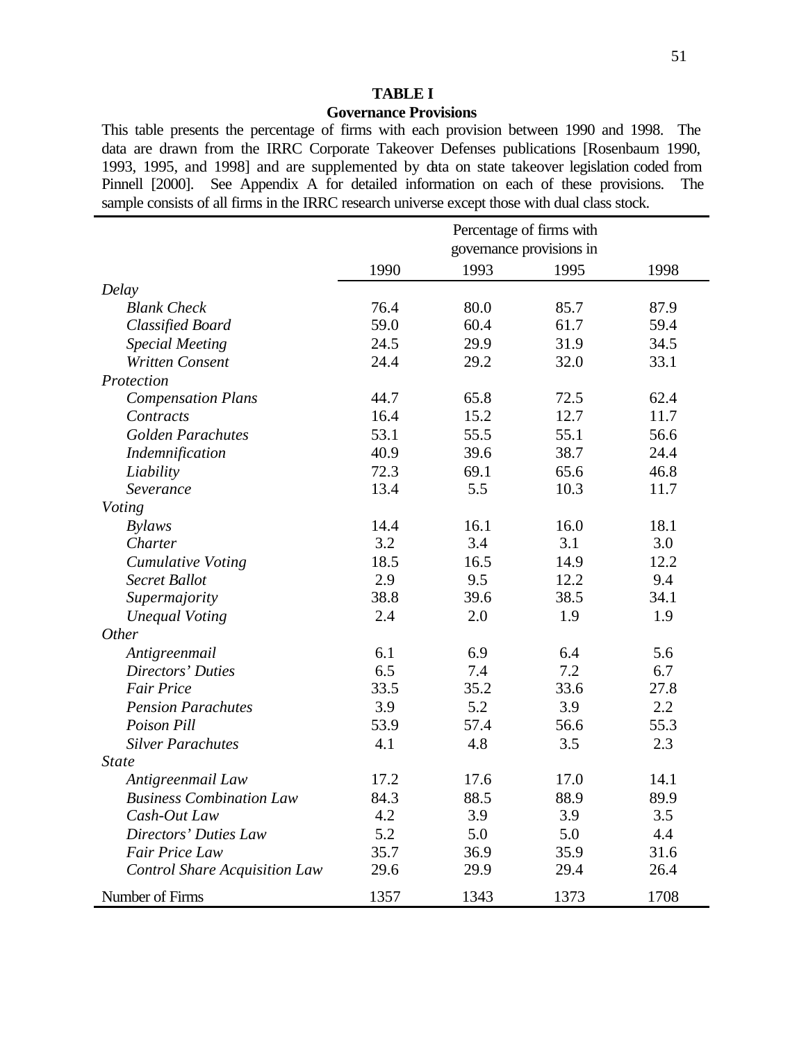**TABLE I**

**Governance Provisions**

This table presents the percentage of firms with each provision between 1990 and 1998. The data are drawn from the IRRC Corporate Takeover Defenses publications [Rosenbaum 1990, 1993, 1995, and 1998] and are supplemented by data on state takeover legislation coded from Pinnell [2000]. See Appendix A for detailed information on each of these provisions. The sample consists of all firms in the IRRC research universe except those with dual class stock.

| | Percentage of firms with governance provisions in | | | |
|---|---|---|---|---|
| | 1990 | 1993 | 1995 | 1998 |
| *Delay* | | | | |
| *Blank Check* | 76.4 | 80.0 | 85.7 | 87.9 |
| *Classified Board* | 59.0 | 60.4 | 61.7 | 59.4 |
| *Special Meeting* | 24.5 | 29.9 | 31.9 | 34.5 |
| *Written Consent* | 24.4 | 29.2 | 32.0 | 33.1 |
| *Protection* | | | | |
| *Compensation Plans* | 44.7 | 65.8 | 72.5 | 62.4 |
| *Contracts* | 16.4 | 15.2 | 12.7 | 11.7 |
| *Golden Parachutes* | 53.1 | 55.5 | 55.1 | 56.6 |
| *Indemnification* | 40.9 | 39.6 | 38.7 | 24.4 |
| *Liability* | 72.3 | 69.1 | 65.6 | 46.8 |
| *Severance* | 13.4 | 5.5 | 10.3 | 11.7 |
| *Voting* | | | | |
| *Bylaws* | 14.4 | 16.1 | 16.0 | 18.1 |
| *Charter* | 3.2 | 3.4 | 3.1 | 3.0 |
| *Cumulative Voting* | 18.5 | 16.5 | 14.9 | 12.2 |
| *Secret Ballot* | 2.9 | 9.5 | 12.2 | 9.4 |
| *Supermajority* | 38.8 | 39.6 | 38.5 | 34.1 |
| *Unequal Voting* | 2.4 | 2.0 | 1.9 | 1.9 |
| *Other* | | | | |
| *Antigreenmail* | 6.1 | 6.9 | 6.4 | 5.6 |
| *Directors' Duties* | 6.5 | 7.4 | 7.2 | 6.7 |
| *Fair Price* | 33.5 | 35.2 | 33.6 | 27.8 |
| *Pension Parachutes* | 3.9 | 5.2 | 3.9 | 2.2 |
| *Poison Pill* | 53.9 | 57.4 | 56.6 | 55.3 |
| *Silver Parachutes* | 4.1 | 4.8 | 3.5 | 2.3 |
| *State* | | | | |
| *Antigreenmail Law* | 17.2 | 17.6 | 17.0 | 14.1 |
| *Business Combination Law* | 84.3 | 88.5 | 88.9 | 89.9 |
| *Cash-Out Law* | 4.2 | 3.9 | 3.9 | 3.5 |
| *Directors' Duties Law* | 5.2 | 5.0 | 5.0 | 4.4 |
| *Fair Price Law* | 35.7 | 36.9 | 35.9 | 31.6 |
| *Control Share Acquisition Law* | 29.6 | 29.9 | 29.4 | 26.4 |
| Number of Firms | 1357 | 1343 | 1373 | 1708 |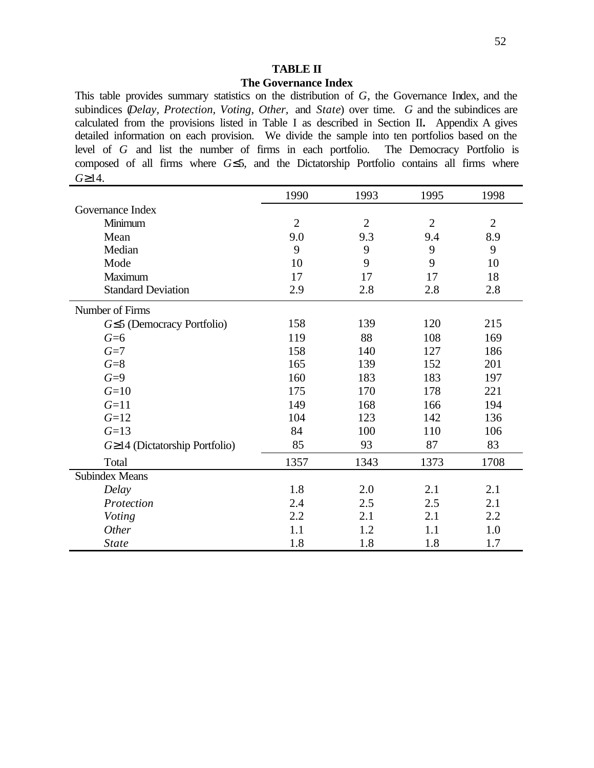**TABLE II**
**The Governance Index**

This table provides summary statistics on the distribution of $G$, the Governance Index, and the subindices (*Delay*, *Protection*, *Voting*, *Other*, and *State*) over time. $G$ and the subindices are calculated from the provisions listed in Table I as described in Section II. Appendix A gives detailed information on each provision. We divide the sample into ten portfolios based on the level of $G$ and list the number of firms in each portfolio. The Democracy Portfolio is composed of all firms where $G \leq 5$, and the Dictatorship Portfolio contains all firms where $G \geq 14$.

| | 1990 | 1993 | 1995 | 1998 |
|---|---|---|---|---|
| Governance Index | | | | |
| Minimum | 2 | 2 | 2 | 2 |
| Mean | 9.0 | 9.3 | 9.4 | 8.9 |
| Median | 9 | 9 | 9 | 9 |
| Mode | 10 | 9 | 9 | 10 |
| Maximum | 17 | 17 | 17 | 18 |
| Standard Deviation | 2.9 | 2.8 | 2.8 | 2.8 |
| Number of Firms | | | | |
| $G \leq 5$ (Democracy Portfolio) | 158 | 139 | 120 | 215 |
| $G$=6 | 119 | 88 | 108 | 169 |
| $G$=7 | 158 | 140 | 127 | 186 |
| $G$=8 | 165 | 139 | 152 | 201 |
| $G$=9 | 160 | 183 | 183 | 197 |
| $G$=10 | 175 | 170 | 178 | 221 |
| $G$=11 | 149 | 168 | 166 | 194 |
| $G$=12 | 104 | 123 | 142 | 136 |
| $G$=13 | 84 | 100 | 110 | 106 |
| $G \geq 14$ (Dictatorship Portfolio) | 85 | 93 | 87 | 83 |
| Total | 1357 | 1343 | 1373 | 1708 |
| Subindex Means | | | | |
| *Delay* | 1.8 | 2.0 | 2.1 | 2.1 |
| *Protection* | 2.4 | 2.5 | 2.5 | 2.1 |
| *Voting* | 2.2 | 2.1 | 2.1 | 2.2 |
| *Other* | 1.1 | 1.2 | 1.1 | 1.0 |
| *State* | 1.8 | 1.8 | 1.8 | 1.7 |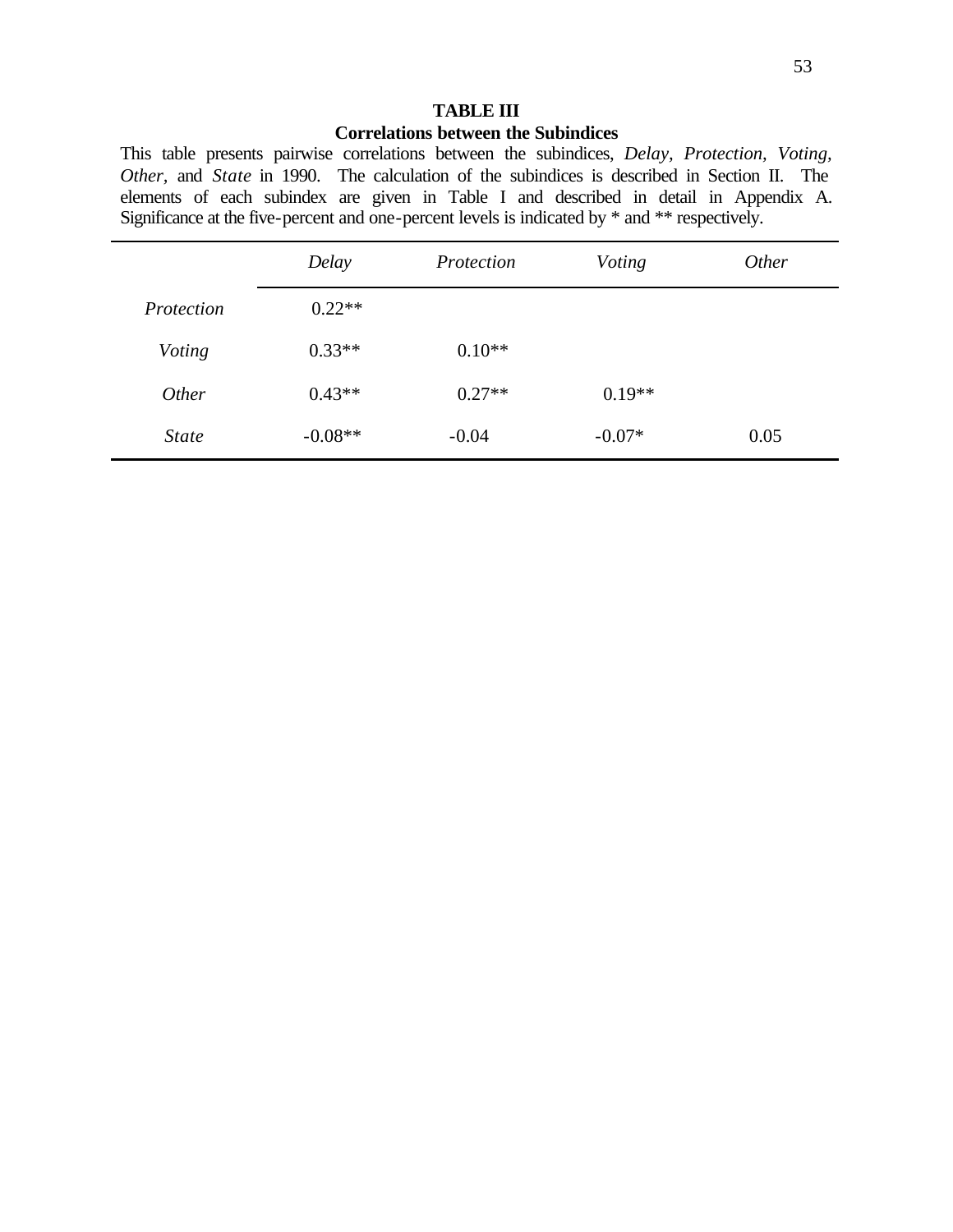**TABLE III**

**Correlations between the Subindices**

This table presents pairwise correlations between the subindices, *Delay, Protection, Voting, Other,* and *State* in 1990. The calculation of the subindices is described in Section II. The elements of each subindex are given in Table I and described in detail in Appendix A. Significance at the five-percent and one-percent levels is indicated by * and ** respectively.

| | *Delay* | *Protection* | *Voting* | *Other* |
|---|---|---|---|---|
| *Protection* | 0.22** | | | |
| *Voting* | 0.33** | 0.10** | | |
| *Other* | 0.43** | 0.27** | 0.19** | |
| *State* | -0.08** | -0.04 | -0.07* | 0.05 |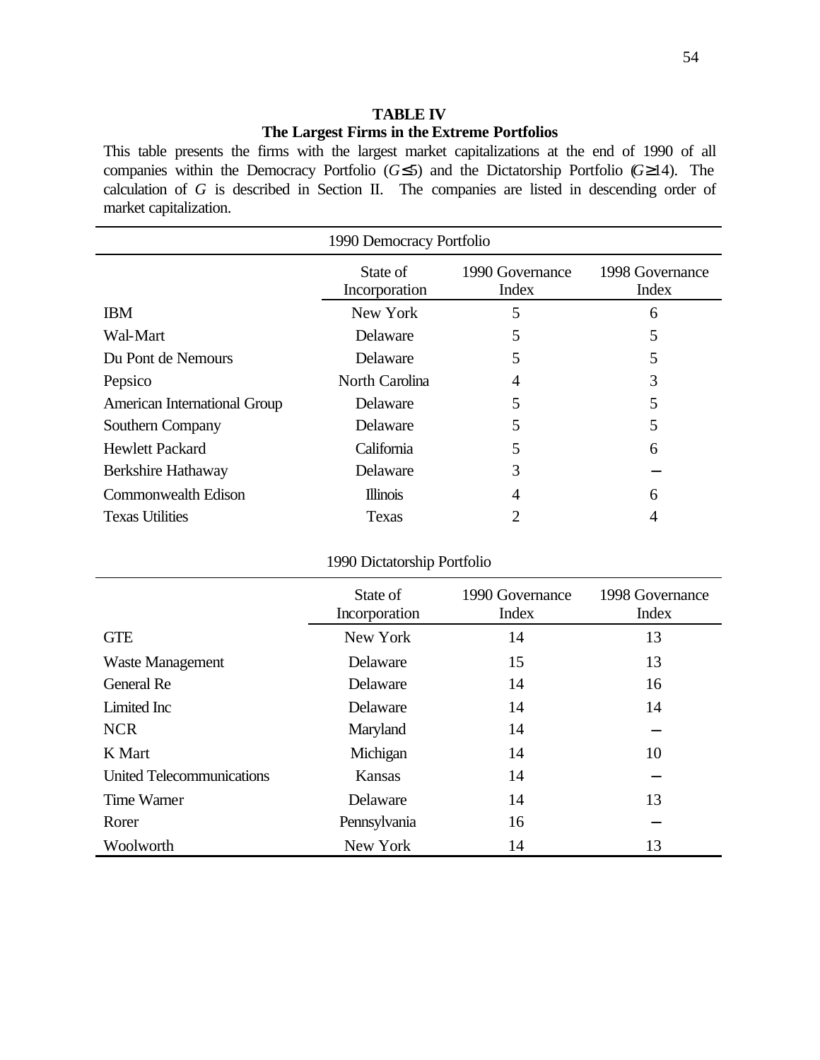**TABLE IV**

**The Largest Firms in the Extreme Portfolios**

This table presents the firms with the largest market capitalizations at the end of 1990 of all companies within the Democracy Portfolio ($G \leq 5$) and the Dictatorship Portfolio ($G \geq 14$). The calculation of $G$ is described in Section II. The companies are listed in descending order of market capitalization.

| 1990 Democracy Portfolio | | | |
|---|---|---|---|
| | State of Incorporation | 1990 Governance Index | 1998 Governance Index |
| IBM | New York | 5 | 6 |
| Wal-Mart | Delaware | 5 | 5 |
| Du Pont de Nemours | Delaware | 5 | 5 |
| Pepsico | North Carolina | 4 | 3 |
| American International Group | Delaware | 5 | 5 |
| Southern Company | Delaware | 5 | 5 |
| Hewlett Packard | California | 5 | 6 |
| Berkshire Hathaway | Delaware | 3 | – |
| Commonwealth Edison | Illinois | 4 | 6 |
| Texas Utilities | Texas | 2 | 4 |

| 1990 Dictatorship Portfolio | | | |
|---|---|---|---|
| | State of Incorporation | 1990 Governance Index | 1998 Governance Index |
| GTE | New York | 14 | 13 |
| Waste Management | Delaware | 15 | 13 |
| General Re | Delaware | 14 | 16 |
| Limited Inc | Delaware | 14 | 14 |
| NCR | Maryland | 14 | – |
| K Mart | Michigan | 14 | 10 |
| United Telecommunications | Kansas | 14 | – |
| Time Warner | Delaware | 14 | 13 |
| Rorer | Pennsylvania | 16 | – |
| Woolworth | New York | 14 | 13 |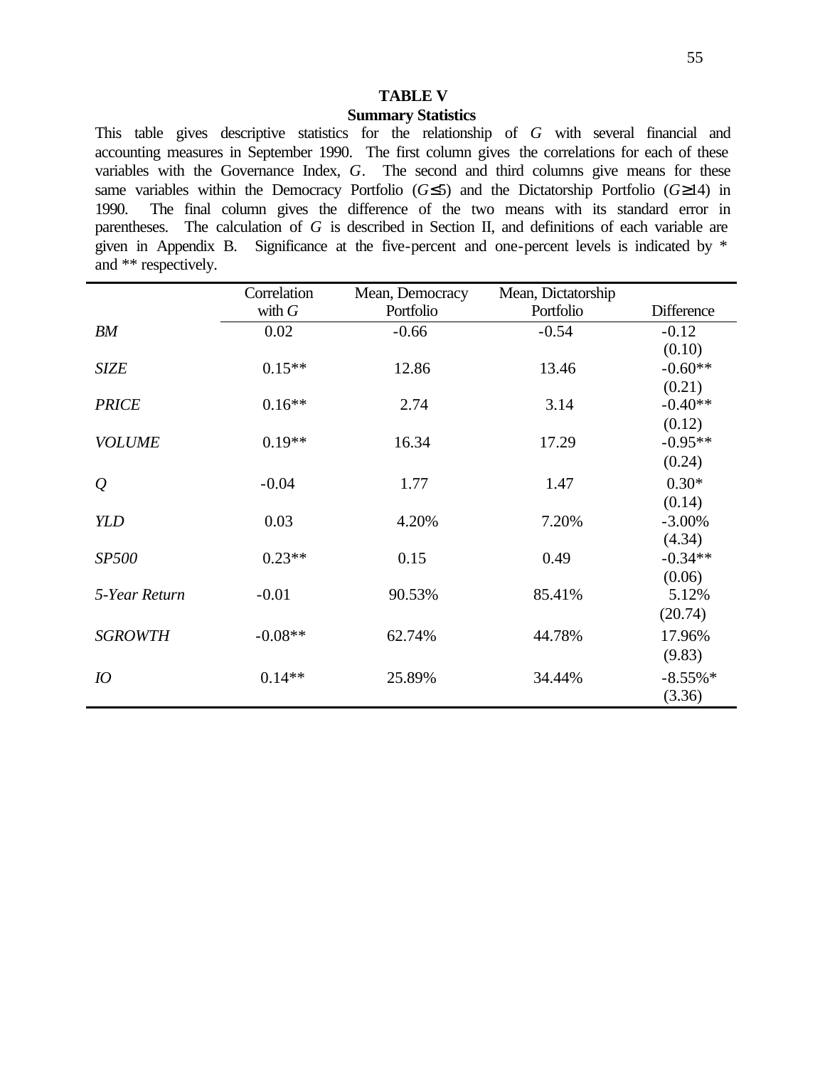**TABLE V**

**Summary Statistics**

This table gives descriptive statistics for the relationship of *G* with several financial and accounting measures in September 1990. The first column gives the correlations for each of these variables with the Governance Index, *G*. The second and third columns give means for these same variables within the Democracy Portfolio ($G \leq 5$) and the Dictatorship Portfolio ($G \geq 14$) in 1990. The final column gives the difference of the two means with its standard error in parentheses. The calculation of *G* is described in Section II, and definitions of each variable are given in Appendix B. Significance at the five-percent and one-percent levels is indicated by * and ** respectively.

| | Correlation with *G* | Mean, Democracy Portfolio | Mean, Dictatorship Portfolio | Difference |
|---|---|---|---|---|
| *BM* | 0.02 | -0.66 | -0.54 | -0.12 (0.10) |
| *SIZE* | 0.15** | 12.86 | 13.46 | -0.60** (0.21) |
| *PRICE* | 0.16** | 2.74 | 3.14 | -0.40** (0.12) |
| *VOLUME* | 0.19** | 16.34 | 17.29 | -0.95** (0.24) |
| *Q* | -0.04 | 1.77 | 1.47 | 0.30* (0.14) |
| *YLD* | 0.03 | 4.20% | 7.20% | -3.00% (4.34) |
| *SP500* | 0.23** | 0.15 | 0.49 | -0.34** (0.06) |
| *5-Year Return* | -0.01 | 90.53% | 85.41% | 5.12% (20.74) |
| *SGROWTH* | -0.08** | 62.74% | 44.78% | 17.96% (9.83) |
| *IO* | 0.14** | 25.89% | 34.44% | -8.55%* (3.36) |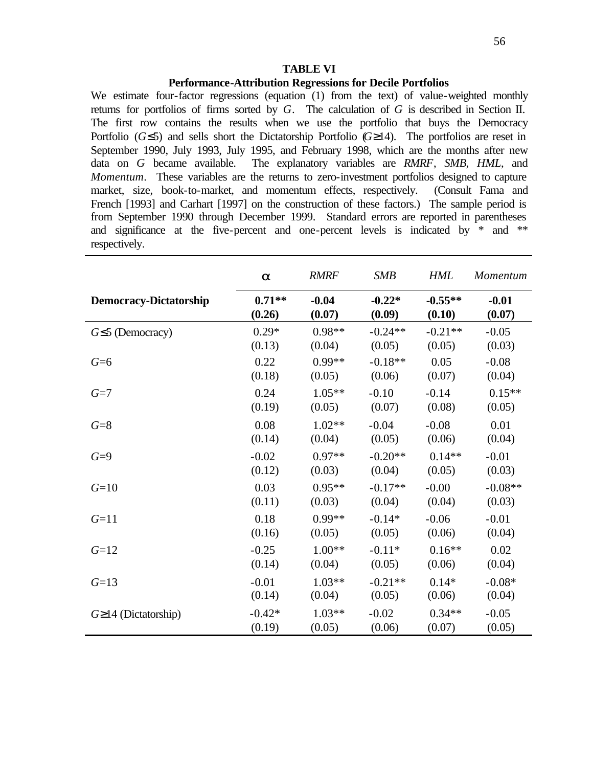**TABLE VI**

**Performance-Attribution Regressions for Decile Portfolios**

We estimate four-factor regressions (equation (1) from the text) of value-weighted monthly returns for portfolios of firms sorted by *G*. The calculation of *G* is described in Section II. The first row contains the results when we use the portfolio that buys the Democracy Portfolio ($G \leq 5$) and sells short the Dictatorship Portfolio ($G \geq 14$). The portfolios are reset in September 1990, July 1993, July 1995, and February 1998, which are the months after new data on *G* became available. The explanatory variables are *RMRF*, *SMB*, *HML*, and *Momentum*. These variables are the returns to zero-investment portfolios designed to capture market, size, book-to-market, and momentum effects, respectively. (Consult Fama and French [1993] and Carhart [1997] on the construction of these factors.) The sample period is from September 1990 through December 1999. Standard errors are reported in parentheses and significance at the five-percent and one-percent levels is indicated by * and ** respectively.

| | $\alpha$ | *RMRF* | *SMB* | *HML* | *Momentum* |
|---|---|---|---|---|---|
| **Democracy-Dictatorship** | **0.71**** | **-0.04** | **-0.22*** | **-0.55**** | **-0.01** |
| | **(0.26)** | **(0.07)** | **(0.09)** | **(0.10)** | **(0.07)** |
| $G \leq 5$ (Democracy) | 0.29* | 0.98** | -0.24** | -0.21** | -0.05 |
| | (0.13) | (0.04) | (0.05) | (0.05) | (0.03) |
| $G=6$ | 0.22 | 0.99** | -0.18** | 0.05 | -0.08 |
| | (0.18) | (0.05) | (0.06) | (0.07) | (0.04) |
| $G=7$ | 0.24 | 1.05** | -0.10 | -0.14 | 0.15** |
| | (0.19) | (0.05) | (0.07) | (0.08) | (0.05) |
| $G=8$ | 0.08 | 1.02** | -0.04 | -0.08 | 0.01 |
| | (0.14) | (0.04) | (0.05) | (0.06) | (0.04) |
| $G=9$ | -0.02 | 0.97** | -0.20** | 0.14** | -0.01 |
| | (0.12) | (0.03) | (0.04) | (0.05) | (0.03) |
| $G=10$ | 0.03 | 0.95** | -0.17** | -0.00 | -0.08** |
| | (0.11) | (0.03) | (0.04) | (0.04) | (0.03) |
| $G=11$ | 0.18 | 0.99** | -0.14* | -0.06 | -0.01 |
| | (0.16) | (0.05) | (0.05) | (0.06) | (0.04) |
| $G=12$ | -0.25 | 1.00** | -0.11* | 0.16** | 0.02 |
| | (0.14) | (0.04) | (0.05) | (0.06) | (0.04) |
| $G=13$ | -0.01 | 1.03** | -0.21** | 0.14* | -0.08* |
| | (0.14) | (0.04) | (0.05) | (0.06) | (0.04) |
| $G \geq 14$ (Dictatorship) | -0.42* | 1.03** | -0.02 | 0.34** | -0.05 |
| | (0.19) | (0.05) | (0.06) | (0.07) | (0.05) |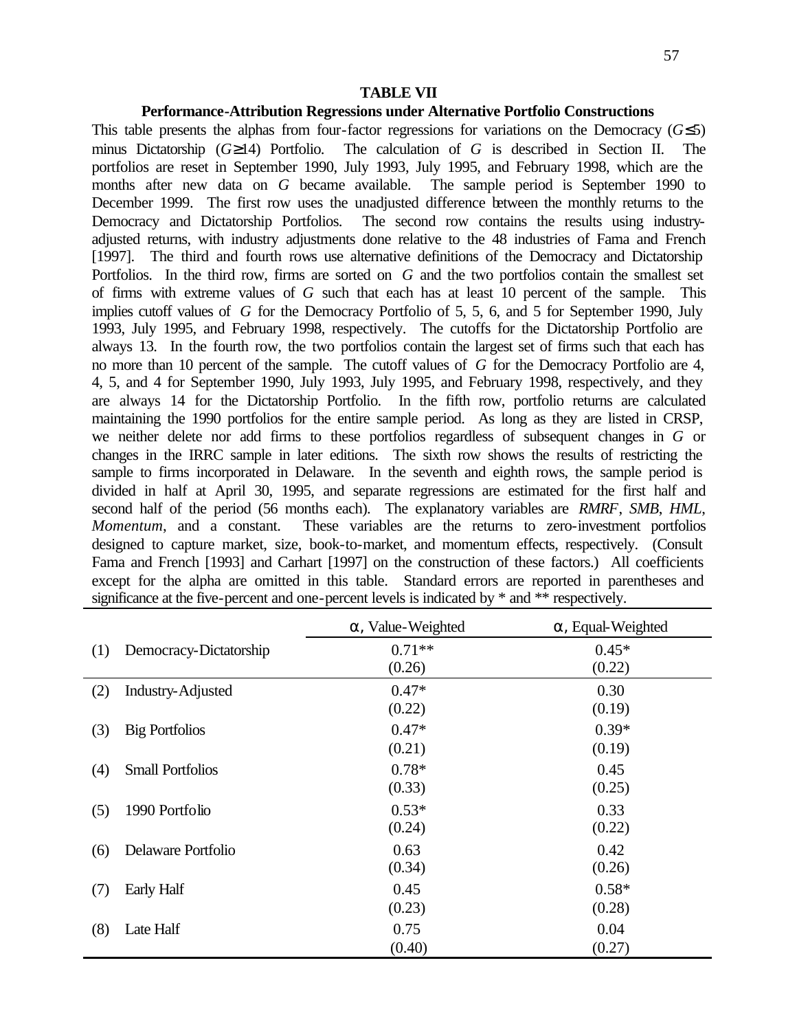**TABLE VII**

**Performance-Attribution Regressions under Alternative Portfolio Constructions**

This table presents the alphas from four-factor regressions for variations on the Democracy ($G \leq 5$) minus Dictatorship ($G \geq 14$) Portfolio. The calculation of $G$ is described in Section II. The portfolios are reset in September 1990, July 1993, July 1995, and February 1998, which are the months after new data on $G$ became available. The sample period is September 1990 to December 1999. The first row uses the unadjusted difference between the monthly returns to the Democracy and Dictatorship Portfolios. The second row contains the results using industry-adjusted returns, with industry adjustments done relative to the 48 industries of Fama and French [1997]. The third and fourth rows use alternative definitions of the Democracy and Dictatorship Portfolios. In the third row, firms are sorted on $G$ and the two portfolios contain the smallest set of firms with extreme values of $G$ such that each has at least 10 percent of the sample. This implies cutoff values of $G$ for the Democracy Portfolio of 5, 5, 6, and 5 for September 1990, July 1993, July 1995, and February 1998, respectively. The cutoffs for the Dictatorship Portfolio are always 13. In the fourth row, the two portfolios contain the largest set of firms such that each has no more than 10 percent of the sample. The cutoff values of $G$ for the Democracy Portfolio are 4, 4, 5, and 4 for September 1990, July 1993, July 1995, and February 1998, respectively, and they are always 14 for the Dictatorship Portfolio. In the fifth row, portfolio returns are calculated maintaining the 1990 portfolios for the entire sample period. As long as they are listed in CRSP, we neither delete nor add firms to these portfolios regardless of subsequent changes in $G$ or changes in the IRRC sample in later editions. The sixth row shows the results of restricting the sample to firms incorporated in Delaware. In the seventh and eighth rows, the sample period is divided in half at April 30, 1995, and separate regressions are estimated for the first half and second half of the period (56 months each). The explanatory variables are *RMRF*, *SMB*, *HML*, *Momentum*, and a constant. These variables are the returns to zero-investment portfolios designed to capture market, size, book-to-market, and momentum effects, respectively. (Consult Fama and French [1993] and Carhart [1997] on the construction of these factors.) All coefficients except for the alpha are omitted in this table. Standard errors are reported in parentheses and significance at the five-percent and one-percent levels is indicated by * and ** respectively.

| | | $\alpha$, Value-Weighted | $\alpha$, Equal-Weighted |
|---|---|---|---|
| (1) | Democracy-Dictatorship | 0.71** | 0.45* |
| | | (0.26) | (0.22) |
| (2) | Industry-Adjusted | 0.47* | 0.30 |
| | | (0.22) | (0.19) |
| (3) | Big Portfolios | 0.47* | 0.39* |
| | | (0.21) | (0.19) |
| (4) | Small Portfolios | 0.78* | 0.45 |
| | | (0.33) | (0.25) |
| (5) | 1990 Portfolio | 0.53* | 0.33 |
| | | (0.24) | (0.22) |
| (6) | Delaware Portfolio | 0.63 | 0.42 |
| | | (0.34) | (0.26) |
| (7) | Early Half | 0.45 | 0.58* |
| | | (0.23) | (0.28) |
| (8) | Late Half | 0.75 | 0.04 |
| | | (0.40) | (0.27) |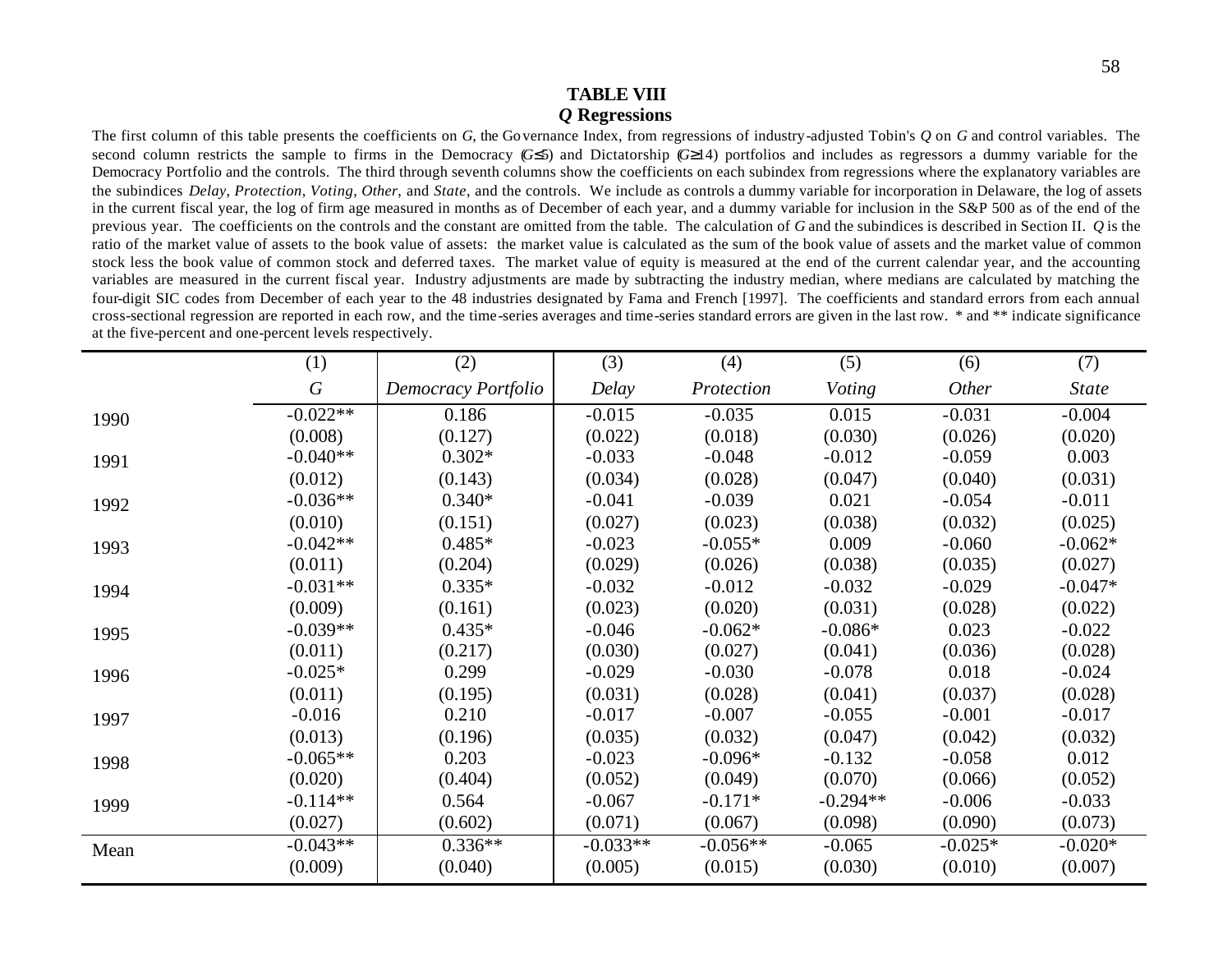## TABLE VIII

### *Q* Regressions

The first column of this table presents the coefficients on *G*, the Governance Index, from regressions of industry-adjusted Tobin's *Q* on *G* and control variables. The second column restricts the sample to firms in the Democracy ($G \leq 5$) and Dictatorship ($G \geq 14$) portfolios and includes as regressors a dummy variable for the Democracy Portfolio and the controls. The third through seventh columns show the coefficients on each subindex from regressions where the explanatory variables are the subindices *Delay*, *Protection*, *Voting*, *Other*, and *State*, and the controls. We include as controls a dummy variable for incorporation in Delaware, the log of assets in the current fiscal year, the log of firm age measured in months as of December of each year, and a dummy variable for inclusion in the S&P 500 as of the end of the previous year. The coefficients on the controls and the constant are omitted from the table. The calculation of *G* and the subindices is described in Section II. *Q* is the ratio of the market value of assets to the book value of assets: the market value is calculated as the sum of the book value of assets and the market value of common stock less the book value of common stock and deferred taxes. The market value of equity is measured at the end of the current calendar year, and the accounting variables are measured in the current fiscal year. Industry adjustments are made by subtracting the industry median, where medians are calculated by matching the four-digit SIC codes from December of each year to the 48 industries designated by Fama and French [1997]. The coefficients and standard errors from each annual cross-sectional regression are reported in each row, and the time-series averages and time-series standard errors are given in the last row. * and ** indicate significance at the five-percent and one-percent levels respectively.

| | (1) | (2) | (3) | (4) | (5) | (6) | (7) |
|---|---|---|---|---|---|---|---|
| | *G* | *Democracy Portfolio* | *Delay* | *Protection* | *Voting* | *Other* | *State* |
| 1990 | -0.022** | 0.186 | -0.015 | -0.035 | 0.015 | -0.031 | -0.004 |
| | (0.008) | (0.127) | (0.022) | (0.018) | (0.030) | (0.026) | (0.020) |
| 1991 | -0.040** | 0.302* | -0.033 | -0.048 | -0.012 | -0.059 | 0.003 |
| | (0.012) | (0.143) | (0.034) | (0.028) | (0.047) | (0.040) | (0.031) |
| 1992 | -0.036** | 0.340* | -0.041 | -0.039 | 0.021 | -0.054 | -0.011 |
| | (0.010) | (0.151) | (0.027) | (0.023) | (0.038) | (0.032) | (0.025) |
| 1993 | -0.042** | 0.485* | -0.023 | -0.055* | 0.009 | -0.060 | -0.062* |
| | (0.011) | (0.204) | (0.029) | (0.026) | (0.038) | (0.035) | (0.027) |
| 1994 | -0.031** | 0.335* | -0.032 | -0.012 | -0.032 | -0.029 | -0.047* |
| | (0.009) | (0.161) | (0.023) | (0.020) | (0.031) | (0.028) | (0.022) |
| 1995 | -0.039** | 0.435* | -0.046 | -0.062* | -0.086* | 0.023 | -0.022 |
| | (0.011) | (0.217) | (0.030) | (0.027) | (0.041) | (0.036) | (0.028) |
| 1996 | -0.025* | 0.299 | -0.029 | -0.030 | -0.078 | 0.018 | -0.024 |
| | (0.011) | (0.195) | (0.031) | (0.028) | (0.041) | (0.037) | (0.028) |
| 1997 | -0.016 | 0.210 | -0.017 | -0.007 | -0.055 | -0.001 | -0.017 |
| | (0.013) | (0.196) | (0.035) | (0.032) | (0.047) | (0.042) | (0.032) |
| 1998 | -0.065** | 0.203 | -0.023 | -0.096* | -0.132 | -0.058 | 0.012 |
| | (0.020) | (0.404) | (0.052) | (0.049) | (0.070) | (0.066) | (0.052) |
| 1999 | -0.114** | 0.564 | -0.067 | -0.171* | -0.294** | -0.006 | -0.033 |
| | (0.027) | (0.602) | (0.071) | (0.067) | (0.098) | (0.090) | (0.073) |
| Mean | -0.043** | 0.336** | -0.033** | -0.056** | -0.065 | -0.025* | -0.020* |
| | (0.009) | (0.040) | (0.005) | (0.015) | (0.030) | (0.010) | (0.007) |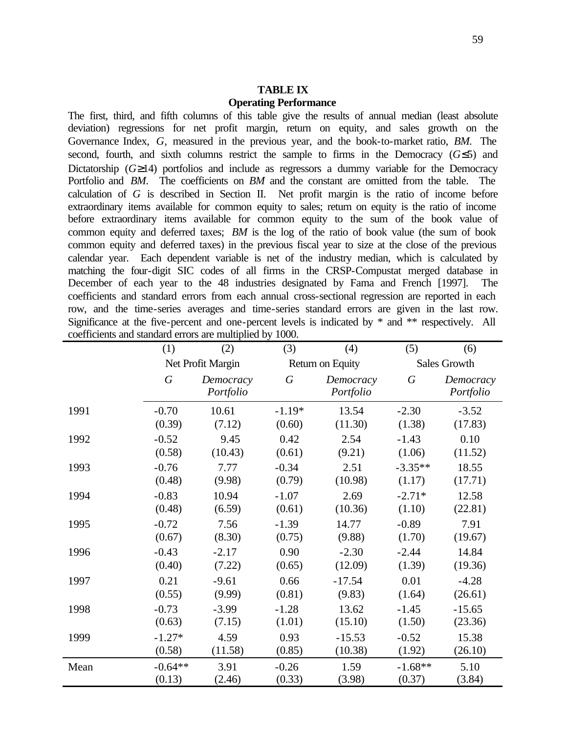**TABLE IX**

**Operating Performance**

The first, third, and fifth columns of this table give the results of annual median (least absolute deviation) regressions for net profit margin, return on equity, and sales growth on the Governance Index, *G*, measured in the previous year, and the book-to-market ratio, *BM*. The second, fourth, and sixth columns restrict the sample to firms in the Democracy ($G \leq 5$) and Dictatorship ($G \geq 14$) portfolios and include as regressors a dummy variable for the Democracy Portfolio and *BM*. The coefficients on *BM* and the constant are omitted from the table. The calculation of *G* is described in Section II. Net profit margin is the ratio of income before extraordinary items available for common equity to sales; return on equity is the ratio of income before extraordinary items available for common equity to the sum of the book value of common equity and deferred taxes; *BM* is the log of the ratio of book value (the sum of book common equity and deferred taxes) in the previous fiscal year to size at the close of the previous calendar year. Each dependent variable is net of the industry median, which is calculated by matching the four-digit SIC codes of all firms in the CRSP-Compustat merged database in December of each year to the 48 industries designated by Fama and French [1997]. The coefficients and standard errors from each annual cross-sectional regression are reported in each row, and the time-series averages and time-series standard errors are given in the last row. Significance at the five-percent and one-percent levels is indicated by * and ** respectively. All coefficients and standard errors are multiplied by 1000.

| | (1) | (2) | (3) | (4) | (5) | (6) |
|---|---|---|---|---|---|---|
| | Net Profit Margin | | Return on Equity | | Sales Growth | |
| | *G* | *Democracy Portfolio* | *G* | *Democracy Portfolio* | *G* | *Democracy Portfolio* |
| 1991 | -0.70 | 10.61 | -1.19* | 13.54 | -2.30 | -3.52 |
| | (0.39) | (7.12) | (0.60) | (11.30) | (1.38) | (17.83) |
| 1992 | -0.52 | 9.45 | 0.42 | 2.54 | -1.43 | 0.10 |
| | (0.58) | (10.43) | (0.61) | (9.21) | (1.06) | (11.52) |
| 1993 | -0.76 | 7.77 | -0.34 | 2.51 | -3.35** | 18.55 |
| | (0.48) | (9.98) | (0.79) | (10.98) | (1.17) | (17.71) |
| 1994 | -0.83 | 10.94 | -1.07 | 2.69 | -2.71* | 12.58 |
| | (0.48) | (6.59) | (0.61) | (10.36) | (1.10) | (22.81) |
| 1995 | -0.72 | 7.56 | -1.39 | 14.77 | -0.89 | 7.91 |
| | (0.67) | (8.30) | (0.75) | (9.88) | (1.70) | (19.67) |
| 1996 | -0.43 | -2.17 | 0.90 | -2.30 | -2.44 | 14.84 |
| | (0.40) | (7.22) | (0.65) | (12.09) | (1.39) | (19.36) |
| 1997 | 0.21 | -9.61 | 0.66 | -17.54 | 0.01 | -4.28 |
| | (0.55) | (9.99) | (0.81) | (9.83) | (1.64) | (26.61) |
| 1998 | -0.73 | -3.99 | -1.28 | 13.62 | -1.45 | -15.65 |
| | (0.63) | (7.15) | (1.01) | (15.10) | (1.50) | (23.36) |
| 1999 | -1.27* | 4.59 | 0.93 | -15.53 | -0.52 | 15.38 |
| | (0.58) | (11.58) | (0.85) | (10.38) | (1.92) | (26.10) |
| Mean | -0.64** | 3.91 | -0.26 | 1.59 | -1.68** | 5.10 |
| | (0.13) | (2.46) | (0.33) | (3.98) | (0.37) | (3.84) |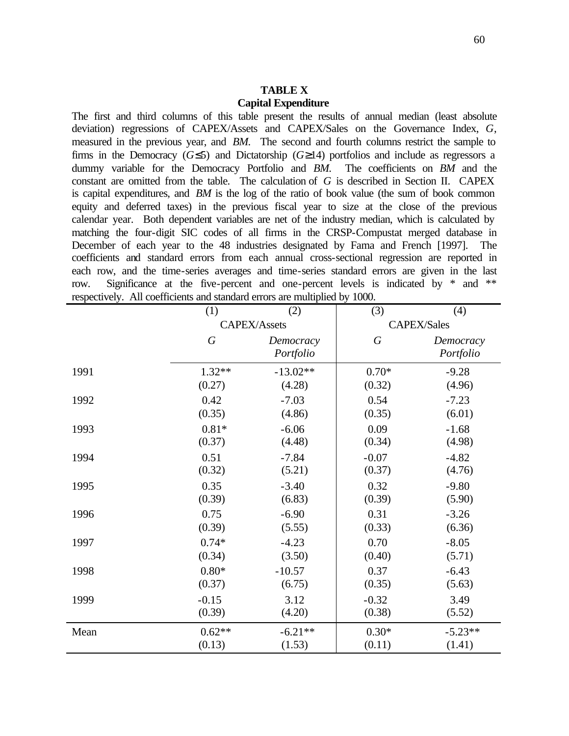**TABLE X**
**Capital Expenditure**

The first and third columns of this table present the results of annual median (least absolute deviation) regressions of CAPEX/Assets and CAPEX/Sales on the Governance Index, *G*, measured in the previous year, and *BM*. The second and fourth columns restrict the sample to firms in the Democracy ($G \leq 5$) and Dictatorship ($G \geq 14$) portfolios and include as regressors a dummy variable for the Democracy Portfolio and *BM*. The coefficients on *BM* and the constant are omitted from the table. The calculation of *G* is described in Section II. CAPEX is capital expenditures, and *BM* is the log of the ratio of book value (the sum of book common equity and deferred taxes) in the previous fiscal year to size at the close of the previous calendar year. Both dependent variables are net of the industry median, which is calculated by matching the four-digit SIC codes of all firms in the CRSP-Compustat merged database in December of each year to the 48 industries designated by Fama and French [1997]. The coefficients and standard errors from each annual cross-sectional regression are reported in each row, and the time-series averages and time-series standard errors are given in the last row. Significance at the five-percent and one-percent levels is indicated by * and ** respectively. All coefficients and standard errors are multiplied by 1000.

| | (1) | (2) | (3) | (4) |
|---|---|---|---|---|
| | CAPEX/Assets | | CAPEX/Sales | |
| | *G* | *Democracy Portfolio* | *G* | *Democracy Portfolio* |
| 1991 | 1.32** | -13.02** | 0.70* | -9.28 |
| | (0.27) | (4.28) | (0.32) | (4.96) |
| 1992 | 0.42 | -7.03 | 0.54 | -7.23 |
| | (0.35) | (4.86) | (0.35) | (6.01) |
| 1993 | 0.81* | -6.06 | 0.09 | -1.68 |
| | (0.37) | (4.48) | (0.34) | (4.98) |
| 1994 | 0.51 | -7.84 | -0.07 | -4.82 |
| | (0.32) | (5.21) | (0.37) | (4.76) |
| 1995 | 0.35 | -3.40 | 0.32 | -9.80 |
| | (0.39) | (6.83) | (0.39) | (5.90) |
| 1996 | 0.75 | -6.90 | 0.31 | -3.26 |
| | (0.39) | (5.55) | (0.33) | (6.36) |
| 1997 | 0.74* | -4.23 | 0.70 | -8.05 |
| | (0.34) | (3.50) | (0.40) | (5.71) |
| 1998 | 0.80* | -10.57 | 0.37 | -6.43 |
| | (0.37) | (6.75) | (0.35) | (5.63) |
| 1999 | -0.15 | 3.12 | -0.32 | 3.49 |
| | (0.39) | (4.20) | (0.38) | (5.52) |
| Mean | 0.62** | -6.21** | 0.30* | -5.23** |
| | (0.13) | (1.53) | (0.11) | (1.41) |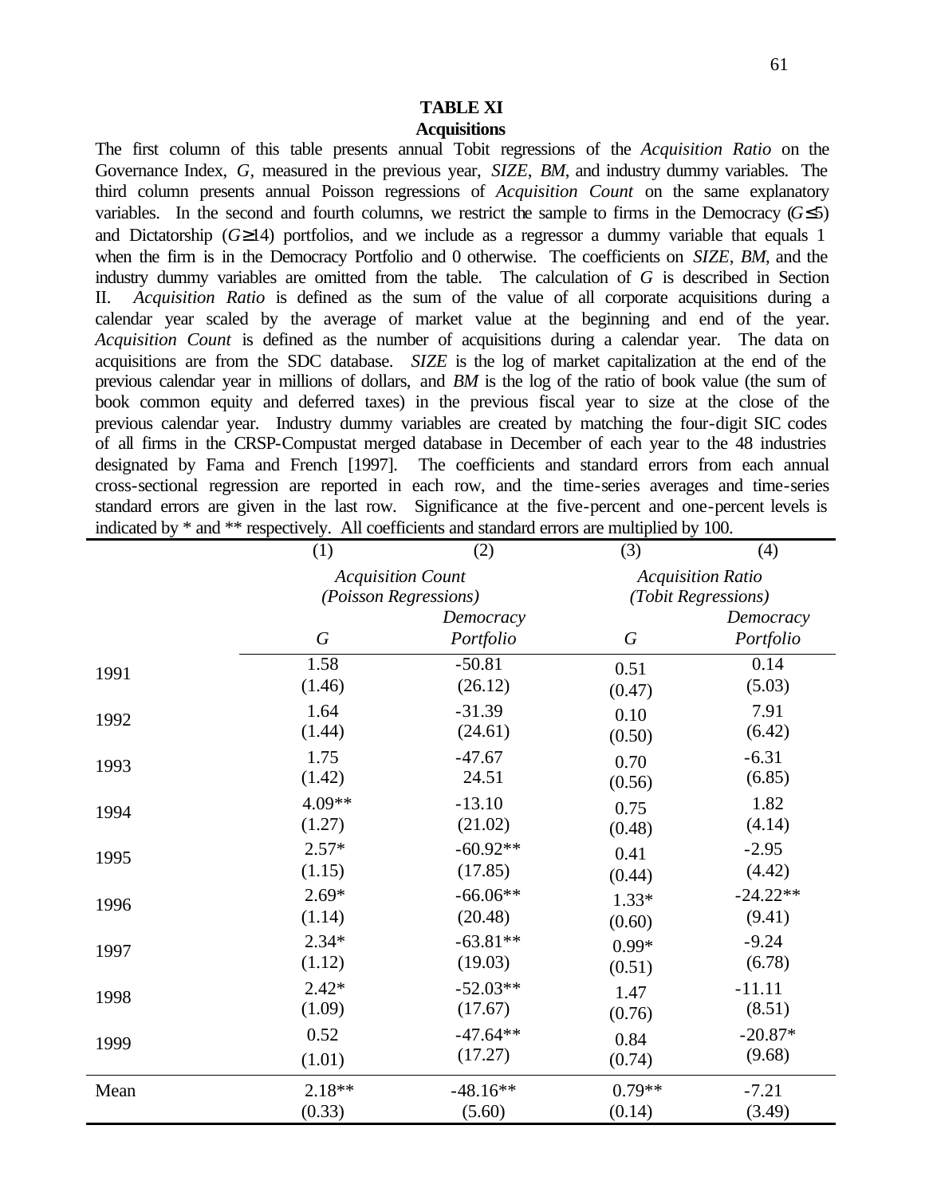**TABLE XI**
**Acquisitions**

The first column of this table presents annual Tobit regressions of the *Acquisition Ratio* on the Governance Index, *G*, measured in the previous year, *SIZE*, *BM*, and industry dummy variables. The third column presents annual Poisson regressions of *Acquisition Count* on the same explanatory variables. In the second and fourth columns, we restrict the sample to firms in the Democracy ($G \leq 5$) and Dictatorship ($G \geq 14$) portfolios, and we include as a regressor a dummy variable that equals 1 when the firm is in the Democracy Portfolio and 0 otherwise. The coefficients on *SIZE*, *BM*, and the industry dummy variables are omitted from the table. The calculation of *G* is described in Section II. *Acquisition Ratio* is defined as the sum of the value of all corporate acquisitions during a calendar year scaled by the average of market value at the beginning and end of the year. *Acquisition Count* is defined as the number of acquisitions during a calendar year. The data on acquisitions are from the SDC database. *SIZE* is the log of market capitalization at the end of the previous calendar year in millions of dollars, and *BM* is the log of the ratio of book value (the sum of book common equity and deferred taxes) in the previous fiscal year to size at the close of the previous calendar year. Industry dummy variables are created by matching the four-digit SIC codes of all firms in the CRSP-Compustat merged database in December of each year to the 48 industries designated by Fama and French [1997]. The coefficients and standard errors from each annual cross-sectional regression are reported in each row, and the time-series averages and time-series standard errors are given in the last row. Significance at the five-percent and one-percent levels is indicated by * and ** respectively. All coefficients and standard errors are multiplied by 100.

| | (1) | (2) | (3) | (4) |
|---|---|---|---|---|
| | *Acquisition Count (Poisson Regressions)* | | *Acquisition Ratio (Tobit Regressions)* | |
| | *G* | *Democracy Portfolio* | *G* | *Democracy Portfolio* |
| 1991 | 1.58<br>(1.46) | -50.81<br>(26.12) | 0.51<br>(0.47) | 0.14<br>(5.03) |
| 1992 | 1.64<br>(1.44) | -31.39<br>(24.61) | 0.10<br>(0.50) | 7.91<br>(6.42) |
| 1993 | 1.75<br>(1.42) | -47.67<br>24.51 | 0.70<br>(0.56) | -6.31<br>(6.85) |
| 1994 | 4.09**<br>(1.27) | -13.10<br>(21.02) | 0.75<br>(0.48) | 1.82<br>(4.14) |
| 1995 | 2.57*<br>(1.15) | -60.92**<br>(17.85) | 0.41<br>(0.44) | -2.95<br>(4.42) |
| 1996 | 2.69*<br>(1.14) | -66.06**<br>(20.48) | 1.33*<br>(0.60) | -24.22**<br>(9.41) |
| 1997 | 2.34*<br>(1.12) | -63.81**<br>(19.03) | 0.99*<br>(0.51) | -9.24<br>(6.78) |
| 1998 | 2.42*<br>(1.09) | -52.03**<br>(17.67) | 1.47<br>(0.76) | -11.11<br>(8.51) |
| 1999 | 0.52<br>(1.01) | -47.64**<br>(17.27) | 0.84<br>(0.74) | -20.87*<br>(9.68) |
| Mean | 2.18**<br>(0.33) | -48.16**<br>(5.60) | 0.79**<br>(0.14) | -7.21<br>(3.49) |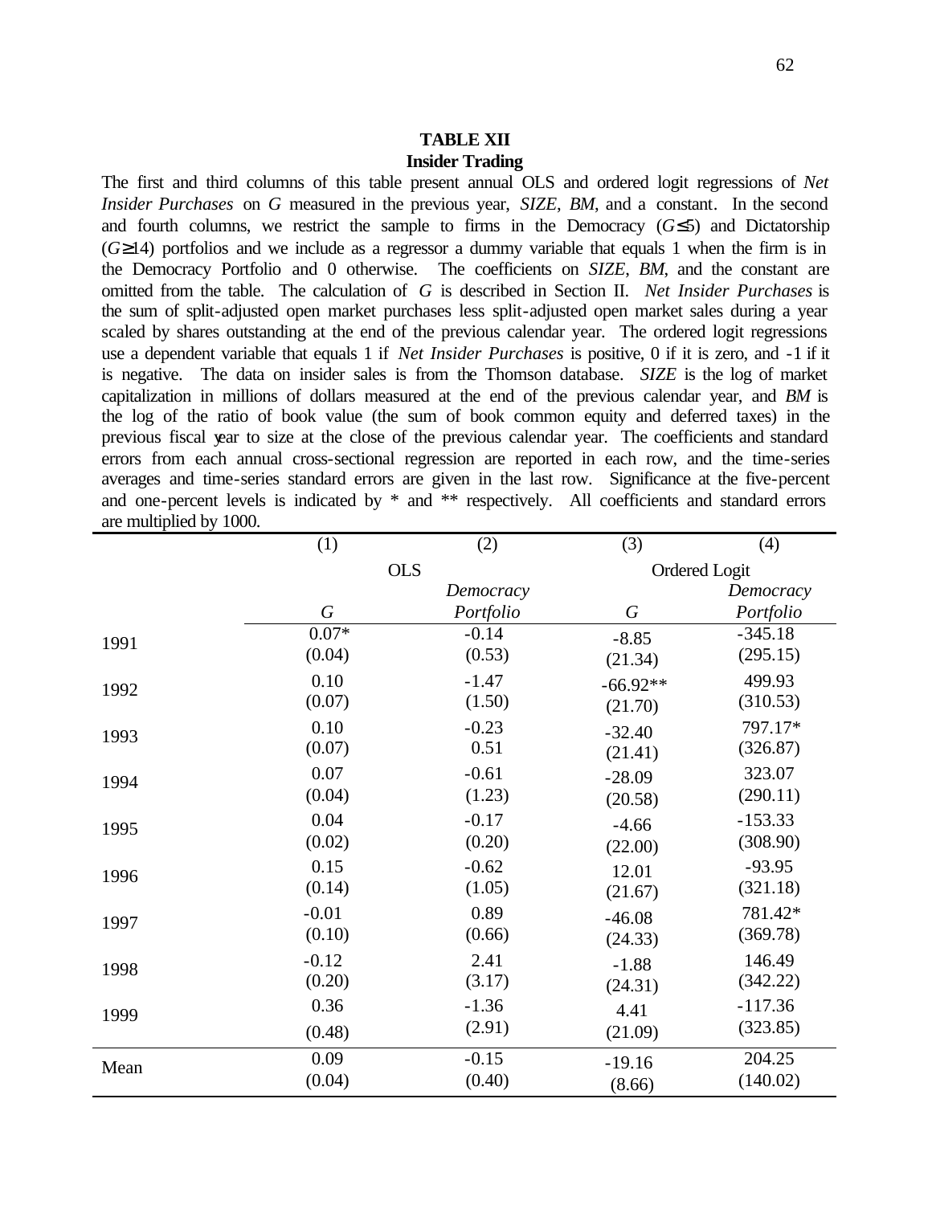**TABLE XII**
**Insider Trading**

The first and third columns of this table present annual OLS and ordered logit regressions of *Net Insider Purchases* on *G* measured in the previous year, *SIZE*, *BM*, and a constant. In the second and fourth columns, we restrict the sample to firms in the Democracy ($G \leq 5$) and Dictatorship ($G \geq 14$) portfolios and we include as a regressor a dummy variable that equals 1 when the firm is in the Democracy Portfolio and 0 otherwise. The coefficients on *SIZE*, *BM*, and the constant are omitted from the table. The calculation of *G* is described in Section II. *Net Insider Purchases* is the sum of split-adjusted open market purchases less split-adjusted open market sales during a year scaled by shares outstanding at the end of the previous calendar year. The ordered logit regressions use a dependent variable that equals 1 if *Net Insider Purchases* is positive, 0 if it is zero, and -1 if it is negative. The data on insider sales is from the Thomson database. *SIZE* is the log of market capitalization in millions of dollars measured at the end of the previous calendar year, and *BM* is the log of the ratio of book value (the sum of book common equity and deferred taxes) in the previous fiscal year to size at the close of the previous calendar year. The coefficients and standard errors from each annual cross-sectional regression are reported in each row, and the time-series averages and time-series standard errors are given in the last row. Significance at the five-percent and one-percent levels is indicated by * and ** respectively. All coefficients and standard errors are multiplied by 1000.

| | (1) | (2) | (3) | (4) |
|---|---|---|---|---|
| | OLS | | Ordered Logit | |
| | *G* | *Democracy Portfolio* | *G* | *Democracy Portfolio* |
| 1991 | 0.07* | -0.14 | -8.85 | -345.18 |
| | (0.04) | (0.53) | (21.34) | (295.15) |
| 1992 | 0.10 | -1.47 | -66.92** | 499.93 |
| | (0.07) | (1.50) | (21.70) | (310.53) |
| 1993 | 0.10 | -0.23 | -32.40 | 797.17* |
| | (0.07) | 0.51 | (21.41) | (326.87) |
| 1994 | 0.07 | -0.61 | -28.09 | 323.07 |
| | (0.04) | (1.23) | (20.58) | (290.11) |
| 1995 | 0.04 | -0.17 | -4.66 | -153.33 |
| | (0.02) | (0.20) | (22.00) | (308.90) |
| 1996 | 0.15 | -0.62 | 12.01 | -93.95 |
| | (0.14) | (1.05) | (21.67) | (321.18) |
| 1997 | -0.01 | 0.89 | -46.08 | 781.42* |
| | (0.10) | (0.66) | (24.33) | (369.78) |
| 1998 | -0.12 | 2.41 | -1.88 | 146.49 |
| | (0.20) | (3.17) | (24.31) | (342.22) |
| 1999 | 0.36 | -1.36 | 4.41 | -117.36 |
| | (0.48) | (2.91) | (21.09) | (323.85) |
| Mean | 0.09 | -0.15 | -19.16 | 204.25 |
| | (0.04) | (0.40) | (8.66) | (140.02) |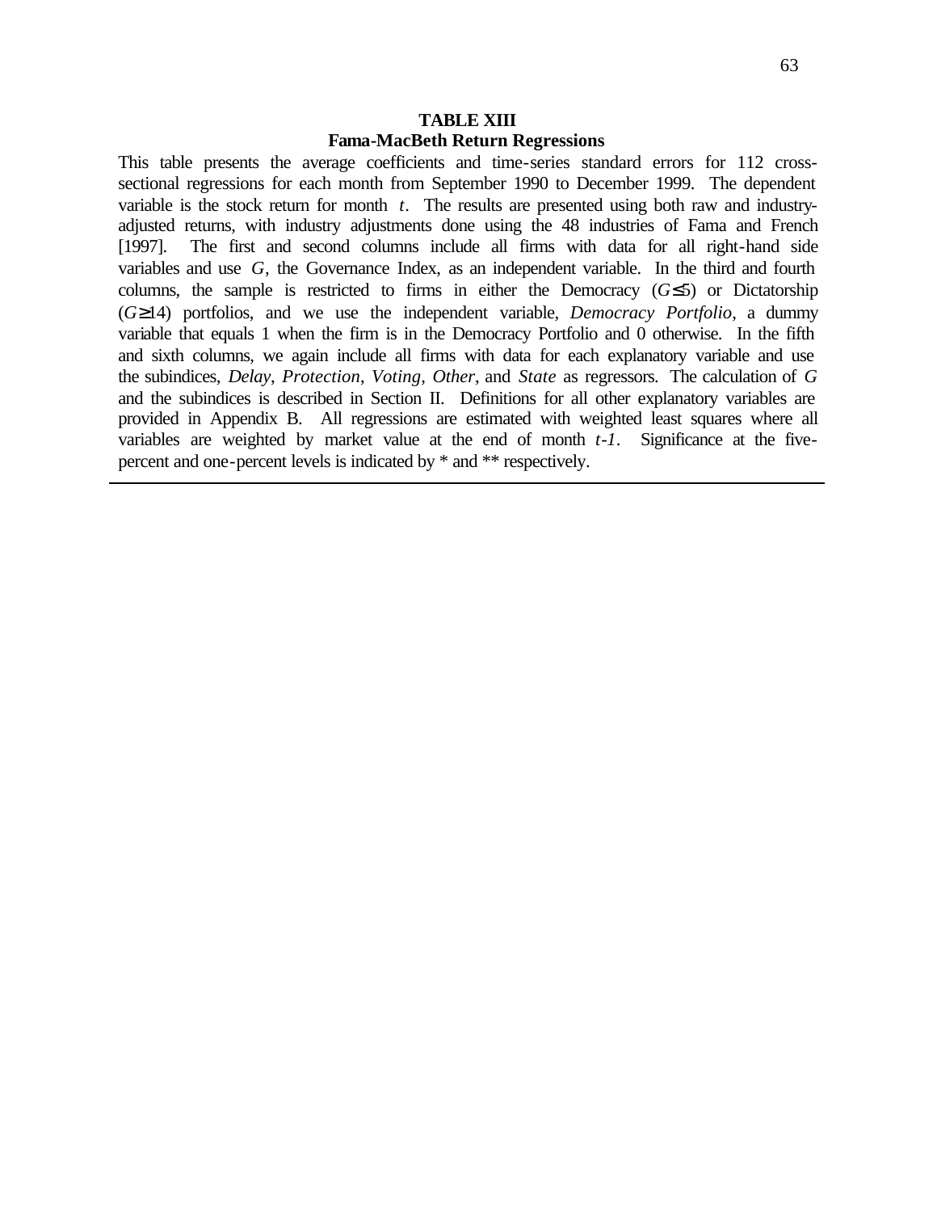**TABLE XIII**

**Fama-MacBeth Return Regressions**

This table presents the average coefficients and time-series standard errors for 112 cross-sectional regressions for each month from September 1990 to December 1999. The dependent variable is the stock return for month *t*. The results are presented using both raw and industry-adjusted returns, with industry adjustments done using the 48 industries of Fama and French [1997]. The first and second columns include all firms with data for all right-hand side variables and use *G*, the Governance Index, as an independent variable. In the third and fourth columns, the sample is restricted to firms in either the Democracy ($G\leq 5$) or Dictatorship ($G\geq 14$) portfolios, and we use the independent variable, *Democracy Portfolio*, a dummy variable that equals 1 when the firm is in the Democracy Portfolio and 0 otherwise. In the fifth and sixth columns, we again include all firms with data for each explanatory variable and use the subindices, *Delay*, *Protection*, *Voting*, *Other*, and *State* as regressors. The calculation of *G* and the subindices is described in Section II. Definitions for all other explanatory variables are provided in Appendix B. All regressions are estimated with weighted least squares where all variables are weighted by market value at the end of month *t-1*. Significance at the five-percent and one-percent levels is indicated by * and ** respectively.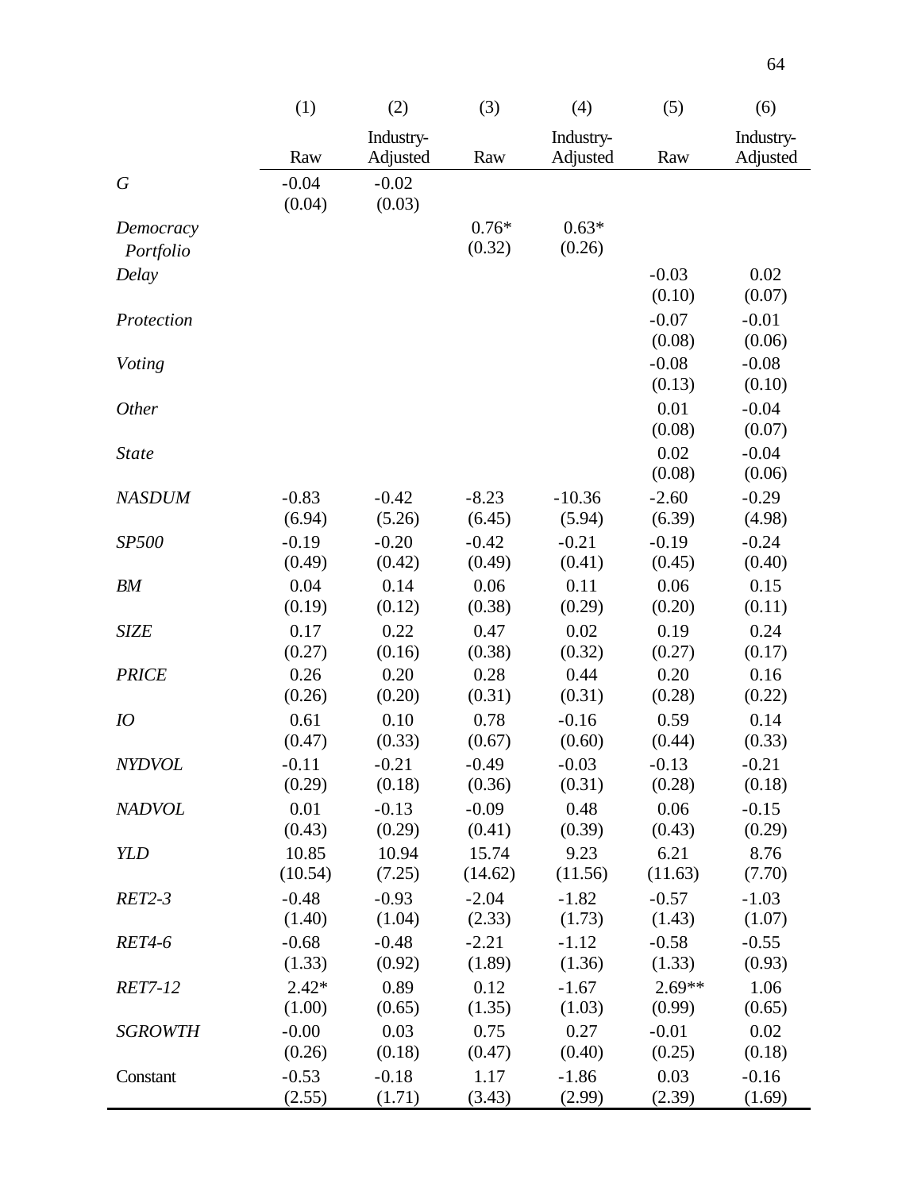| | (1) | (2) | (3) | (4) | (5) | (6) |
|---|---|---|---|---|---|---|
| | Raw | Industry-Adjusted | Raw | Industry-Adjusted | Raw | Industry-Adjusted |
| *G* | -0.04 | -0.02 | | | | |
| | (0.04) | (0.03) | | | | |
| *Democracy Portfolio* | | | 0.76* | 0.63* | | |
| | | | (0.32) | (0.26) | | |
| *Delay* | | | | | -0.03 | 0.02 |
| | | | | | (0.10) | (0.07) |
| *Protection* | | | | | -0.07 | -0.01 |
| | | | | | (0.08) | (0.06) |
| *Voting* | | | | | -0.08 | -0.08 |
| | | | | | (0.13) | (0.10) |
| *Other* | | | | | 0.01 | -0.04 |
| | | | | | (0.08) | (0.07) |
| *State* | | | | | 0.02 | -0.04 |
| | | | | | (0.08) | (0.06) |
| *NASDUM* | -0.83 | -0.42 | -8.23 | -10.36 | -2.60 | -0.29 |
| | (6.94) | (5.26) | (6.45) | (5.94) | (6.39) | (4.98) |
| *SP500* | -0.19 | -0.20 | -0.42 | -0.21 | -0.19 | -0.24 |
| | (0.49) | (0.42) | (0.49) | (0.41) | (0.45) | (0.40) |
| *BM* | 0.04 | 0.14 | 0.06 | 0.11 | 0.06 | 0.15 |
| | (0.19) | (0.12) | (0.38) | (0.29) | (0.20) | (0.11) |
| *SIZE* | 0.17 | 0.22 | 0.47 | 0.02 | 0.19 | 0.24 |
| | (0.27) | (0.16) | (0.38) | (0.32) | (0.27) | (0.17) |
| *PRICE* | 0.26 | 0.20 | 0.28 | 0.44 | 0.20 | 0.16 |
| | (0.26) | (0.20) | (0.31) | (0.31) | (0.28) | (0.22) |
| *IO* | 0.61 | 0.10 | 0.78 | -0.16 | 0.59 | 0.14 |
| | (0.47) | (0.33) | (0.67) | (0.60) | (0.44) | (0.33) |
| *NYDVOL* | -0.11 | -0.21 | -0.49 | -0.03 | -0.13 | -0.21 |
| | (0.29) | (0.18) | (0.36) | (0.31) | (0.28) | (0.18) |
| *NADVOL* | 0.01 | -0.13 | -0.09 | 0.48 | 0.06 | -0.15 |
| | (0.43) | (0.29) | (0.41) | (0.39) | (0.43) | (0.29) |
| *YLD* | 10.85 | 10.94 | 15.74 | 9.23 | 6.21 | 8.76 |
| | (10.54) | (7.25) | (14.62) | (11.56) | (11.63) | (7.70) |
| *RET2-3* | -0.48 | -0.93 | -2.04 | -1.82 | -0.57 | -1.03 |
| | (1.40) | (1.04) | (2.33) | (1.73) | (1.43) | (1.07) |
| *RET4-6* | -0.68 | -0.48 | -2.21 | -1.12 | -0.58 | -0.55 |
| | (1.33) | (0.92) | (1.89) | (1.36) | (1.33) | (0.93) |
| *RET7-12* | 2.42* | 0.89 | 0.12 | -1.67 | 2.69** | 1.06 |
| | (1.00) | (0.65) | (1.35) | (1.03) | (0.99) | (0.65) |
| *SGROWTH* | -0.00 | 0.03 | 0.75 | 0.27 | -0.01 | 0.02 |
| | (0.26) | (0.18) | (0.47) | (0.40) | (0.25) | (0.18) |
| Constant | -0.53 | -0.18 | 1.17 | -1.86 | 0.03 | -0.16 |
| | (2.55) | (1.71) | (3.43) | (2.99) | (2.39) | (1.69) |